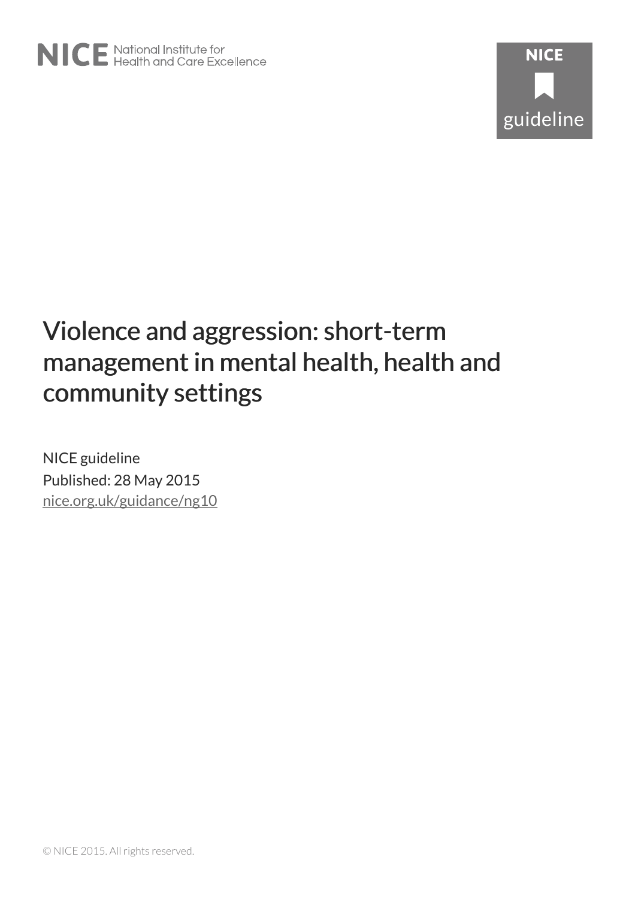NICE National Institute for Health and Care Excellence

NICE guideline

# Violence and aggression: short-term management in mental health, health and community settings

NICE guideline
Published: 28 May 2015
nice.org.uk/guidance/ng10

© NICE 2015. All rights reserved.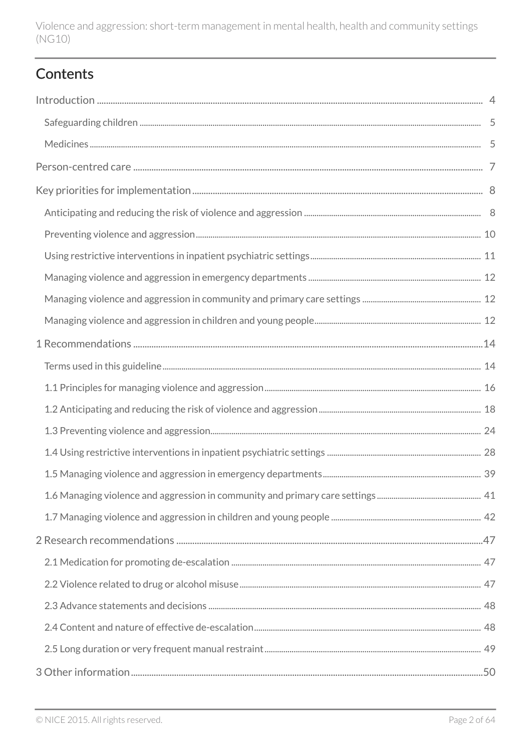## Contents

Introduction ..... 4

- Safeguarding children ..... 5
- Medicines ..... 5

Person-centred care ..... 7

Key priorities for implementation ..... 8

- Anticipating and reducing the risk of violence and aggression ..... 8
- Preventing violence and aggression ..... 10
- Using restrictive interventions in inpatient psychiatric settings ..... 11
- Managing violence and aggression in emergency departments ..... 12
- Managing violence and aggression in community and primary care settings ..... 12
- Managing violence and aggression in children and young people ..... 12

1 Recommendations ..... 14

- Terms used in this guideline ..... 14
- 1.1 Principles for managing violence and aggression ..... 16
- 1.2 Anticipating and reducing the risk of violence and aggression ..... 18
- 1.3 Preventing violence and aggression ..... 24
- 1.4 Using restrictive interventions in inpatient psychiatric settings ..... 28
- 1.5 Managing violence and aggression in emergency departments ..... 39
- 1.6 Managing violence and aggression in community and primary care settings ..... 41
- 1.7 Managing violence and aggression in children and young people ..... 42

2 Research recommendations ..... 47

- 2.1 Medication for promoting de-escalation ..... 47
- 2.2 Violence related to drug or alcohol misuse ..... 47
- 2.3 Advance statements and decisions ..... 48
- 2.4 Content and nature of effective de-escalation ..... 48
- 2.5 Long duration or very frequent manual restraint ..... 49

3 Other information ..... 50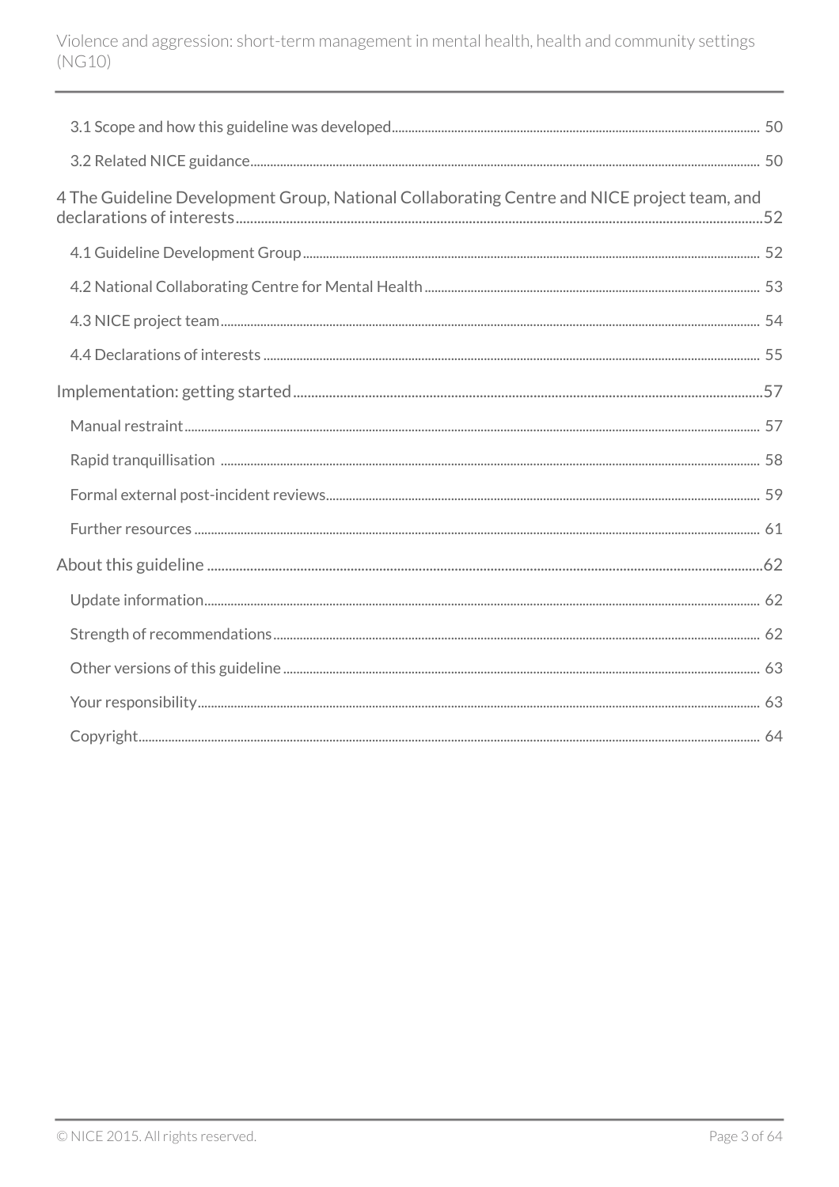- 3.1 Scope and how this guideline was developed ... 50
- 3.2 Related NICE guidance ... 50

4 The Guideline Development Group, National Collaborating Centre and NICE project team, and declarations of interests ... 52

- 4.1 Guideline Development Group ... 52
- 4.2 National Collaborating Centre for Mental Health ... 53
- 4.3 NICE project team ... 54
- 4.4 Declarations of interests ... 55

Implementation: getting started ... 57

- Manual restraint ... 57
- Rapid tranquillisation ... 58
- Formal external post-incident reviews ... 59
- Further resources ... 61

About this guideline ... 62

- Update information ... 62
- Strength of recommendations ... 62
- Other versions of this guideline ... 63
- Your responsibility ... 63
- Copyright ... 64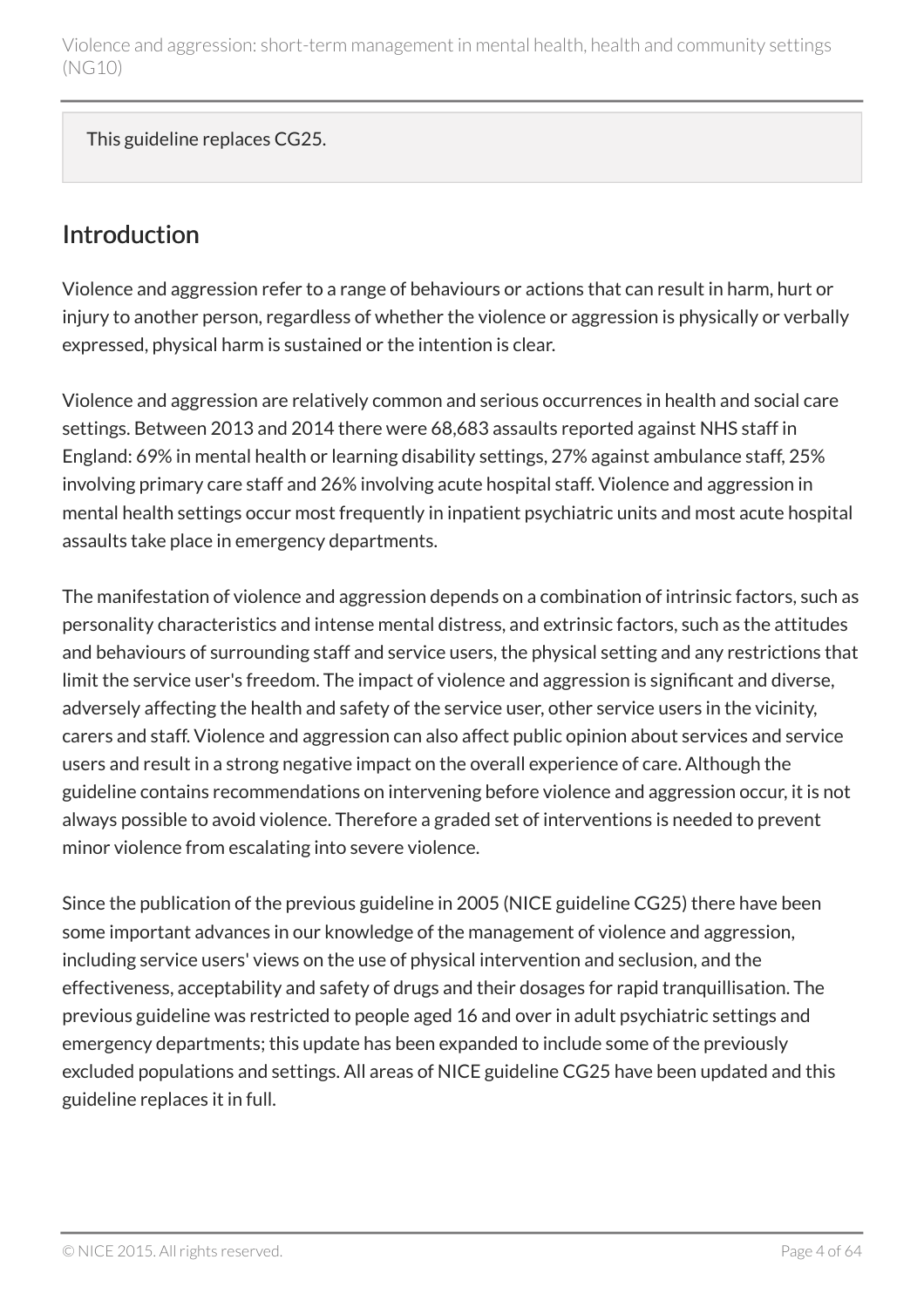This guideline replaces CG25.

## Introduction

Violence and aggression refer to a range of behaviours or actions that can result in harm, hurt or injury to another person, regardless of whether the violence or aggression is physically or verbally expressed, physical harm is sustained or the intention is clear.

Violence and aggression are relatively common and serious occurrences in health and social care settings. Between 2013 and 2014 there were 68,683 assaults reported against NHS staff in England: 69% in mental health or learning disability settings, 27% against ambulance staff, 25% involving primary care staff and 26% involving acute hospital staff. Violence and aggression in mental health settings occur most frequently in inpatient psychiatric units and most acute hospital assaults take place in emergency departments.

The manifestation of violence and aggression depends on a combination of intrinsic factors, such as personality characteristics and intense mental distress, and extrinsic factors, such as the attitudes and behaviours of surrounding staff and service users, the physical setting and any restrictions that limit the service user's freedom. The impact of violence and aggression is significant and diverse, adversely affecting the health and safety of the service user, other service users in the vicinity, carers and staff. Violence and aggression can also affect public opinion about services and service users and result in a strong negative impact on the overall experience of care. Although the guideline contains recommendations on intervening before violence and aggression occur, it is not always possible to avoid violence. Therefore a graded set of interventions is needed to prevent minor violence from escalating into severe violence.

Since the publication of the previous guideline in 2005 (NICE guideline CG25) there have been some important advances in our knowledge of the management of violence and aggression, including service users' views on the use of physical intervention and seclusion, and the effectiveness, acceptability and safety of drugs and their dosages for rapid tranquillisation. The previous guideline was restricted to people aged 16 and over in adult psychiatric settings and emergency departments; this update has been expanded to include some of the previously excluded populations and settings. All areas of NICE guideline CG25 have been updated and this guideline replaces it in full.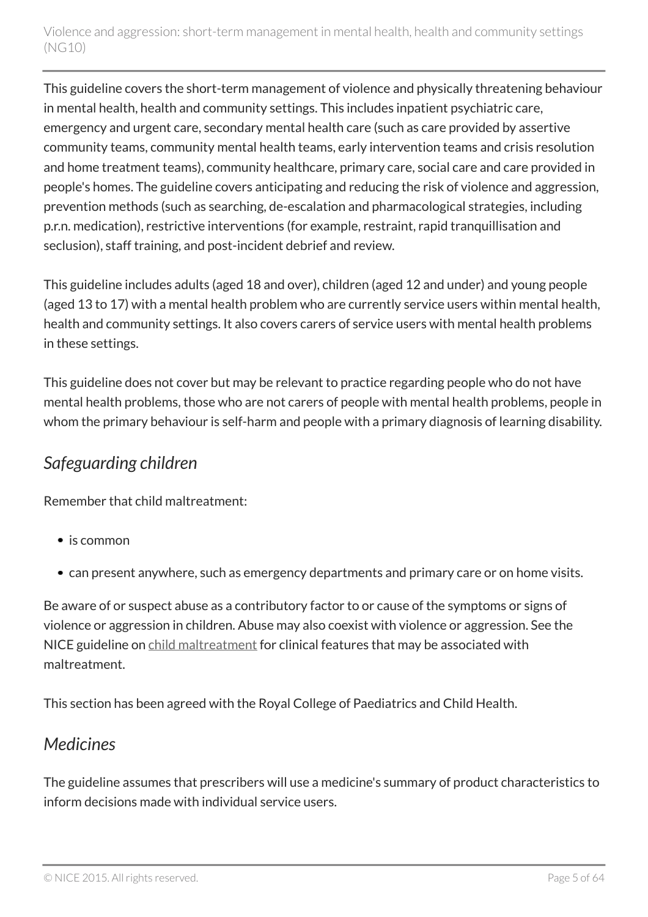This guideline covers the short-term management of violence and physically threatening behaviour in mental health, health and community settings. This includes inpatient psychiatric care, emergency and urgent care, secondary mental health care (such as care provided by assertive community teams, community mental health teams, early intervention teams and crisis resolution and home treatment teams), community healthcare, primary care, social care and care provided in people's homes. The guideline covers anticipating and reducing the risk of violence and aggression, prevention methods (such as searching, de-escalation and pharmacological strategies, including p.r.n. medication), restrictive interventions (for example, restraint, rapid tranquillisation and seclusion), staff training, and post-incident debrief and review.

This guideline includes adults (aged 18 and over), children (aged 12 and under) and young people (aged 13 to 17) with a mental health problem who are currently service users within mental health, health and community settings. It also covers carers of service users with mental health problems in these settings.

This guideline does not cover but may be relevant to practice regarding people who do not have mental health problems, those who are not carers of people with mental health problems, people in whom the primary behaviour is self-harm and people with a primary diagnosis of learning disability.

## *Safeguarding children*

Remember that child maltreatment:

- is common
- can present anywhere, such as emergency departments and primary care or on home visits.

Be aware of or suspect abuse as a contributory factor to or cause of the symptoms or signs of violence or aggression in children. Abuse may also coexist with violence or aggression. See the NICE guideline on child maltreatment for clinical features that may be associated with maltreatment.

This section has been agreed with the Royal College of Paediatrics and Child Health.

## *Medicines*

The guideline assumes that prescribers will use a medicine's summary of product characteristics to inform decisions made with individual service users.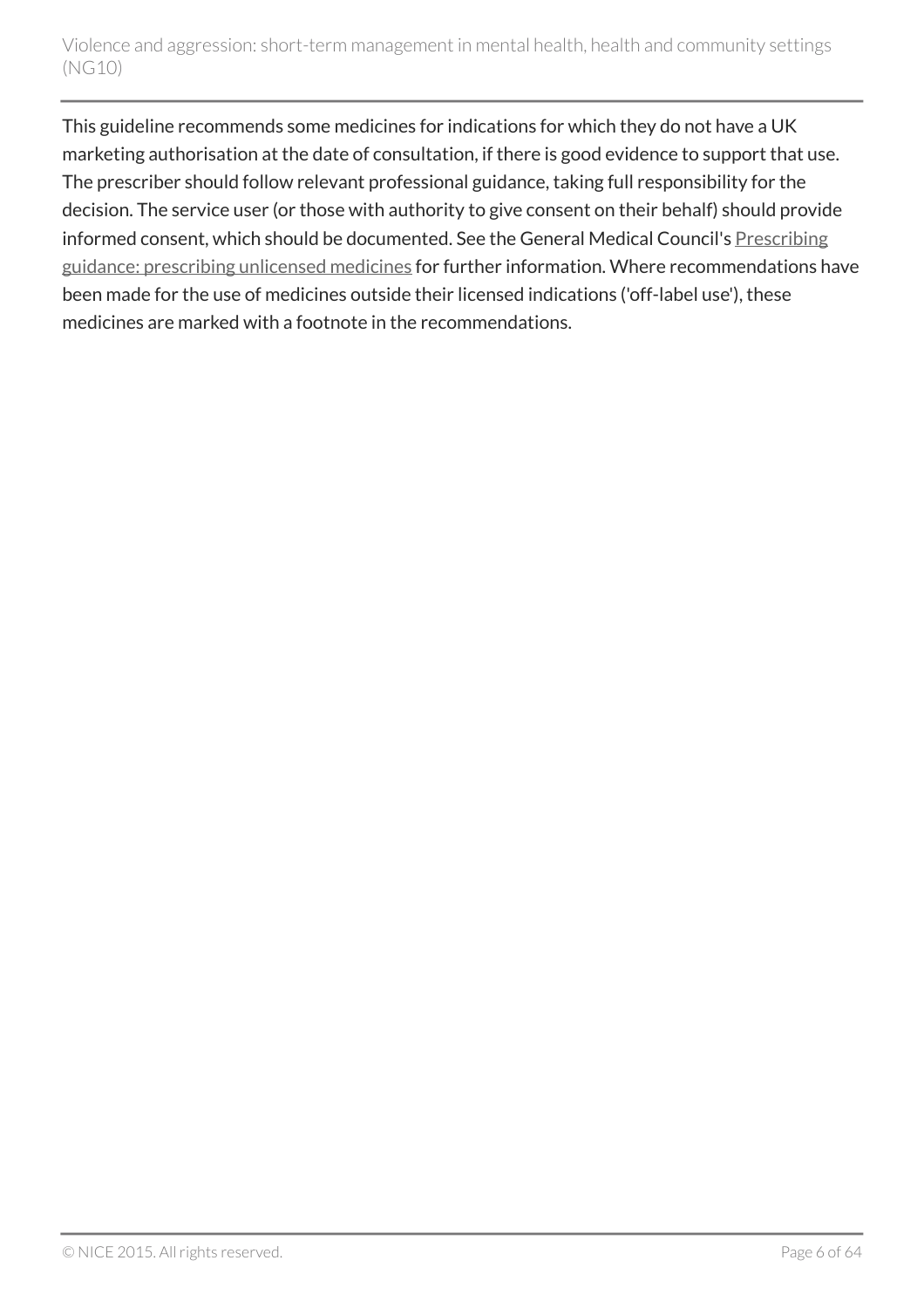This guideline recommends some medicines for indications for which they do not have a UK marketing authorisation at the date of consultation, if there is good evidence to support that use. The prescriber should follow relevant professional guidance, taking full responsibility for the decision. The service user (or those with authority to give consent on their behalf) should provide informed consent, which should be documented. See the General Medical Council's Prescribing guidance: prescribing unlicensed medicines for further information. Where recommendations have been made for the use of medicines outside their licensed indications ('off-label use'), these medicines are marked with a footnote in the recommendations.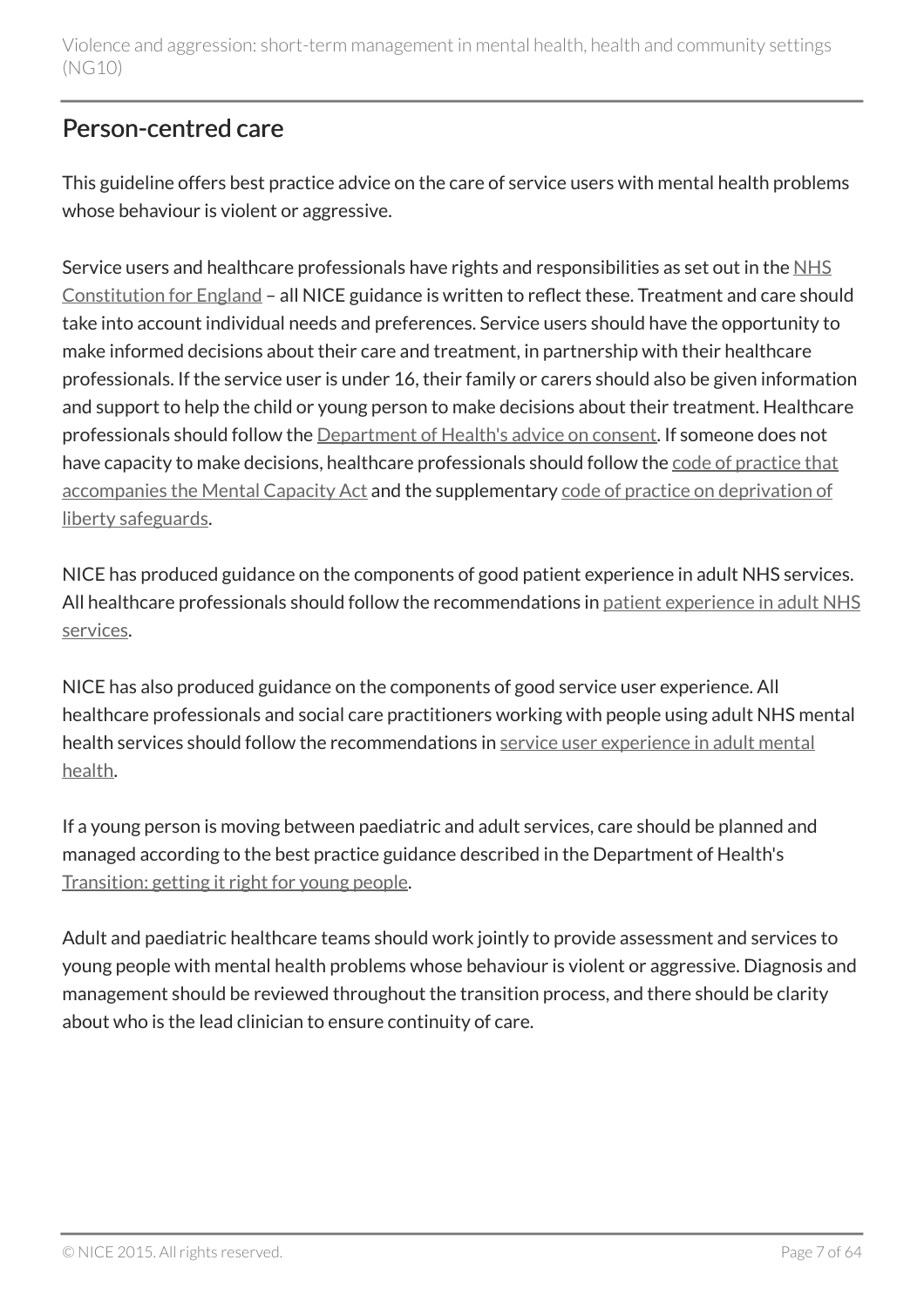## Person-centred care

This guideline offers best practice advice on the care of service users with mental health problems whose behaviour is violent or aggressive.

Service users and healthcare professionals have rights and responsibilities as set out in the NHS Constitution for England – all NICE guidance is written to reflect these. Treatment and care should take into account individual needs and preferences. Service users should have the opportunity to make informed decisions about their care and treatment, in partnership with their healthcare professionals. If the service user is under 16, their family or carers should also be given information and support to help the child or young person to make decisions about their treatment. Healthcare professionals should follow the Department of Health's advice on consent. If someone does not have capacity to make decisions, healthcare professionals should follow the code of practice that accompanies the Mental Capacity Act and the supplementary code of practice on deprivation of liberty safeguards.

NICE has produced guidance on the components of good patient experience in adult NHS services. All healthcare professionals should follow the recommendations in patient experience in adult NHS services.

NICE has also produced guidance on the components of good service user experience. All healthcare professionals and social care practitioners working with people using adult NHS mental health services should follow the recommendations in service user experience in adult mental health.

If a young person is moving between paediatric and adult services, care should be planned and managed according to the best practice guidance described in the Department of Health's Transition: getting it right for young people.

Adult and paediatric healthcare teams should work jointly to provide assessment and services to young people with mental health problems whose behaviour is violent or aggressive. Diagnosis and management should be reviewed throughout the transition process, and there should be clarity about who is the lead clinician to ensure continuity of care.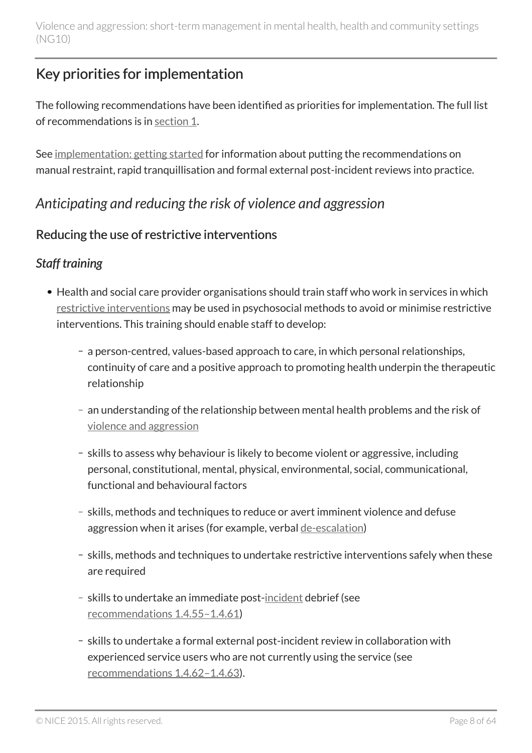## Key priorities for implementation

The following recommendations have been identified as priorities for implementation. The full list of recommendations is in section 1.

See implementation: getting started for information about putting the recommendations on manual restraint, rapid tranquillisation and formal external post-incident reviews into practice.

### *Anticipating and reducing the risk of violence and aggression*

#### Reducing the use of restrictive interventions

##### *Staff training*

- Health and social care provider organisations should train staff who work in services in which restrictive interventions may be used in psychosocial methods to avoid or minimise restrictive interventions. This training should enable staff to develop:
  - a person-centred, values-based approach to care, in which personal relationships, continuity of care and a positive approach to promoting health underpin the therapeutic relationship
  - an understanding of the relationship between mental health problems and the risk of violence and aggression
  - skills to assess why behaviour is likely to become violent or aggressive, including personal, constitutional, mental, physical, environmental, social, communicational, functional and behavioural factors
  - skills, methods and techniques to reduce or avert imminent violence and defuse aggression when it arises (for example, verbal de-escalation)
  - skills, methods and techniques to undertake restrictive interventions safely when these are required
  - skills to undertake an immediate post-incident debrief (see recommendations 1.4.55–1.4.61)
  - skills to undertake a formal external post-incident review in collaboration with experienced service users who are not currently using the service (see recommendations 1.4.62–1.4.63).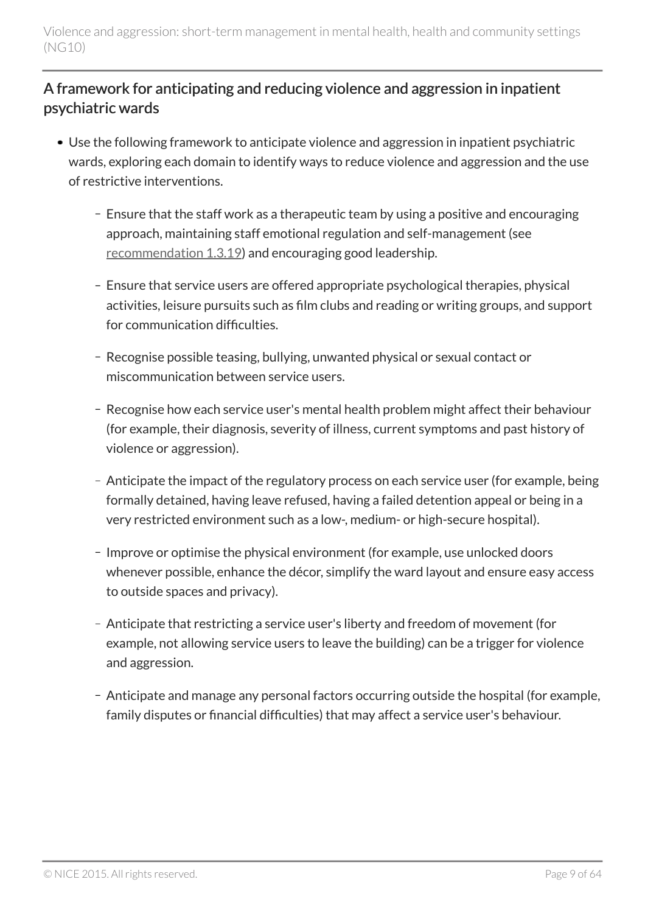### A framework for anticipating and reducing violence and aggression in inpatient psychiatric wards

- Use the following framework to anticipate violence and aggression in inpatient psychiatric wards, exploring each domain to identify ways to reduce violence and aggression and the use of restrictive interventions.
  - Ensure that the staff work as a therapeutic team by using a positive and encouraging approach, maintaining staff emotional regulation and self-management (see recommendation 1.3.19) and encouraging good leadership.
  - Ensure that service users are offered appropriate psychological therapies, physical activities, leisure pursuits such as film clubs and reading or writing groups, and support for communication difficulties.
  - Recognise possible teasing, bullying, unwanted physical or sexual contact or miscommunication between service users.
  - Recognise how each service user's mental health problem might affect their behaviour (for example, their diagnosis, severity of illness, current symptoms and past history of violence or aggression).
  - Anticipate the impact of the regulatory process on each service user (for example, being formally detained, having leave refused, having a failed detention appeal or being in a very restricted environment such as a low-, medium- or high-secure hospital).
  - Improve or optimise the physical environment (for example, use unlocked doors whenever possible, enhance the décor, simplify the ward layout and ensure easy access to outside spaces and privacy).
  - Anticipate that restricting a service user's liberty and freedom of movement (for example, not allowing service users to leave the building) can be a trigger for violence and aggression.
  - Anticipate and manage any personal factors occurring outside the hospital (for example, family disputes or financial difficulties) that may affect a service user's behaviour.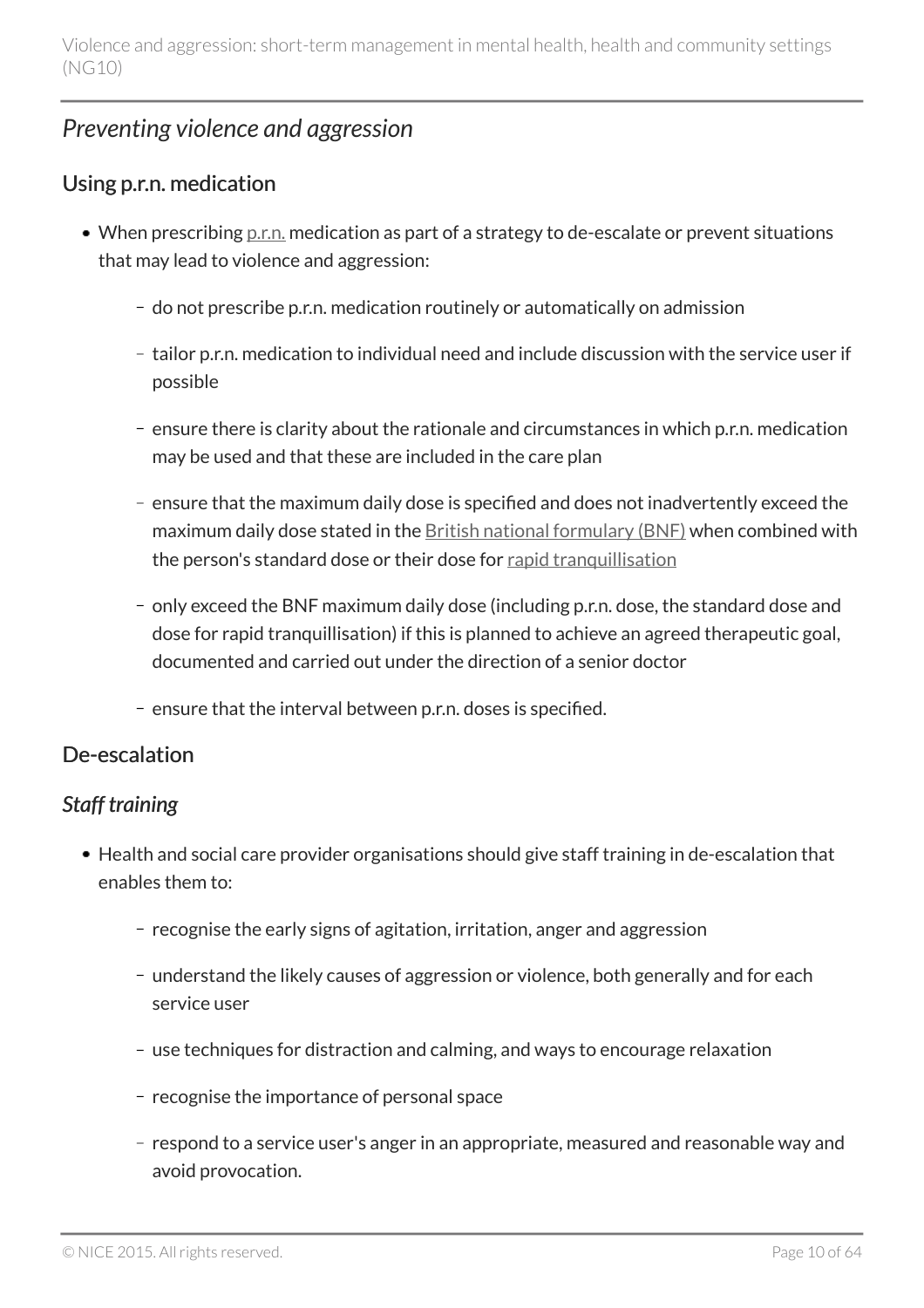## *Preventing violence and aggression*

### Using p.r.n. medication

- When prescribing p.r.n. medication as part of a strategy to de-escalate or prevent situations that may lead to violence and aggression:
  - do not prescribe p.r.n. medication routinely or automatically on admission
  - tailor p.r.n. medication to individual need and include discussion with the service user if possible
  - ensure there is clarity about the rationale and circumstances in which p.r.n. medication may be used and that these are included in the care plan
  - ensure that the maximum daily dose is specified and does not inadvertently exceed the maximum daily dose stated in the British national formulary (BNF) when combined with the person's standard dose or their dose for rapid tranquillisation
  - only exceed the BNF maximum daily dose (including p.r.n. dose, the standard dose and dose for rapid tranquillisation) if this is planned to achieve an agreed therapeutic goal, documented and carried out under the direction of a senior doctor
  - ensure that the interval between p.r.n. doses is specified.

### De-escalation

#### *Staff training*

- Health and social care provider organisations should give staff training in de-escalation that enables them to:
  - recognise the early signs of agitation, irritation, anger and aggression
  - understand the likely causes of aggression or violence, both generally and for each service user
  - use techniques for distraction and calming, and ways to encourage relaxation
  - recognise the importance of personal space
  - respond to a service user's anger in an appropriate, measured and reasonable way and avoid provocation.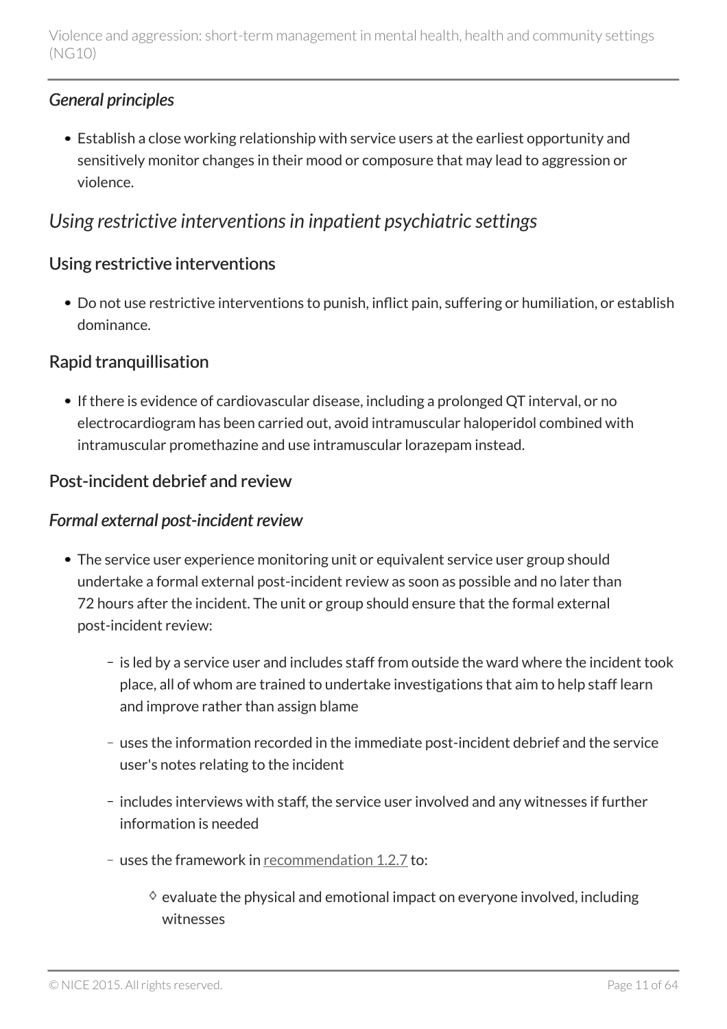*General principles*

- Establish a close working relationship with service users at the earliest opportunity and sensitively monitor changes in their mood or composure that may lead to aggression or violence.

## *Using restrictive interventions in inpatient psychiatric settings*

### Using restrictive interventions

- Do not use restrictive interventions to punish, inflict pain, suffering or humiliation, or establish dominance.

### Rapid tranquillisation

- If there is evidence of cardiovascular disease, including a prolonged QT interval, or no electrocardiogram has been carried out, avoid intramuscular haloperidol combined with intramuscular promethazine and use intramuscular lorazepam instead.

### Post-incident debrief and review

#### *Formal external post-incident review*

- The service user experience monitoring unit or equivalent service user group should undertake a formal external post-incident review as soon as possible and no later than 72 hours after the incident. The unit or group should ensure that the formal external post-incident review:
  - is led by a service user and includes staff from outside the ward where the incident took place, all of whom are trained to undertake investigations that aim to help staff learn and improve rather than assign blame
  - uses the information recorded in the immediate post-incident debrief and the service user's notes relating to the incident
  - includes interviews with staff, the service user involved and any witnesses if further information is needed
  - uses the framework in recommendation 1.2.7 to:
    - evaluate the physical and emotional impact on everyone involved, including witnesses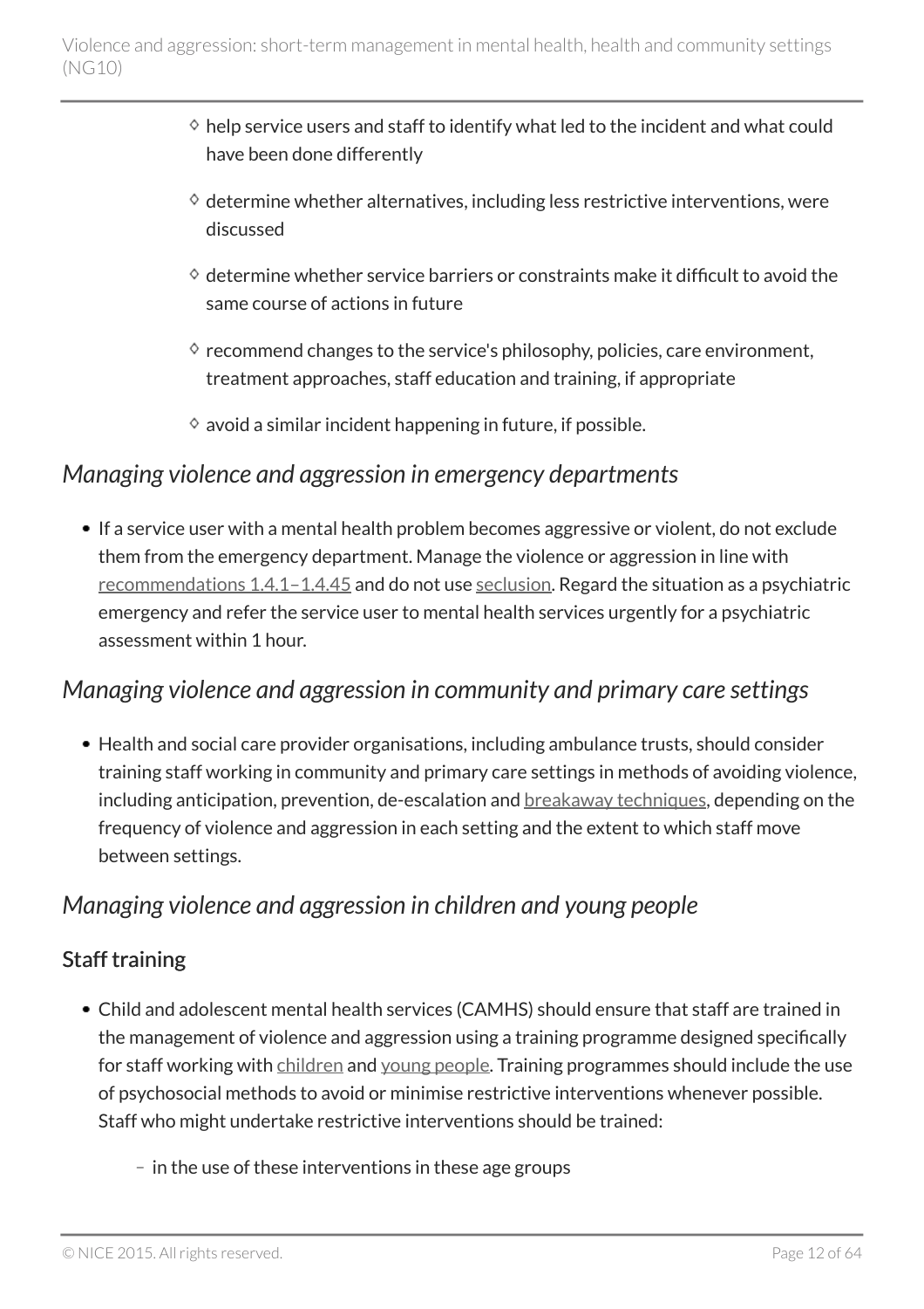- help service users and staff to identify what led to the incident and what could have been done differently
    - determine whether alternatives, including less restrictive interventions, were discussed
    - determine whether service barriers or constraints make it difficult to avoid the same course of actions in future
    - recommend changes to the service's philosophy, policies, care environment, treatment approaches, staff education and training, if appropriate
    - avoid a similar incident happening in future, if possible.

### *Managing violence and aggression in emergency departments*

- If a service user with a mental health problem becomes aggressive or violent, do not exclude them from the emergency department. Manage the violence or aggression in line with recommendations 1.4.1–1.4.45 and do not use seclusion. Regard the situation as a psychiatric emergency and refer the service user to mental health services urgently for a psychiatric assessment within 1 hour.

### *Managing violence and aggression in community and primary care settings*

- Health and social care provider organisations, including ambulance trusts, should consider training staff working in community and primary care settings in methods of avoiding violence, including anticipation, prevention, de-escalation and breakaway techniques, depending on the frequency of violence and aggression in each setting and the extent to which staff move between settings.

### *Managing violence and aggression in children and young people*

#### Staff training

- Child and adolescent mental health services (CAMHS) should ensure that staff are trained in the management of violence and aggression using a training programme designed specifically for staff working with children and young people. Training programmes should include the use of psychosocial methods to avoid or minimise restrictive interventions whenever possible. Staff who might undertake restrictive interventions should be trained:
    - in the use of these interventions in these age groups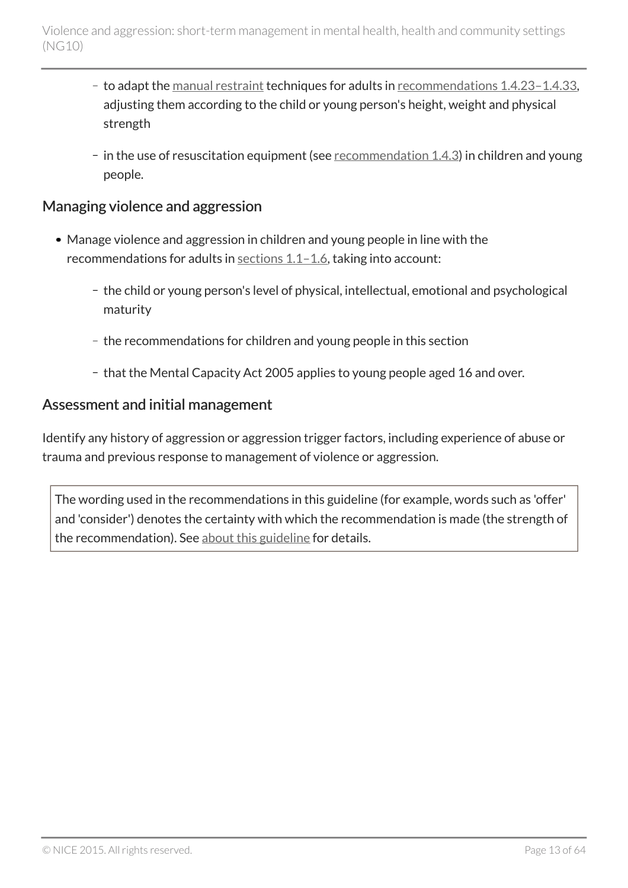- to adapt the manual restraint techniques for adults in recommendations 1.4.23–1.4.33, adjusting them according to the child or young person's height, weight and physical strength
- in the use of resuscitation equipment (see recommendation 1.4.3) in children and young people.

## Managing violence and aggression

- Manage violence and aggression in children and young people in line with the recommendations for adults in sections 1.1–1.6, taking into account:
  - the child or young person's level of physical, intellectual, emotional and psychological maturity
  - the recommendations for children and young people in this section
  - that the Mental Capacity Act 2005 applies to young people aged 16 and over.

## Assessment and initial management

Identify any history of aggression or aggression trigger factors, including experience of abuse or trauma and previous response to management of violence or aggression.

> The wording used in the recommendations in this guideline (for example, words such as 'offer' and 'consider') denotes the certainty with which the recommendation is made (the strength of the recommendation). See about this guideline for details.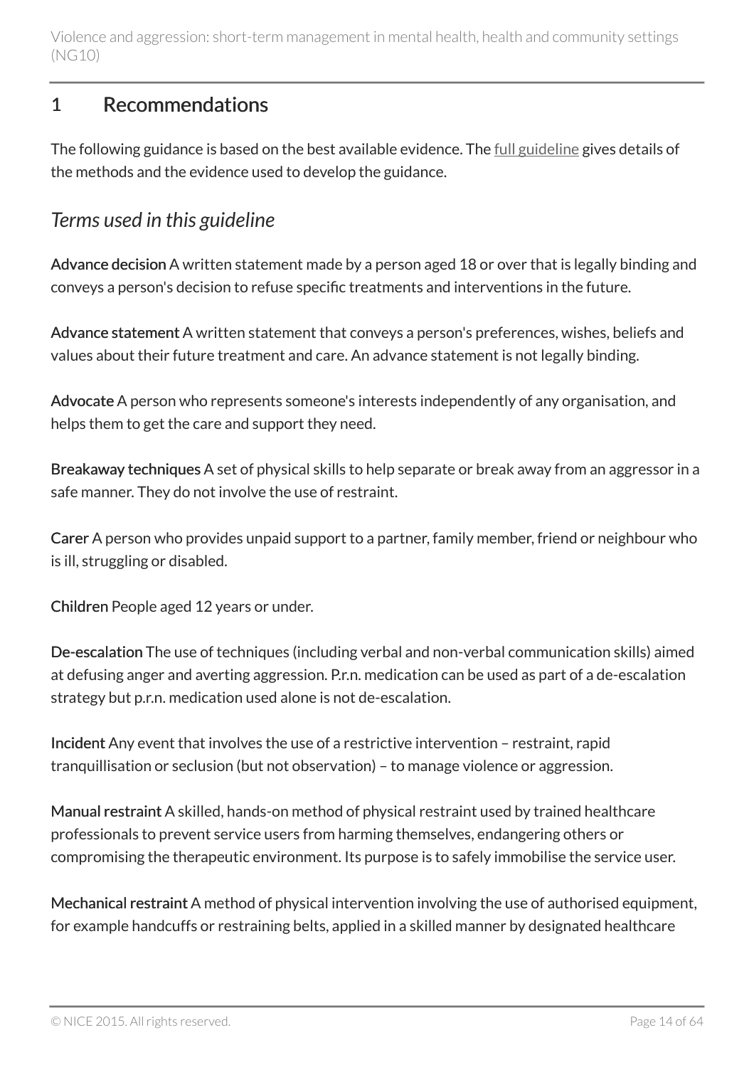# 1 Recommendations

The following guidance is based on the best available evidence. The full guideline gives details of the methods and the evidence used to develop the guidance.

## *Terms used in this guideline*

**Advance decision** A written statement made by a person aged 18 or over that is legally binding and conveys a person's decision to refuse specific treatments and interventions in the future.

**Advance statement** A written statement that conveys a person's preferences, wishes, beliefs and values about their future treatment and care. An advance statement is not legally binding.

**Advocate** A person who represents someone's interests independently of any organisation, and helps them to get the care and support they need.

**Breakaway techniques** A set of physical skills to help separate or break away from an aggressor in a safe manner. They do not involve the use of restraint.

**Carer** A person who provides unpaid support to a partner, family member, friend or neighbour who is ill, struggling or disabled.

**Children** People aged 12 years or under.

**De-escalation** The use of techniques (including verbal and non-verbal communication skills) aimed at defusing anger and averting aggression. P.r.n. medication can be used as part of a de-escalation strategy but p.r.n. medication used alone is not de-escalation.

**Incident** Any event that involves the use of a restrictive intervention – restraint, rapid tranquillisation or seclusion (but not observation) – to manage violence or aggression.

**Manual restraint** A skilled, hands-on method of physical restraint used by trained healthcare professionals to prevent service users from harming themselves, endangering others or compromising the therapeutic environment. Its purpose is to safely immobilise the service user.

**Mechanical restraint** A method of physical intervention involving the use of authorised equipment, for example handcuffs or restraining belts, applied in a skilled manner by designated healthcare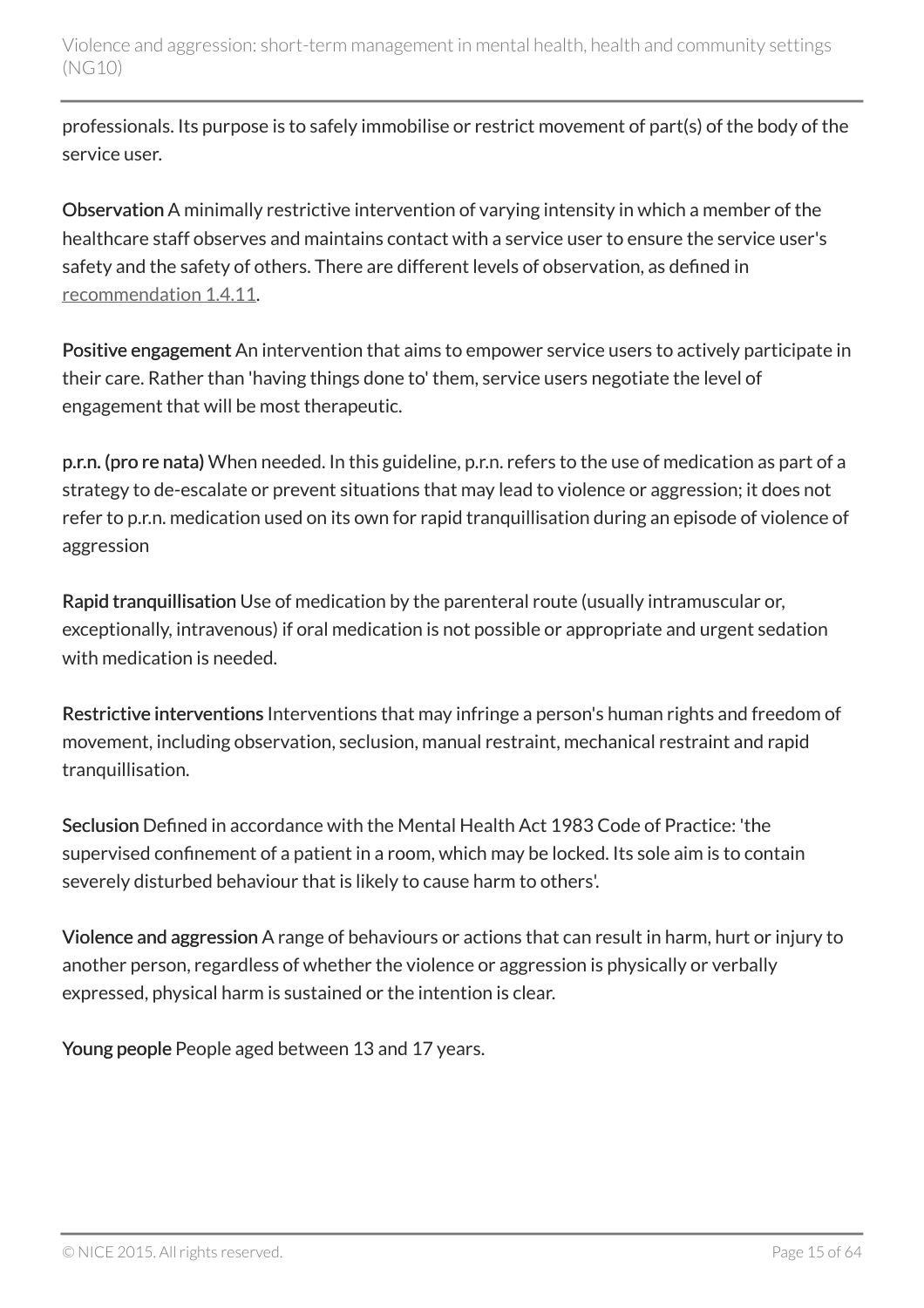professionals. Its purpose is to safely immobilise or restrict movement of part(s) of the body of the service user.

**Observation** A minimally restrictive intervention of varying intensity in which a member of the healthcare staff observes and maintains contact with a service user to ensure the service user's safety and the safety of others. There are different levels of observation, as defined in recommendation 1.4.11.

**Positive engagement** An intervention that aims to empower service users to actively participate in their care. Rather than 'having things done to' them, service users negotiate the level of engagement that will be most therapeutic.

**p.r.n. (pro re nata)** When needed. In this guideline, p.r.n. refers to the use of medication as part of a strategy to de-escalate or prevent situations that may lead to violence or aggression; it does not refer to p.r.n. medication used on its own for rapid tranquillisation during an episode of violence of aggression

**Rapid tranquillisation** Use of medication by the parenteral route (usually intramuscular or, exceptionally, intravenous) if oral medication is not possible or appropriate and urgent sedation with medication is needed.

**Restrictive interventions** Interventions that may infringe a person's human rights and freedom of movement, including observation, seclusion, manual restraint, mechanical restraint and rapid tranquillisation.

**Seclusion** Defined in accordance with the Mental Health Act 1983 Code of Practice: 'the supervised confinement of a patient in a room, which may be locked. Its sole aim is to contain severely disturbed behaviour that is likely to cause harm to others'.

**Violence and aggression** A range of behaviours or actions that can result in harm, hurt or injury to another person, regardless of whether the violence or aggression is physically or verbally expressed, physical harm is sustained or the intention is clear.

**Young people** People aged between 13 and 17 years.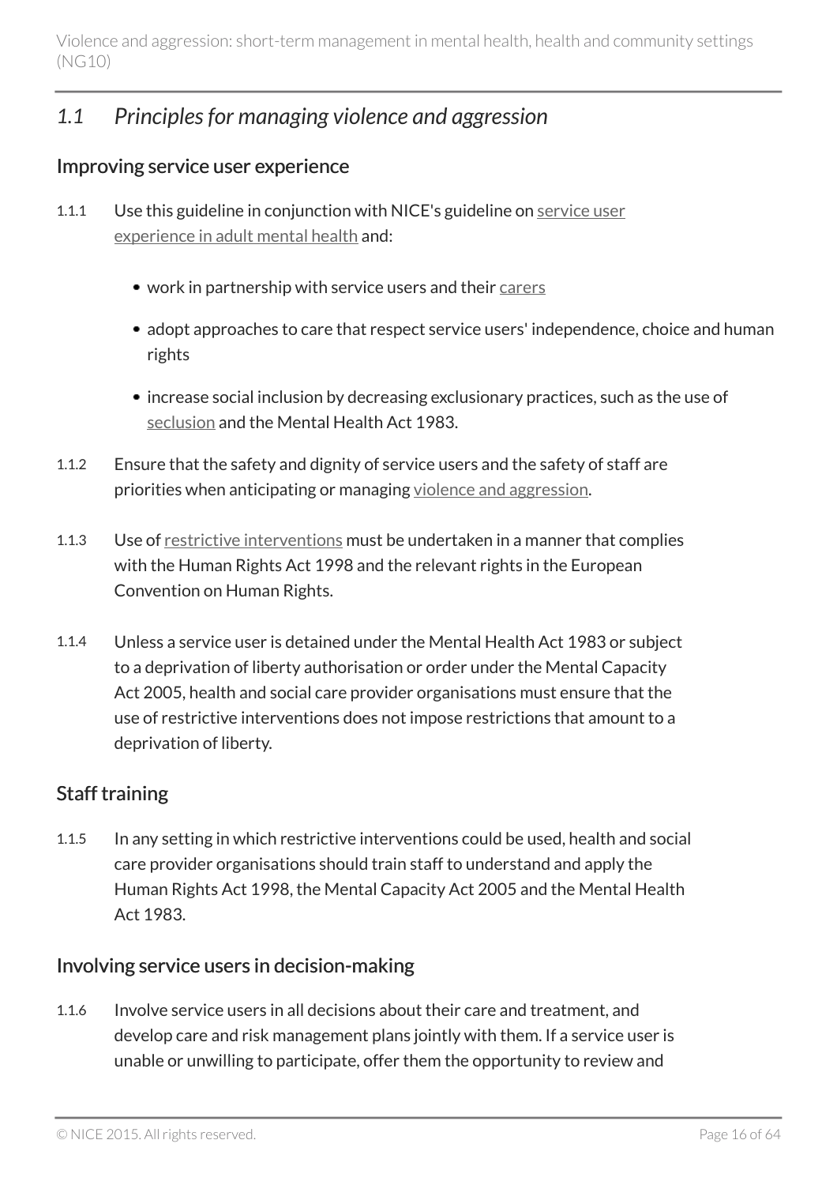## *1.1 Principles for managing violence and aggression*

### Improving service user experience

1.1.1 Use this guideline in conjunction with NICE's guideline on service user experience in adult mental health and:

- work in partnership with service users and their carers
- adopt approaches to care that respect service users' independence, choice and human rights
- increase social inclusion by decreasing exclusionary practices, such as the use of seclusion and the Mental Health Act 1983.

1.1.2 Ensure that the safety and dignity of service users and the safety of staff are priorities when anticipating or managing violence and aggression.

1.1.3 Use of restrictive interventions must be undertaken in a manner that complies with the Human Rights Act 1998 and the relevant rights in the European Convention on Human Rights.

1.1.4 Unless a service user is detained under the Mental Health Act 1983 or subject to a deprivation of liberty authorisation or order under the Mental Capacity Act 2005, health and social care provider organisations must ensure that the use of restrictive interventions does not impose restrictions that amount to a deprivation of liberty.

### Staff training

1.1.5 In any setting in which restrictive interventions could be used, health and social care provider organisations should train staff to understand and apply the Human Rights Act 1998, the Mental Capacity Act 2005 and the Mental Health Act 1983.

### Involving service users in decision-making

1.1.6 Involve service users in all decisions about their care and treatment, and develop care and risk management plans jointly with them. If a service user is unable or unwilling to participate, offer them the opportunity to review and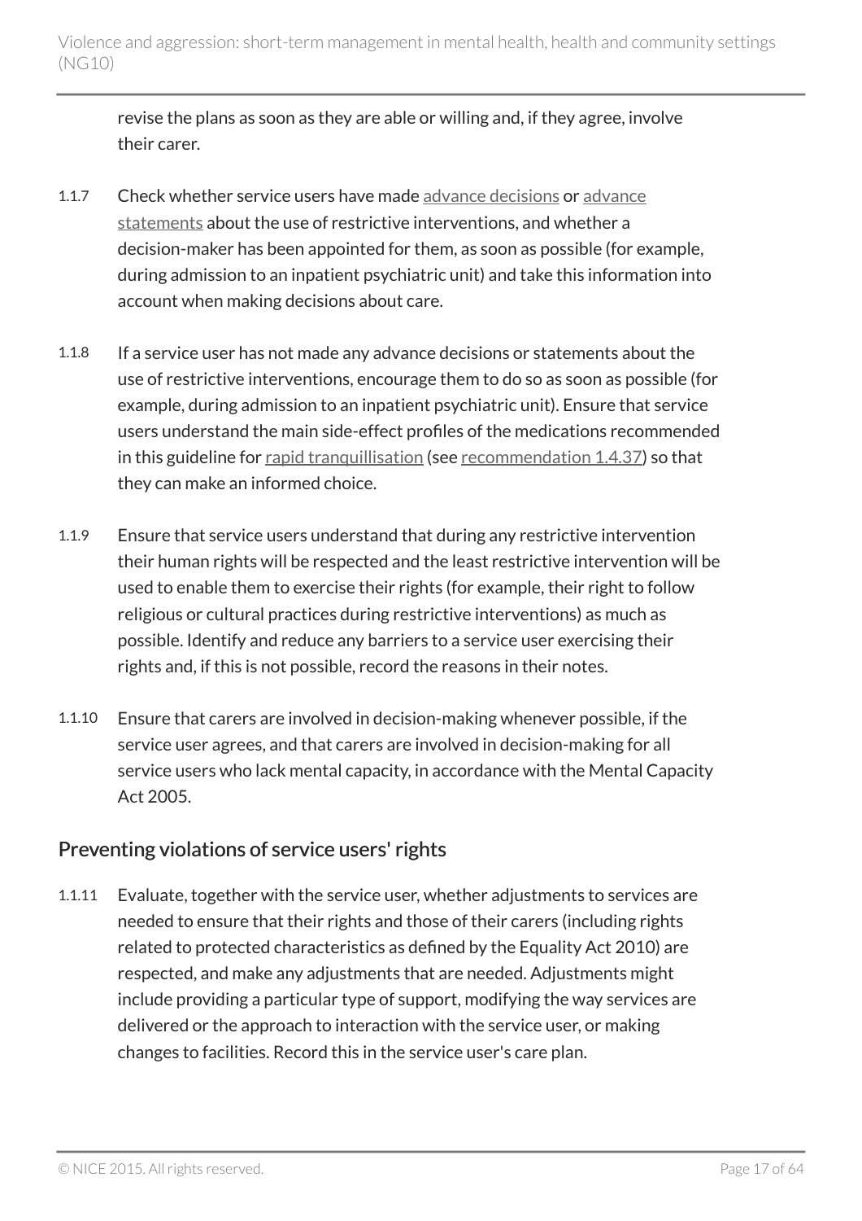revise the plans as soon as they are able or willing and, if they agree, involve their carer.

1.1.7 Check whether service users have made advance decisions or advance statements about the use of restrictive interventions, and whether a decision-maker has been appointed for them, as soon as possible (for example, during admission to an inpatient psychiatric unit) and take this information into account when making decisions about care.

1.1.8 If a service user has not made any advance decisions or statements about the use of restrictive interventions, encourage them to do so as soon as possible (for example, during admission to an inpatient psychiatric unit). Ensure that service users understand the main side-effect profiles of the medications recommended in this guideline for rapid tranquillisation (see recommendation 1.4.37) so that they can make an informed choice.

1.1.9 Ensure that service users understand that during any restrictive intervention their human rights will be respected and the least restrictive intervention will be used to enable them to exercise their rights (for example, their right to follow religious or cultural practices during restrictive interventions) as much as possible. Identify and reduce any barriers to a service user exercising their rights and, if this is not possible, record the reasons in their notes.

1.1.10 Ensure that carers are involved in decision-making whenever possible, if the service user agrees, and that carers are involved in decision-making for all service users who lack mental capacity, in accordance with the Mental Capacity Act 2005.

## Preventing violations of service users' rights

1.1.11 Evaluate, together with the service user, whether adjustments to services are needed to ensure that their rights and those of their carers (including rights related to protected characteristics as defined by the Equality Act 2010) are respected, and make any adjustments that are needed. Adjustments might include providing a particular type of support, modifying the way services are delivered or the approach to interaction with the service user, or making changes to facilities. Record this in the service user's care plan.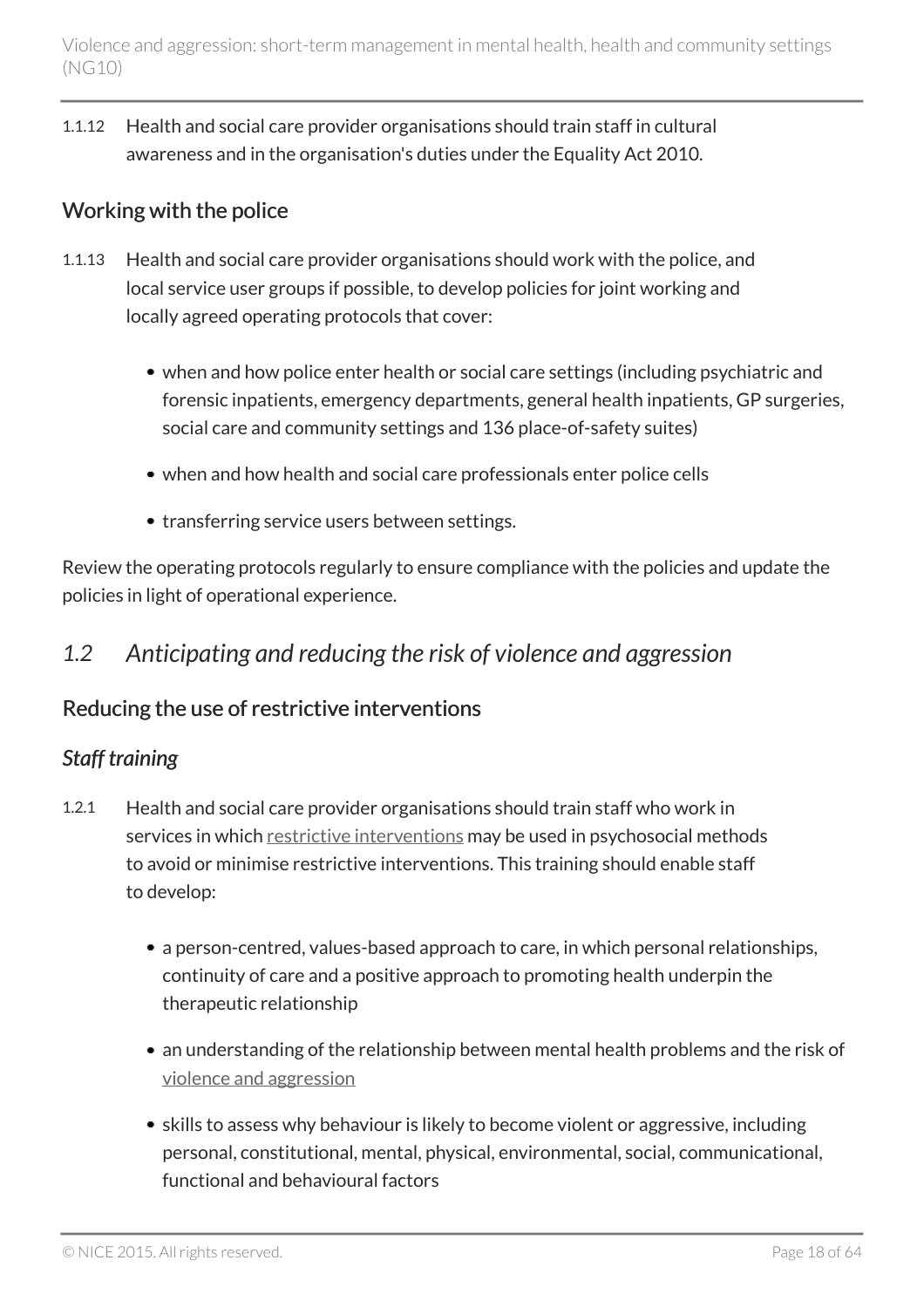1.1.12 Health and social care provider organisations should train staff in cultural awareness and in the organisation's duties under the Equality Act 2010.

### Working with the police

1.1.13 Health and social care provider organisations should work with the police, and local service user groups if possible, to develop policies for joint working and locally agreed operating protocols that cover:

- when and how police enter health or social care settings (including psychiatric and forensic inpatients, emergency departments, general health inpatients, GP surgeries, social care and community settings and 136 place-of-safety suites)
- when and how health and social care professionals enter police cells
- transferring service users between settings.

Review the operating protocols regularly to ensure compliance with the policies and update the policies in light of operational experience.

## *1.2 Anticipating and reducing the risk of violence and aggression*

### Reducing the use of restrictive interventions

#### *Staff training*

1.2.1 Health and social care provider organisations should train staff who work in services in which restrictive interventions may be used in psychosocial methods to avoid or minimise restrictive interventions. This training should enable staff to develop:

- a person-centred, values-based approach to care, in which personal relationships, continuity of care and a positive approach to promoting health underpin the therapeutic relationship
- an understanding of the relationship between mental health problems and the risk of violence and aggression
- skills to assess why behaviour is likely to become violent or aggressive, including personal, constitutional, mental, physical, environmental, social, communicational, functional and behavioural factors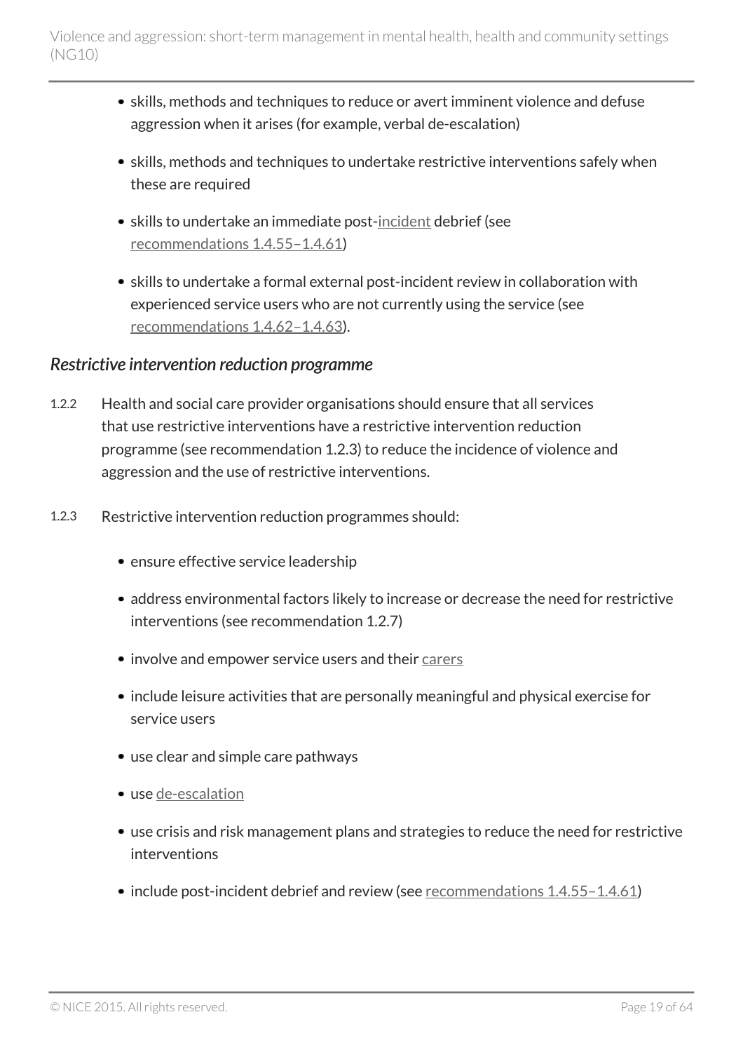- skills, methods and techniques to reduce or avert imminent violence and defuse aggression when it arises (for example, verbal de-escalation)
- skills, methods and techniques to undertake restrictive interventions safely when these are required
- skills to undertake an immediate post-incident debrief (see recommendations 1.4.55–1.4.61)
- skills to undertake a formal external post-incident review in collaboration with experienced service users who are not currently using the service (see recommendations 1.4.62–1.4.63).

### *Restrictive intervention reduction programme*

1.2.2 Health and social care provider organisations should ensure that all services that use restrictive interventions have a restrictive intervention reduction programme (see recommendation 1.2.3) to reduce the incidence of violence and aggression and the use of restrictive interventions.

1.2.3 Restrictive intervention reduction programmes should:

- ensure effective service leadership
- address environmental factors likely to increase or decrease the need for restrictive interventions (see recommendation 1.2.7)
- involve and empower service users and their carers
- include leisure activities that are personally meaningful and physical exercise for service users
- use clear and simple care pathways
- use de-escalation
- use crisis and risk management plans and strategies to reduce the need for restrictive interventions
- include post-incident debrief and review (see recommendations 1.4.55–1.4.61)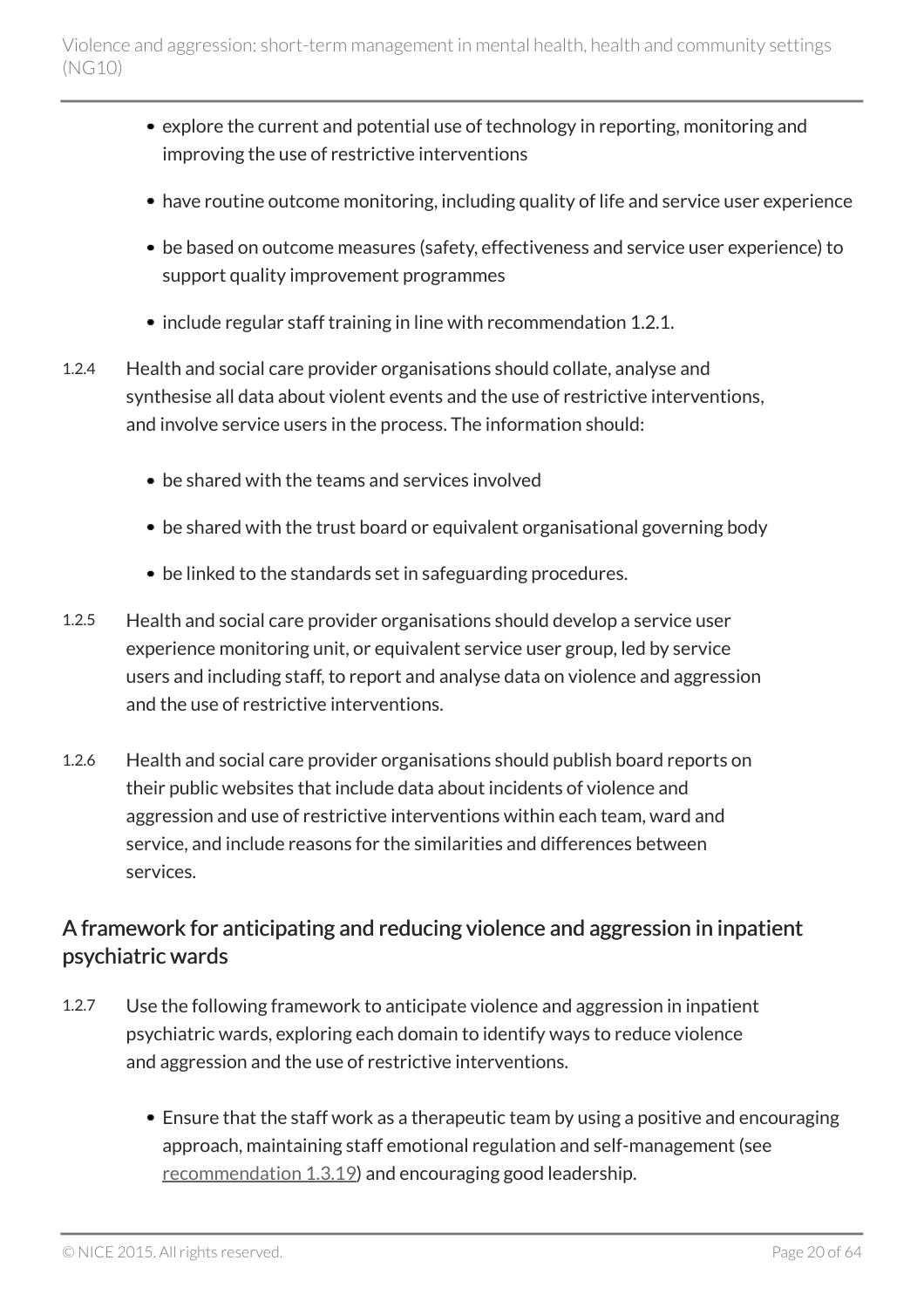- explore the current and potential use of technology in reporting, monitoring and improving the use of restrictive interventions
- have routine outcome monitoring, including quality of life and service user experience
- be based on outcome measures (safety, effectiveness and service user experience) to support quality improvement programmes
- include regular staff training in line with recommendation 1.2.1.

1.2.4 Health and social care provider organisations should collate, analyse and synthesise all data about violent events and the use of restrictive interventions, and involve service users in the process. The information should:

- be shared with the teams and services involved
- be shared with the trust board or equivalent organisational governing body
- be linked to the standards set in safeguarding procedures.

1.2.5 Health and social care provider organisations should develop a service user experience monitoring unit, or equivalent service user group, led by service users and including staff, to report and analyse data on violence and aggression and the use of restrictive interventions.

1.2.6 Health and social care provider organisations should publish board reports on their public websites that include data about incidents of violence and aggression and use of restrictive interventions within each team, ward and service, and include reasons for the similarities and differences between services.

## A framework for anticipating and reducing violence and aggression in inpatient psychiatric wards

1.2.7 Use the following framework to anticipate violence and aggression in inpatient psychiatric wards, exploring each domain to identify ways to reduce violence and aggression and the use of restrictive interventions.

- Ensure that the staff work as a therapeutic team by using a positive and encouraging approach, maintaining staff emotional regulation and self-management (see recommendation 1.3.19) and encouraging good leadership.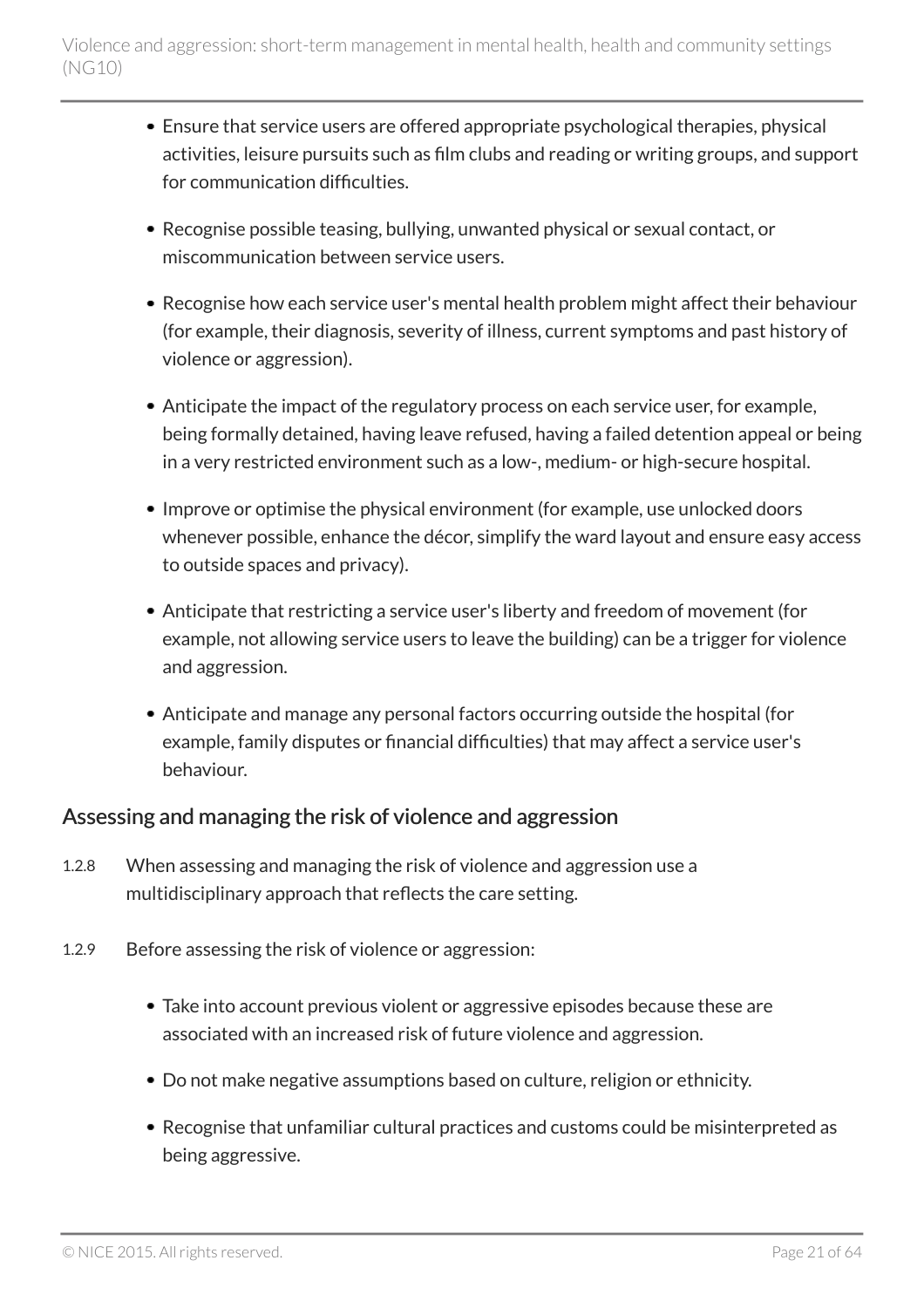- Ensure that service users are offered appropriate psychological therapies, physical activities, leisure pursuits such as film clubs and reading or writing groups, and support for communication difficulties.
- Recognise possible teasing, bullying, unwanted physical or sexual contact, or miscommunication between service users.
- Recognise how each service user's mental health problem might affect their behaviour (for example, their diagnosis, severity of illness, current symptoms and past history of violence or aggression).
- Anticipate the impact of the regulatory process on each service user, for example, being formally detained, having leave refused, having a failed detention appeal or being in a very restricted environment such as a low-, medium- or high-secure hospital.
- Improve or optimise the physical environment (for example, use unlocked doors whenever possible, enhance the décor, simplify the ward layout and ensure easy access to outside spaces and privacy).
- Anticipate that restricting a service user's liberty and freedom of movement (for example, not allowing service users to leave the building) can be a trigger for violence and aggression.
- Anticipate and manage any personal factors occurring outside the hospital (for example, family disputes or financial difficulties) that may affect a service user's behaviour.

## Assessing and managing the risk of violence and aggression

1.2.8 When assessing and managing the risk of violence and aggression use a multidisciplinary approach that reflects the care setting.

1.2.9 Before assessing the risk of violence or aggression:

- Take into account previous violent or aggressive episodes because these are associated with an increased risk of future violence and aggression.
- Do not make negative assumptions based on culture, religion or ethnicity.
- Recognise that unfamiliar cultural practices and customs could be misinterpreted as being aggressive.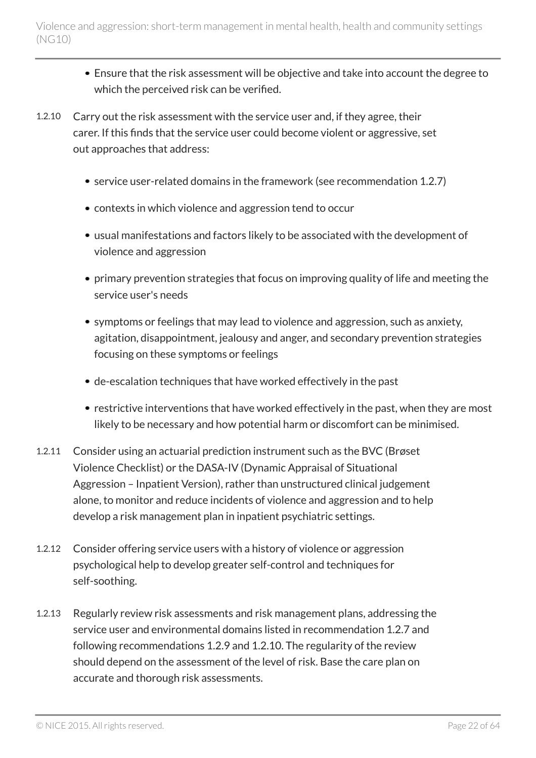- Ensure that the risk assessment will be objective and take into account the degree to which the perceived risk can be verified.

1.2.10 Carry out the risk assessment with the service user and, if they agree, their carer. If this finds that the service user could become violent or aggressive, set out approaches that address:

- service user-related domains in the framework (see recommendation 1.2.7)
- contexts in which violence and aggression tend to occur
- usual manifestations and factors likely to be associated with the development of violence and aggression
- primary prevention strategies that focus on improving quality of life and meeting the service user's needs
- symptoms or feelings that may lead to violence and aggression, such as anxiety, agitation, disappointment, jealousy and anger, and secondary prevention strategies focusing on these symptoms or feelings
- de-escalation techniques that have worked effectively in the past
- restrictive interventions that have worked effectively in the past, when they are most likely to be necessary and how potential harm or discomfort can be minimised.

1.2.11 Consider using an actuarial prediction instrument such as the BVC (Brøset Violence Checklist) or the DASA-IV (Dynamic Appraisal of Situational Aggression – Inpatient Version), rather than unstructured clinical judgement alone, to monitor and reduce incidents of violence and aggression and to help develop a risk management plan in inpatient psychiatric settings.

1.2.12 Consider offering service users with a history of violence or aggression psychological help to develop greater self-control and techniques for self-soothing.

1.2.13 Regularly review risk assessments and risk management plans, addressing the service user and environmental domains listed in recommendation 1.2.7 and following recommendations 1.2.9 and 1.2.10. The regularity of the review should depend on the assessment of the level of risk. Base the care plan on accurate and thorough risk assessments.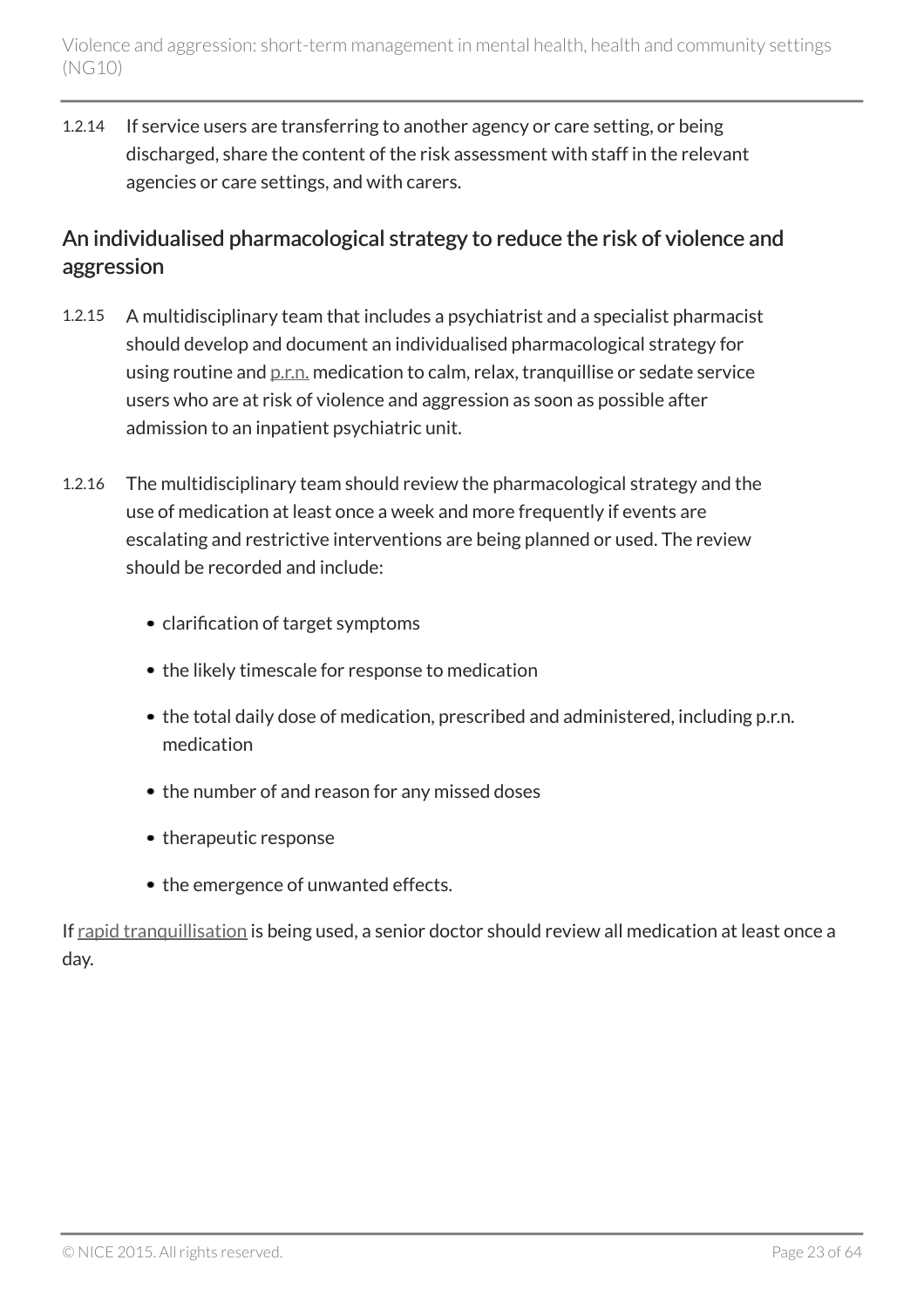1.2.14 If service users are transferring to another agency or care setting, or being discharged, share the content of the risk assessment with staff in the relevant agencies or care settings, and with carers.

## An individualised pharmacological strategy to reduce the risk of violence and aggression

1.2.15 A multidisciplinary team that includes a psychiatrist and a specialist pharmacist should develop and document an individualised pharmacological strategy for using routine and p.r.n. medication to calm, relax, tranquillise or sedate service users who are at risk of violence and aggression as soon as possible after admission to an inpatient psychiatric unit.

1.2.16 The multidisciplinary team should review the pharmacological strategy and the use of medication at least once a week and more frequently if events are escalating and restrictive interventions are being planned or used. The review should be recorded and include:

- clarification of target symptoms
- the likely timescale for response to medication
- the total daily dose of medication, prescribed and administered, including p.r.n. medication
- the number of and reason for any missed doses
- therapeutic response
- the emergence of unwanted effects.

If rapid tranquillisation is being used, a senior doctor should review all medication at least once a day.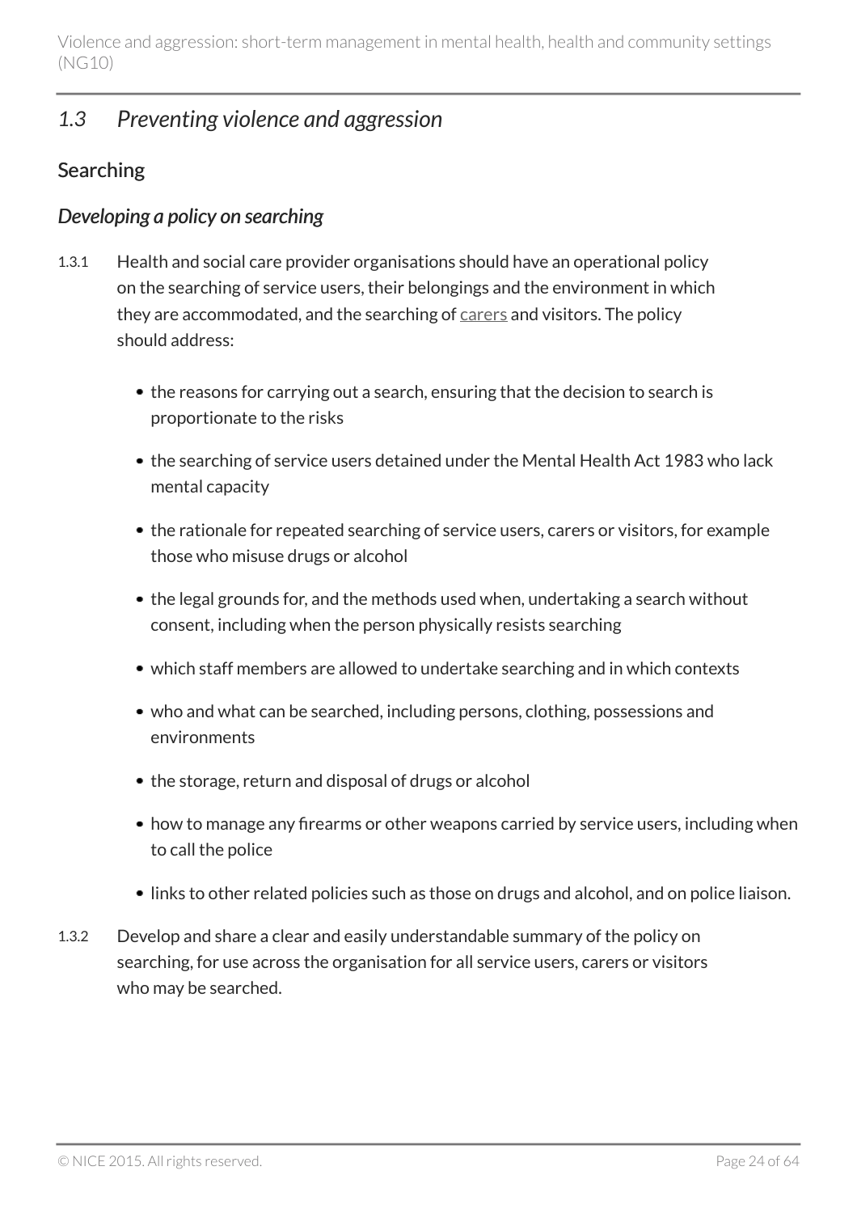## 1.3 Preventing violence and aggression

### Searching

#### Developing a policy on searching

1.3.1 Health and social care provider organisations should have an operational policy on the searching of service users, their belongings and the environment in which they are accommodated, and the searching of carers and visitors. The policy should address:

- the reasons for carrying out a search, ensuring that the decision to search is proportionate to the risks
- the searching of service users detained under the Mental Health Act 1983 who lack mental capacity
- the rationale for repeated searching of service users, carers or visitors, for example those who misuse drugs or alcohol
- the legal grounds for, and the methods used when, undertaking a search without consent, including when the person physically resists searching
- which staff members are allowed to undertake searching and in which contexts
- who and what can be searched, including persons, clothing, possessions and environments
- the storage, return and disposal of drugs or alcohol
- how to manage any firearms or other weapons carried by service users, including when to call the police
- links to other related policies such as those on drugs and alcohol, and on police liaison.

1.3.2 Develop and share a clear and easily understandable summary of the policy on searching, for use across the organisation for all service users, carers or visitors who may be searched.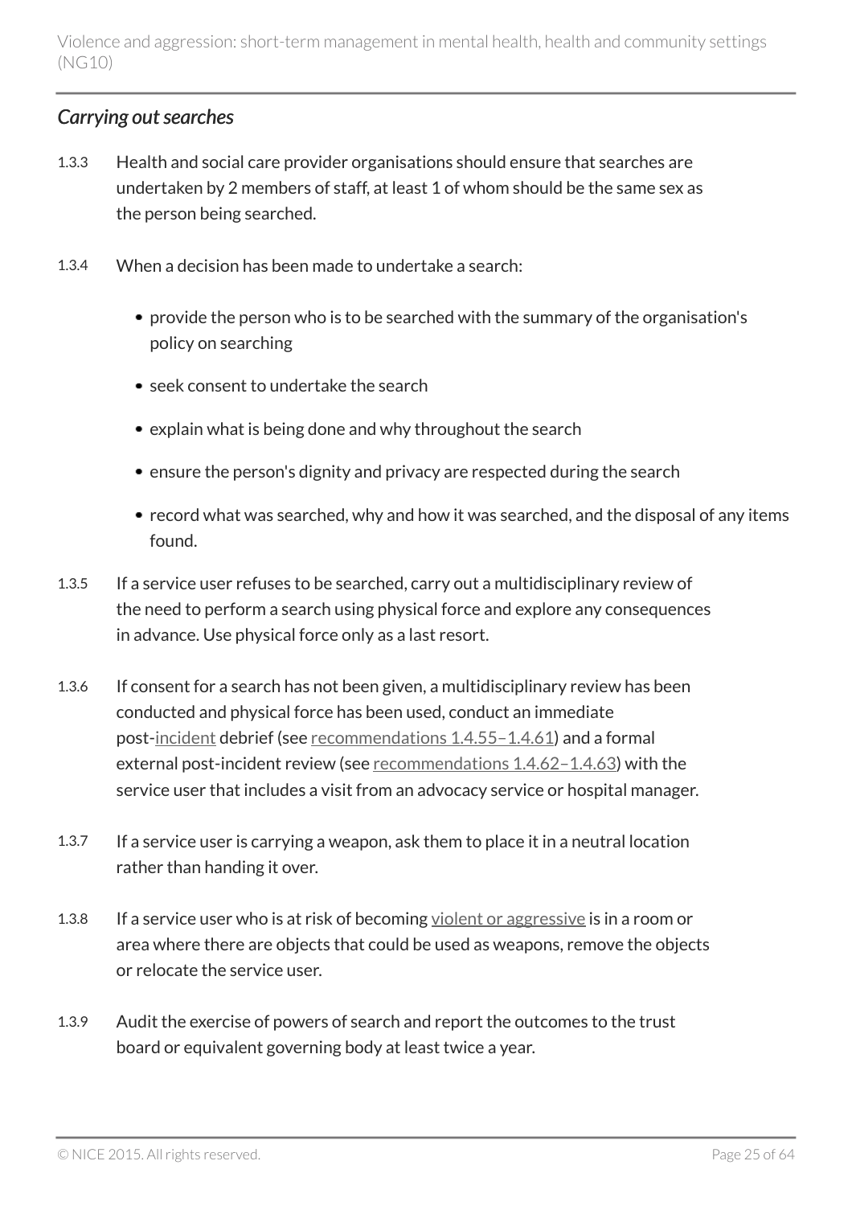### *Carrying out searches*

1.3.3 Health and social care provider organisations should ensure that searches are undertaken by 2 members of staff, at least 1 of whom should be the same sex as the person being searched.

1.3.4 When a decision has been made to undertake a search:

- provide the person who is to be searched with the summary of the organisation's policy on searching
- seek consent to undertake the search
- explain what is being done and why throughout the search
- ensure the person's dignity and privacy are respected during the search
- record what was searched, why and how it was searched, and the disposal of any items found.

1.3.5 If a service user refuses to be searched, carry out a multidisciplinary review of the need to perform a search using physical force and explore any consequences in advance. Use physical force only as a last resort.

1.3.6 If consent for a search has not been given, a multidisciplinary review has been conducted and physical force has been used, conduct an immediate post-incident debrief (see recommendations 1.4.55–1.4.61) and a formal external post-incident review (see recommendations 1.4.62–1.4.63) with the service user that includes a visit from an advocacy service or hospital manager.

1.3.7 If a service user is carrying a weapon, ask them to place it in a neutral location rather than handing it over.

1.3.8 If a service user who is at risk of becoming violent or aggressive is in a room or area where there are objects that could be used as weapons, remove the objects or relocate the service user.

1.3.9 Audit the exercise of powers of search and report the outcomes to the trust board or equivalent governing body at least twice a year.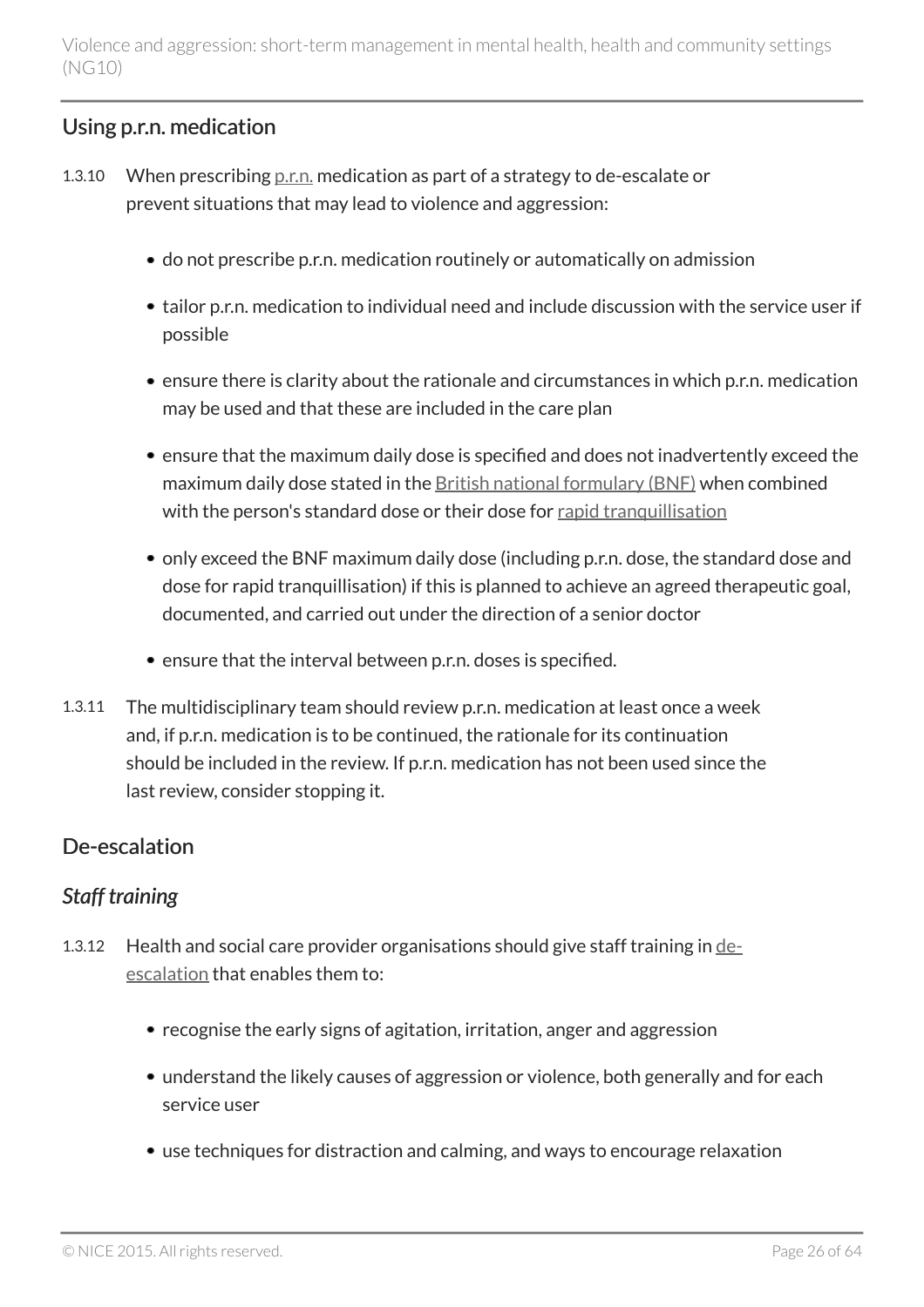## Using p.r.n. medication

1.3.10 When prescribing p.r.n. medication as part of a strategy to de-escalate or prevent situations that may lead to violence and aggression:

- do not prescribe p.r.n. medication routinely or automatically on admission
- tailor p.r.n. medication to individual need and include discussion with the service user if possible
- ensure there is clarity about the rationale and circumstances in which p.r.n. medication may be used and that these are included in the care plan
- ensure that the maximum daily dose is specified and does not inadvertently exceed the maximum daily dose stated in the British national formulary (BNF) when combined with the person's standard dose or their dose for rapid tranquillisation
- only exceed the BNF maximum daily dose (including p.r.n. dose, the standard dose and dose for rapid tranquillisation) if this is planned to achieve an agreed therapeutic goal, documented, and carried out under the direction of a senior doctor
- ensure that the interval between p.r.n. doses is specified.

1.3.11 The multidisciplinary team should review p.r.n. medication at least once a week and, if p.r.n. medication is to be continued, the rationale for its continuation should be included in the review. If p.r.n. medication has not been used since the last review, consider stopping it.

## De-escalation

### *Staff training*

1.3.12 Health and social care provider organisations should give staff training in de-escalation that enables them to:

- recognise the early signs of agitation, irritation, anger and aggression
- understand the likely causes of aggression or violence, both generally and for each service user
- use techniques for distraction and calming, and ways to encourage relaxation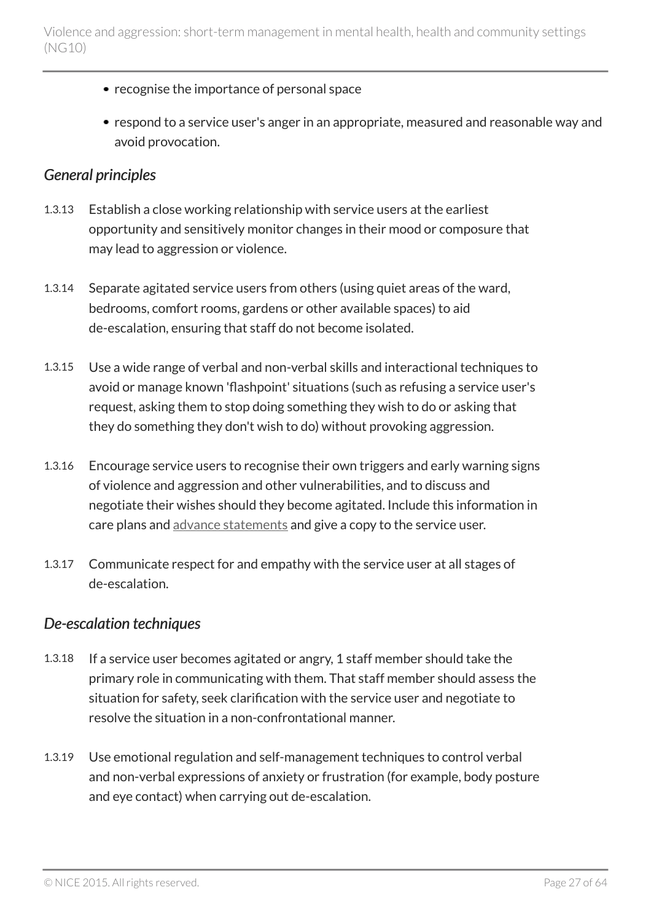- recognise the importance of personal space
- respond to a service user's anger in an appropriate, measured and reasonable way and avoid provocation.

### *General principles*

1.3.13 Establish a close working relationship with service users at the earliest opportunity and sensitively monitor changes in their mood or composure that may lead to aggression or violence.

1.3.14 Separate agitated service users from others (using quiet areas of the ward, bedrooms, comfort rooms, gardens or other available spaces) to aid de-escalation, ensuring that staff do not become isolated.

1.3.15 Use a wide range of verbal and non-verbal skills and interactional techniques to avoid or manage known 'flashpoint' situations (such as refusing a service user's request, asking them to stop doing something they wish to do or asking that they do something they don't wish to do) without provoking aggression.

1.3.16 Encourage service users to recognise their own triggers and early warning signs of violence and aggression and other vulnerabilities, and to discuss and negotiate their wishes should they become agitated. Include this information in care plans and advance statements and give a copy to the service user.

1.3.17 Communicate respect for and empathy with the service user at all stages of de-escalation.

### *De-escalation techniques*

1.3.18 If a service user becomes agitated or angry, 1 staff member should take the primary role in communicating with them. That staff member should assess the situation for safety, seek clarification with the service user and negotiate to resolve the situation in a non-confrontational manner.

1.3.19 Use emotional regulation and self-management techniques to control verbal and non-verbal expressions of anxiety or frustration (for example, body posture and eye contact) when carrying out de-escalation.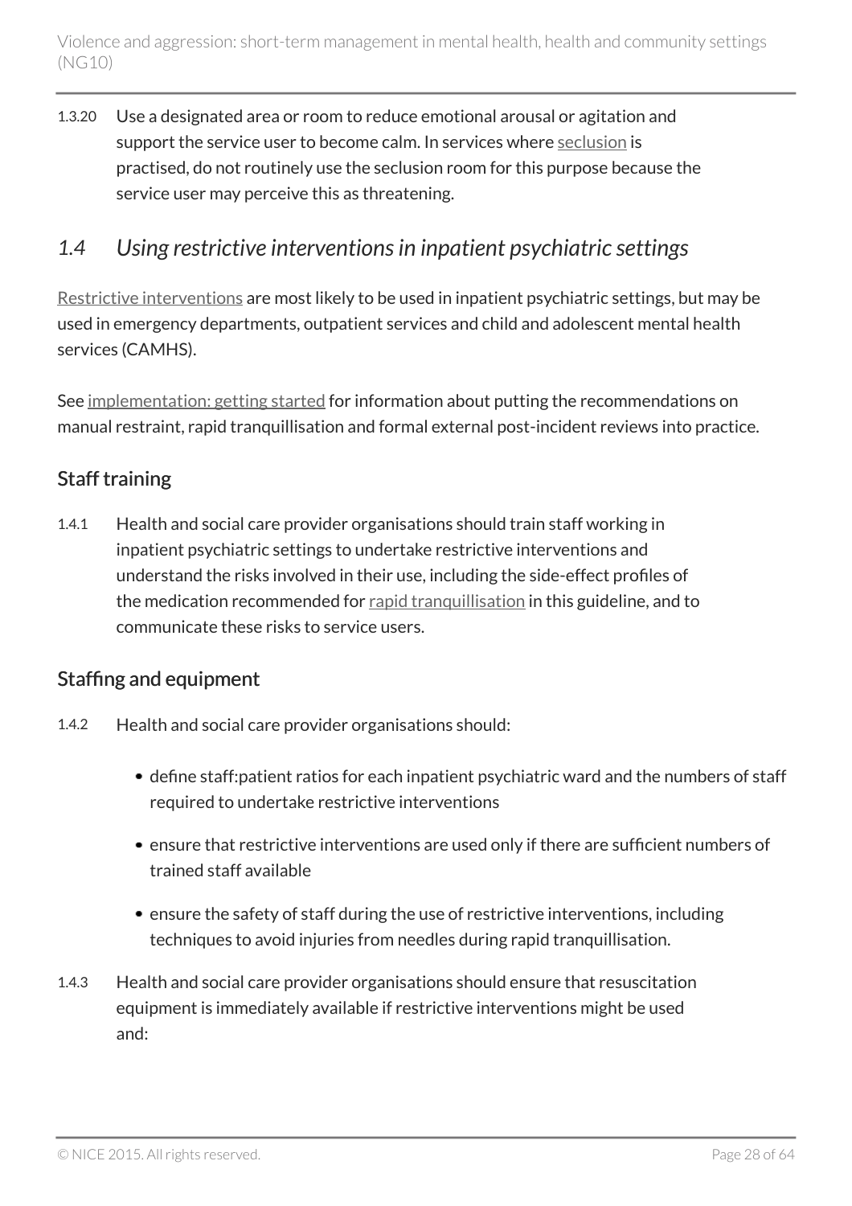1.3.20 Use a designated area or room to reduce emotional arousal or agitation and support the service user to become calm. In services where seclusion is practised, do not routinely use the seclusion room for this purpose because the service user may perceive this as threatening.

## *1.4 Using restrictive interventions in inpatient psychiatric settings*

Restrictive interventions are most likely to be used in inpatient psychiatric settings, but may be used in emergency departments, outpatient services and child and adolescent mental health services (CAMHS).

See implementation: getting started for information about putting the recommendations on manual restraint, rapid tranquillisation and formal external post-incident reviews into practice.

### Staff training

1.4.1 Health and social care provider organisations should train staff working in inpatient psychiatric settings to undertake restrictive interventions and understand the risks involved in their use, including the side-effect profiles of the medication recommended for rapid tranquillisation in this guideline, and to communicate these risks to service users.

### Staffing and equipment

1.4.2 Health and social care provider organisations should:

- define staff:patient ratios for each inpatient psychiatric ward and the numbers of staff required to undertake restrictive interventions
- ensure that restrictive interventions are used only if there are sufficient numbers of trained staff available
- ensure the safety of staff during the use of restrictive interventions, including techniques to avoid injuries from needles during rapid tranquillisation.

1.4.3 Health and social care provider organisations should ensure that resuscitation equipment is immediately available if restrictive interventions might be used and: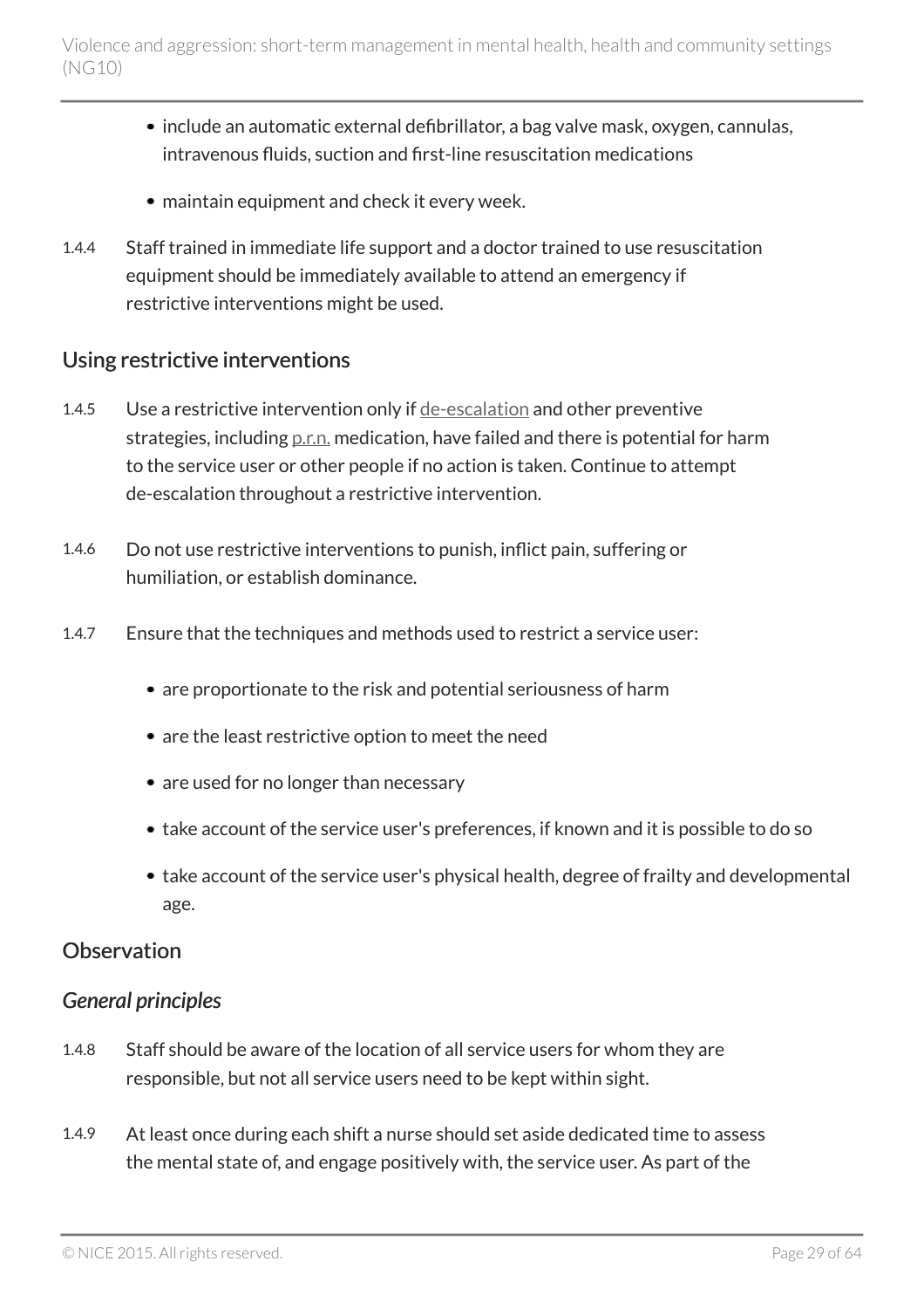- include an automatic external defibrillator, a bag valve mask, oxygen, cannulas, intravenous fluids, suction and first-line resuscitation medications
- maintain equipment and check it every week.

1.4.4 Staff trained in immediate life support and a doctor trained to use resuscitation equipment should be immediately available to attend an emergency if restrictive interventions might be used.

## Using restrictive interventions

1.4.5 Use a restrictive intervention only if de-escalation and other preventive strategies, including p.r.n. medication, have failed and there is potential for harm to the service user or other people if no action is taken. Continue to attempt de-escalation throughout a restrictive intervention.

1.4.6 Do not use restrictive interventions to punish, inflict pain, suffering or humiliation, or establish dominance.

1.4.7 Ensure that the techniques and methods used to restrict a service user:

- are proportionate to the risk and potential seriousness of harm
- are the least restrictive option to meet the need
- are used for no longer than necessary
- take account of the service user's preferences, if known and it is possible to do so
- take account of the service user's physical health, degree of frailty and developmental age.

## Observation

### *General principles*

1.4.8 Staff should be aware of the location of all service users for whom they are responsible, but not all service users need to be kept within sight.

1.4.9 At least once during each shift a nurse should set aside dedicated time to assess the mental state of, and engage positively with, the service user. As part of the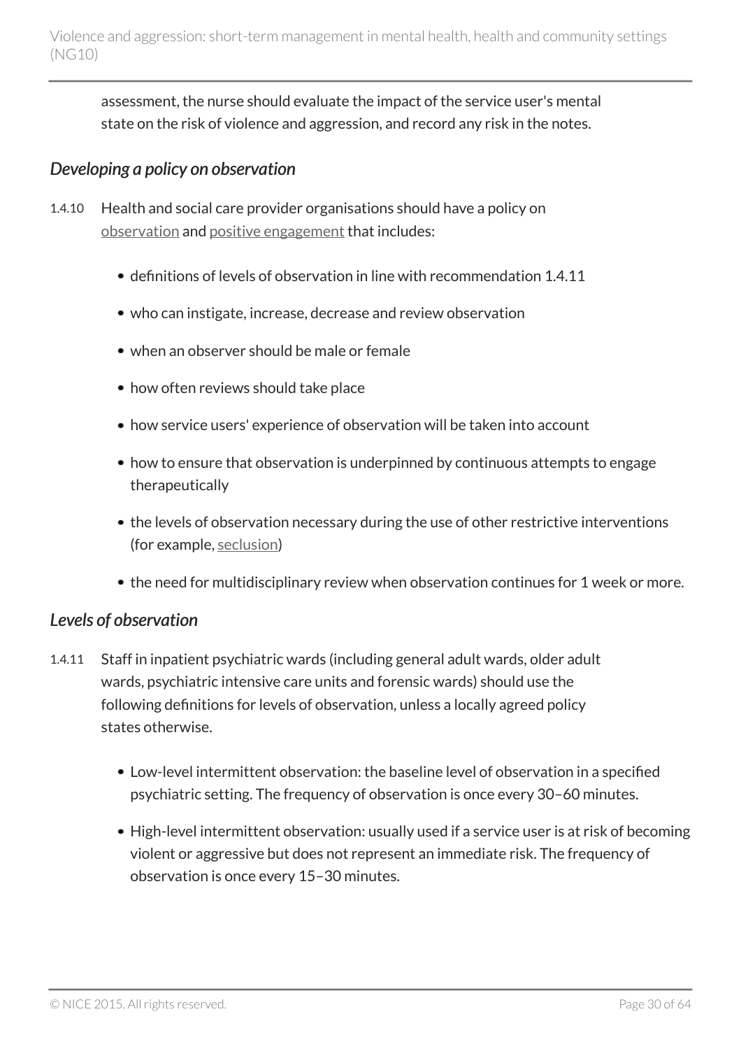assessment, the nurse should evaluate the impact of the service user's mental state on the risk of violence and aggression, and record any risk in the notes.

### *Developing a policy on observation*

1.4.10 Health and social care provider organisations should have a policy on observation and positive engagement that includes:

- definitions of levels of observation in line with recommendation 1.4.11
- who can instigate, increase, decrease and review observation
- when an observer should be male or female
- how often reviews should take place
- how service users' experience of observation will be taken into account
- how to ensure that observation is underpinned by continuous attempts to engage therapeutically
- the levels of observation necessary during the use of other restrictive interventions (for example, seclusion)
- the need for multidisciplinary review when observation continues for 1 week or more.

### *Levels of observation*

1.4.11 Staff in inpatient psychiatric wards (including general adult wards, older adult wards, psychiatric intensive care units and forensic wards) should use the following definitions for levels of observation, unless a locally agreed policy states otherwise.

- Low-level intermittent observation: the baseline level of observation in a specified psychiatric setting. The frequency of observation is once every 30–60 minutes.
- High-level intermittent observation: usually used if a service user is at risk of becoming violent or aggressive but does not represent an immediate risk. The frequency of observation is once every 15–30 minutes.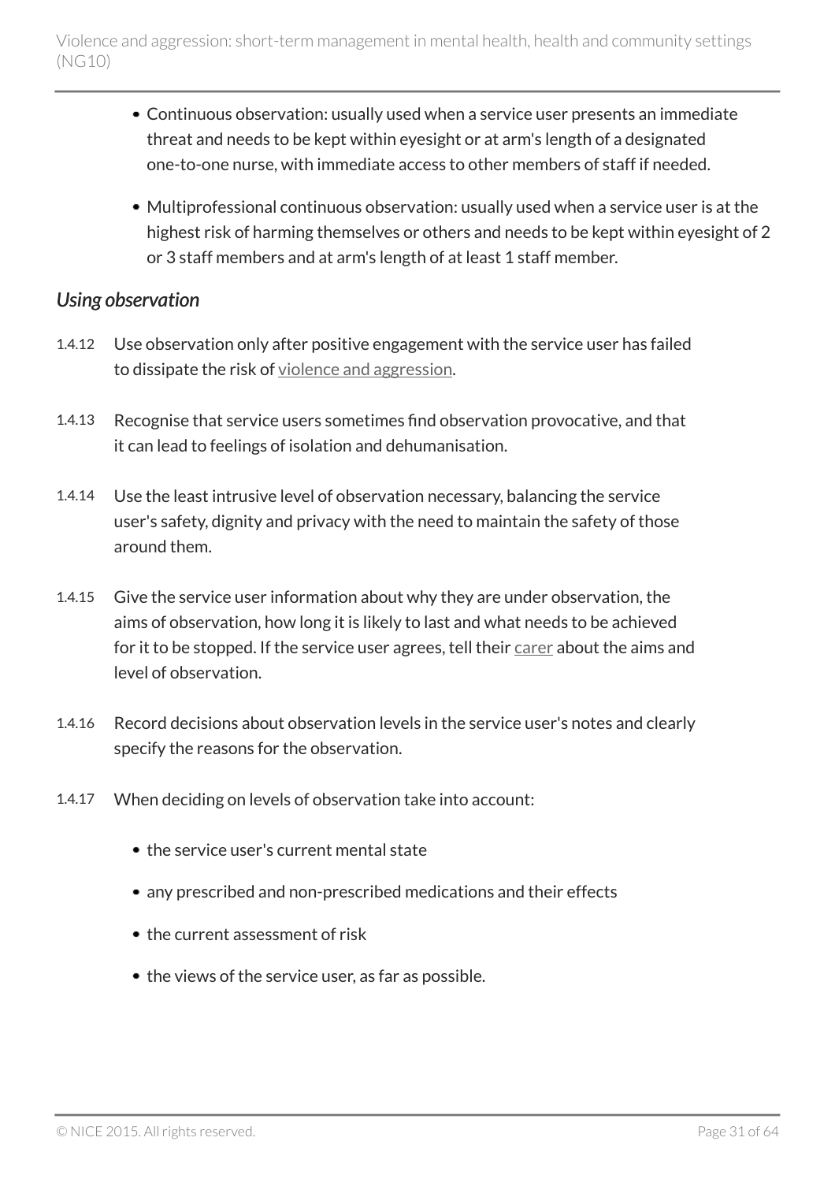- Continuous observation: usually used when a service user presents an immediate threat and needs to be kept within eyesight or at arm's length of a designated one-to-one nurse, with immediate access to other members of staff if needed.
- Multiprofessional continuous observation: usually used when a service user is at the highest risk of harming themselves or others and needs to be kept within eyesight of 2 or 3 staff members and at arm's length of at least 1 staff member.

### *Using observation*

1.4.12 Use observation only after positive engagement with the service user has failed to dissipate the risk of violence and aggression.

1.4.13 Recognise that service users sometimes find observation provocative, and that it can lead to feelings of isolation and dehumanisation.

1.4.14 Use the least intrusive level of observation necessary, balancing the service user's safety, dignity and privacy with the need to maintain the safety of those around them.

1.4.15 Give the service user information about why they are under observation, the aims of observation, how long it is likely to last and what needs to be achieved for it to be stopped. If the service user agrees, tell their carer about the aims and level of observation.

1.4.16 Record decisions about observation levels in the service user's notes and clearly specify the reasons for the observation.

1.4.17 When deciding on levels of observation take into account:

- the service user's current mental state
- any prescribed and non-prescribed medications and their effects
- the current assessment of risk
- the views of the service user, as far as possible.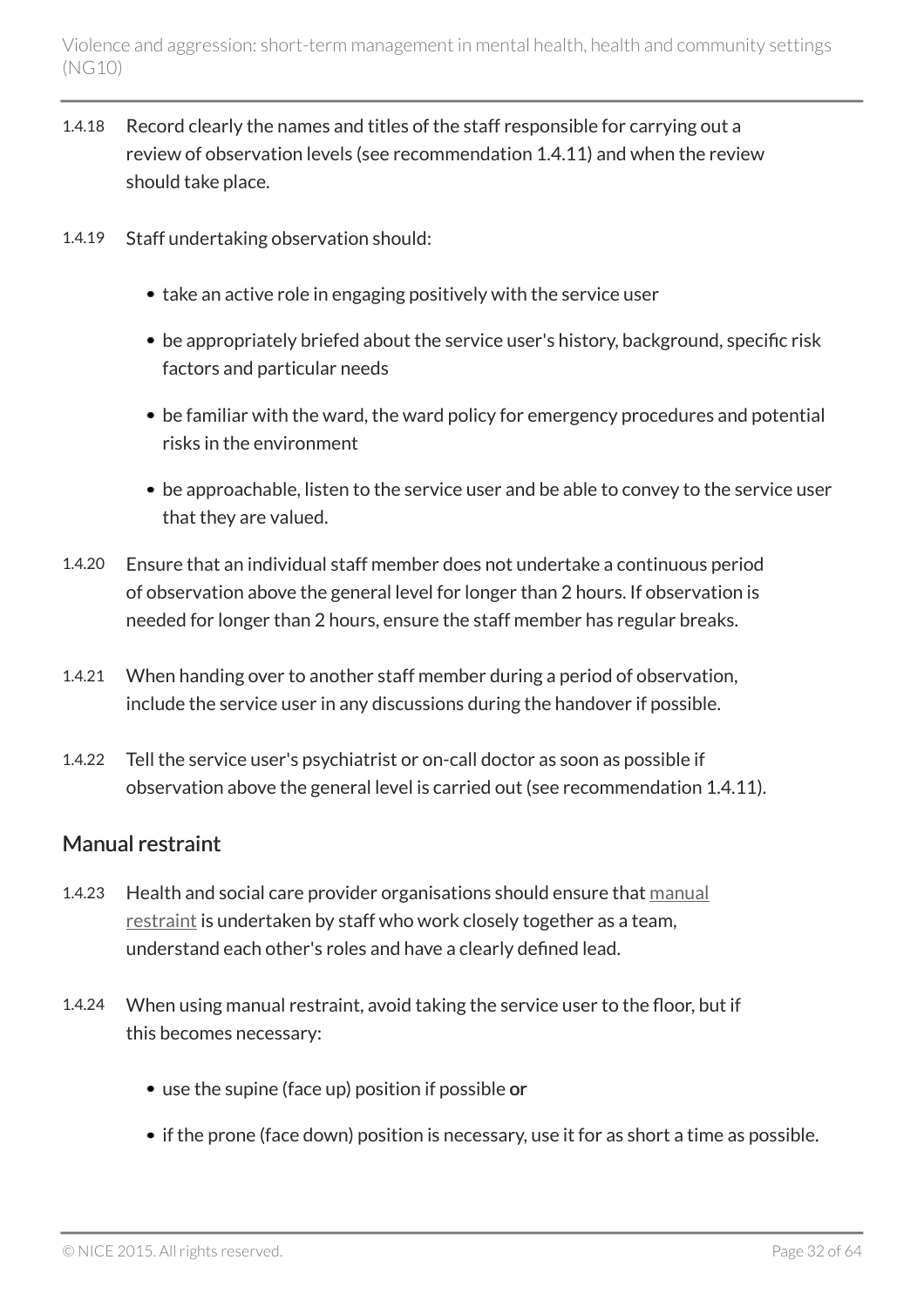1.4.18 Record clearly the names and titles of the staff responsible for carrying out a review of observation levels (see recommendation 1.4.11) and when the review should take place.

1.4.19 Staff undertaking observation should:

- take an active role in engaging positively with the service user
- be appropriately briefed about the service user's history, background, specific risk factors and particular needs
- be familiar with the ward, the ward policy for emergency procedures and potential risks in the environment
- be approachable, listen to the service user and be able to convey to the service user that they are valued.

1.4.20 Ensure that an individual staff member does not undertake a continuous period of observation above the general level for longer than 2 hours. If observation is needed for longer than 2 hours, ensure the staff member has regular breaks.

1.4.21 When handing over to another staff member during a period of observation, include the service user in any discussions during the handover if possible.

1.4.22 Tell the service user's psychiatrist or on-call doctor as soon as possible if observation above the general level is carried out (see recommendation 1.4.11).

## Manual restraint

1.4.23 Health and social care provider organisations should ensure that manual restraint is undertaken by staff who work closely together as a team, understand each other's roles and have a clearly defined lead.

1.4.24 When using manual restraint, avoid taking the service user to the floor, but if this becomes necessary:

- use the supine (face up) position if possible **or**
- if the prone (face down) position is necessary, use it for as short a time as possible.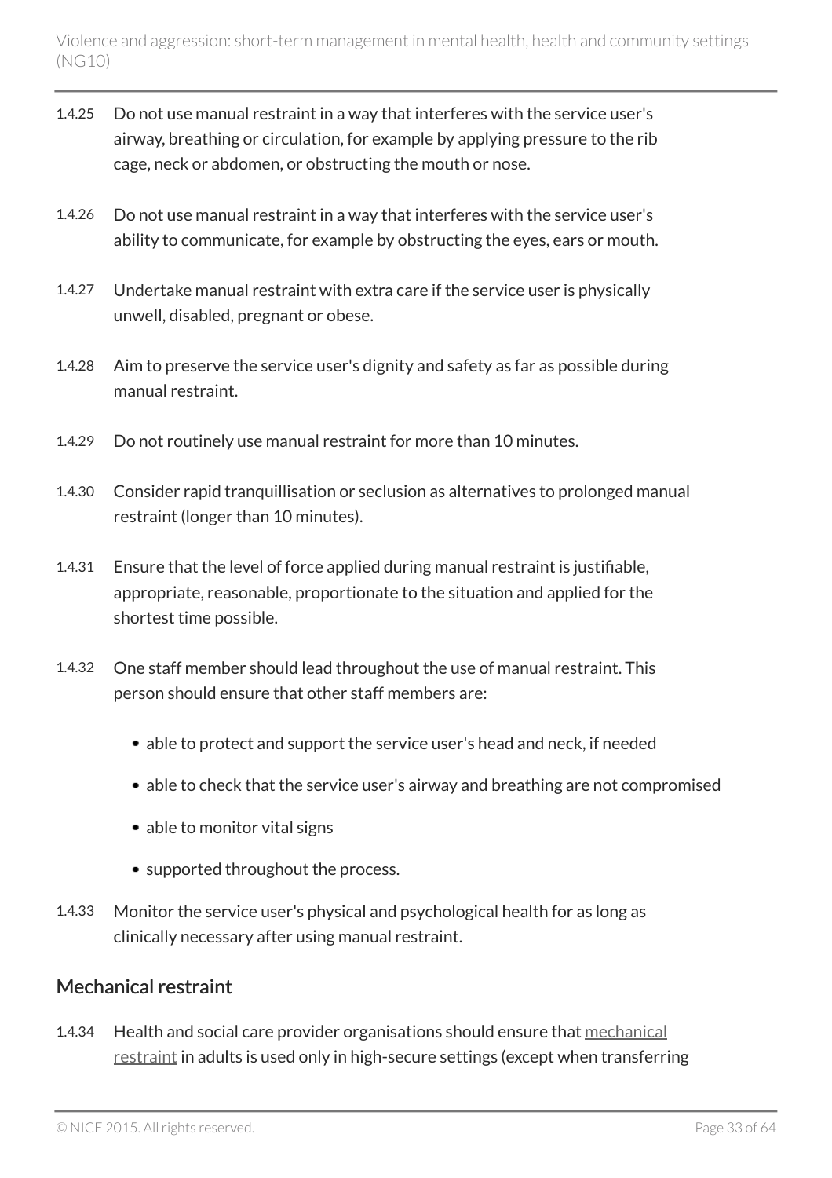1.4.25 Do not use manual restraint in a way that interferes with the service user's airway, breathing or circulation, for example by applying pressure to the rib cage, neck or abdomen, or obstructing the mouth or nose.

1.4.26 Do not use manual restraint in a way that interferes with the service user's ability to communicate, for example by obstructing the eyes, ears or mouth.

1.4.27 Undertake manual restraint with extra care if the service user is physically unwell, disabled, pregnant or obese.

1.4.28 Aim to preserve the service user's dignity and safety as far as possible during manual restraint.

1.4.29 Do not routinely use manual restraint for more than 10 minutes.

1.4.30 Consider rapid tranquillisation or seclusion as alternatives to prolonged manual restraint (longer than 10 minutes).

1.4.31 Ensure that the level of force applied during manual restraint is justifiable, appropriate, reasonable, proportionate to the situation and applied for the shortest time possible.

1.4.32 One staff member should lead throughout the use of manual restraint. This person should ensure that other staff members are:

- able to protect and support the service user's head and neck, if needed
- able to check that the service user's airway and breathing are not compromised
- able to monitor vital signs
- supported throughout the process.

1.4.33 Monitor the service user's physical and psychological health for as long as clinically necessary after using manual restraint.

## Mechanical restraint

1.4.34 Health and social care provider organisations should ensure that mechanical restraint in adults is used only in high-secure settings (except when transferring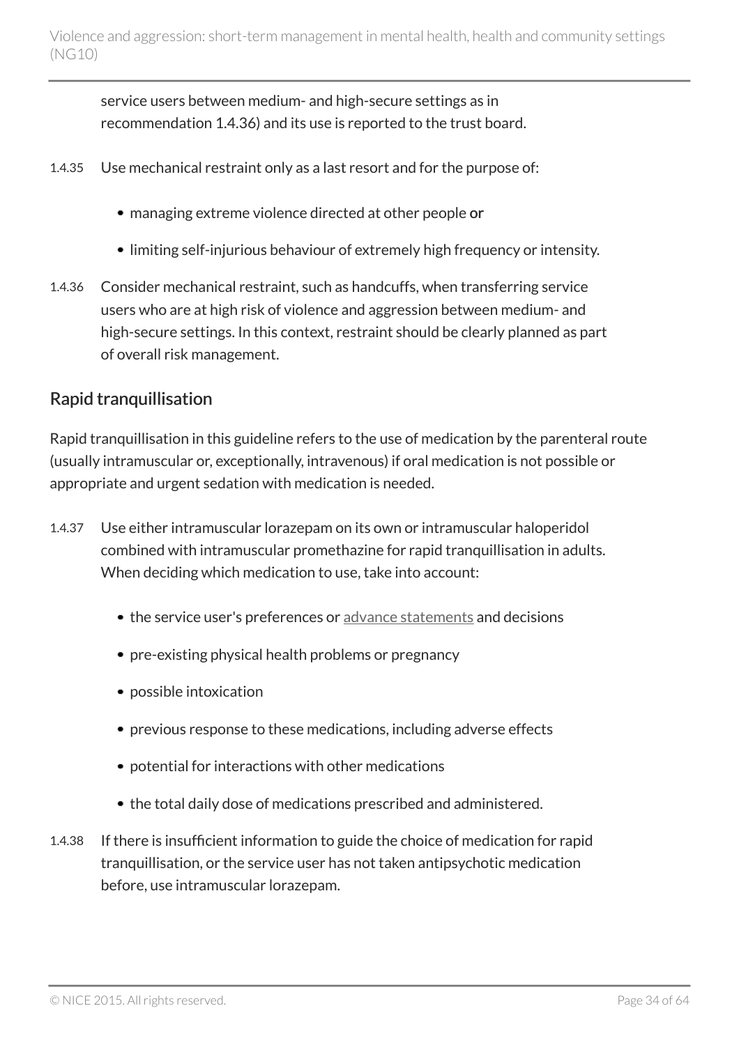service users between medium- and high-secure settings as in recommendation 1.4.36) and its use is reported to the trust board.

1.4.35 Use mechanical restraint only as a last resort and for the purpose of:

- managing extreme violence directed at other people **or**
- limiting self-injurious behaviour of extremely high frequency or intensity.

1.4.36 Consider mechanical restraint, such as handcuffs, when transferring service users who are at high risk of violence and aggression between medium- and high-secure settings. In this context, restraint should be clearly planned as part of overall risk management.

## Rapid tranquillisation

Rapid tranquillisation in this guideline refers to the use of medication by the parenteral route (usually intramuscular or, exceptionally, intravenous) if oral medication is not possible or appropriate and urgent sedation with medication is needed.

1.4.37 Use either intramuscular lorazepam on its own or intramuscular haloperidol combined with intramuscular promethazine for rapid tranquillisation in adults. When deciding which medication to use, take into account:

- the service user's preferences or advance statements and decisions
- pre-existing physical health problems or pregnancy
- possible intoxication
- previous response to these medications, including adverse effects
- potential for interactions with other medications
- the total daily dose of medications prescribed and administered.

1.4.38 If there is insufficient information to guide the choice of medication for rapid tranquillisation, or the service user has not taken antipsychotic medication before, use intramuscular lorazepam.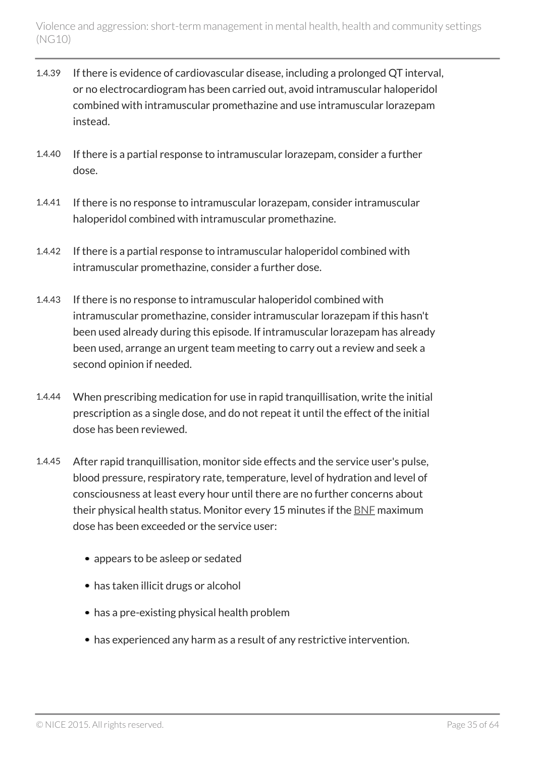1.4.39 If there is evidence of cardiovascular disease, including a prolonged QT interval, or no electrocardiogram has been carried out, avoid intramuscular haloperidol combined with intramuscular promethazine and use intramuscular lorazepam instead.

1.4.40 If there is a partial response to intramuscular lorazepam, consider a further dose.

1.4.41 If there is no response to intramuscular lorazepam, consider intramuscular haloperidol combined with intramuscular promethazine.

1.4.42 If there is a partial response to intramuscular haloperidol combined with intramuscular promethazine, consider a further dose.

1.4.43 If there is no response to intramuscular haloperidol combined with intramuscular promethazine, consider intramuscular lorazepam if this hasn't been used already during this episode. If intramuscular lorazepam has already been used, arrange an urgent team meeting to carry out a review and seek a second opinion if needed.

1.4.44 When prescribing medication for use in rapid tranquillisation, write the initial prescription as a single dose, and do not repeat it until the effect of the initial dose has been reviewed.

1.4.45 After rapid tranquillisation, monitor side effects and the service user's pulse, blood pressure, respiratory rate, temperature, level of hydration and level of consciousness at least every hour until there are no further concerns about their physical health status. Monitor every 15 minutes if the BNF maximum dose has been exceeded or the service user:

- appears to be asleep or sedated
- has taken illicit drugs or alcohol
- has a pre-existing physical health problem
- has experienced any harm as a result of any restrictive intervention.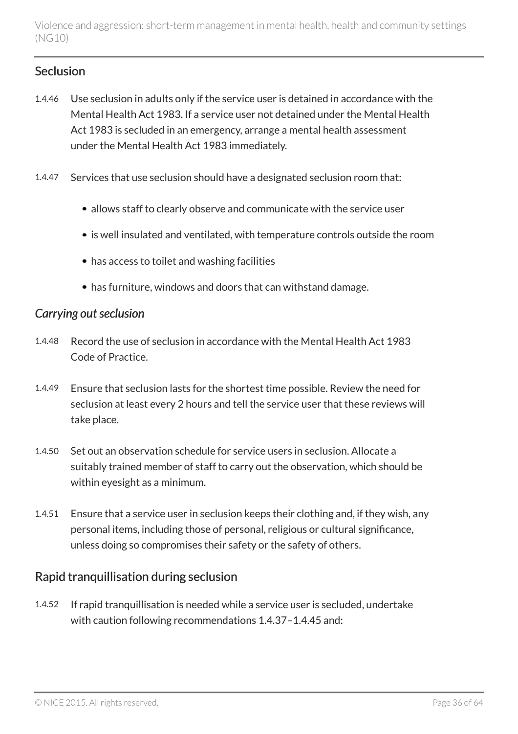## Seclusion

1.4.46 Use seclusion in adults only if the service user is detained in accordance with the Mental Health Act 1983. If a service user not detained under the Mental Health Act 1983 is secluded in an emergency, arrange a mental health assessment under the Mental Health Act 1983 immediately.

1.4.47 Services that use seclusion should have a designated seclusion room that:

- allows staff to clearly observe and communicate with the service user
- is well insulated and ventilated, with temperature controls outside the room
- has access to toilet and washing facilities
- has furniture, windows and doors that can withstand damage.

### *Carrying out seclusion*

1.4.48 Record the use of seclusion in accordance with the Mental Health Act 1983 Code of Practice.

1.4.49 Ensure that seclusion lasts for the shortest time possible. Review the need for seclusion at least every 2 hours and tell the service user that these reviews will take place.

1.4.50 Set out an observation schedule for service users in seclusion. Allocate a suitably trained member of staff to carry out the observation, which should be within eyesight as a minimum.

1.4.51 Ensure that a service user in seclusion keeps their clothing and, if they wish, any personal items, including those of personal, religious or cultural significance, unless doing so compromises their safety or the safety of others.

## Rapid tranquillisation during seclusion

1.4.52 If rapid tranquillisation is needed while a service user is secluded, undertake with caution following recommendations 1.4.37–1.4.45 and: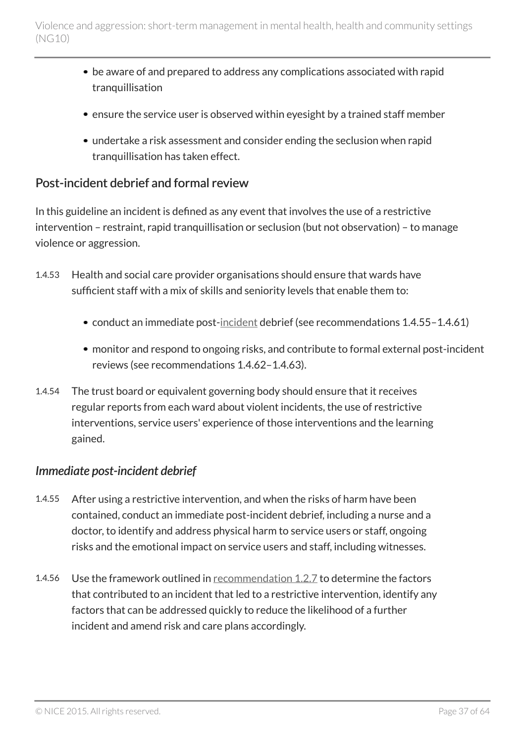- be aware of and prepared to address any complications associated with rapid tranquillisation
- ensure the service user is observed within eyesight by a trained staff member
- undertake a risk assessment and consider ending the seclusion when rapid tranquillisation has taken effect.

## Post-incident debrief and formal review

In this guideline an incident is defined as any event that involves the use of a restrictive intervention – restraint, rapid tranquillisation or seclusion (but not observation) – to manage violence or aggression.

1.4.53 Health and social care provider organisations should ensure that wards have sufficient staff with a mix of skills and seniority levels that enable them to:

- conduct an immediate post-incident debrief (see recommendations 1.4.55–1.4.61)
- monitor and respond to ongoing risks, and contribute to formal external post-incident reviews (see recommendations 1.4.62–1.4.63).

1.4.54 The trust board or equivalent governing body should ensure that it receives regular reports from each ward about violent incidents, the use of restrictive interventions, service users' experience of those interventions and the learning gained.

### *Immediate post-incident debrief*

1.4.55 After using a restrictive intervention, and when the risks of harm have been contained, conduct an immediate post-incident debrief, including a nurse and a doctor, to identify and address physical harm to service users or staff, ongoing risks and the emotional impact on service users and staff, including witnesses.

1.4.56 Use the framework outlined in recommendation 1.2.7 to determine the factors that contributed to an incident that led to a restrictive intervention, identify any factors that can be addressed quickly to reduce the likelihood of a further incident and amend risk and care plans accordingly.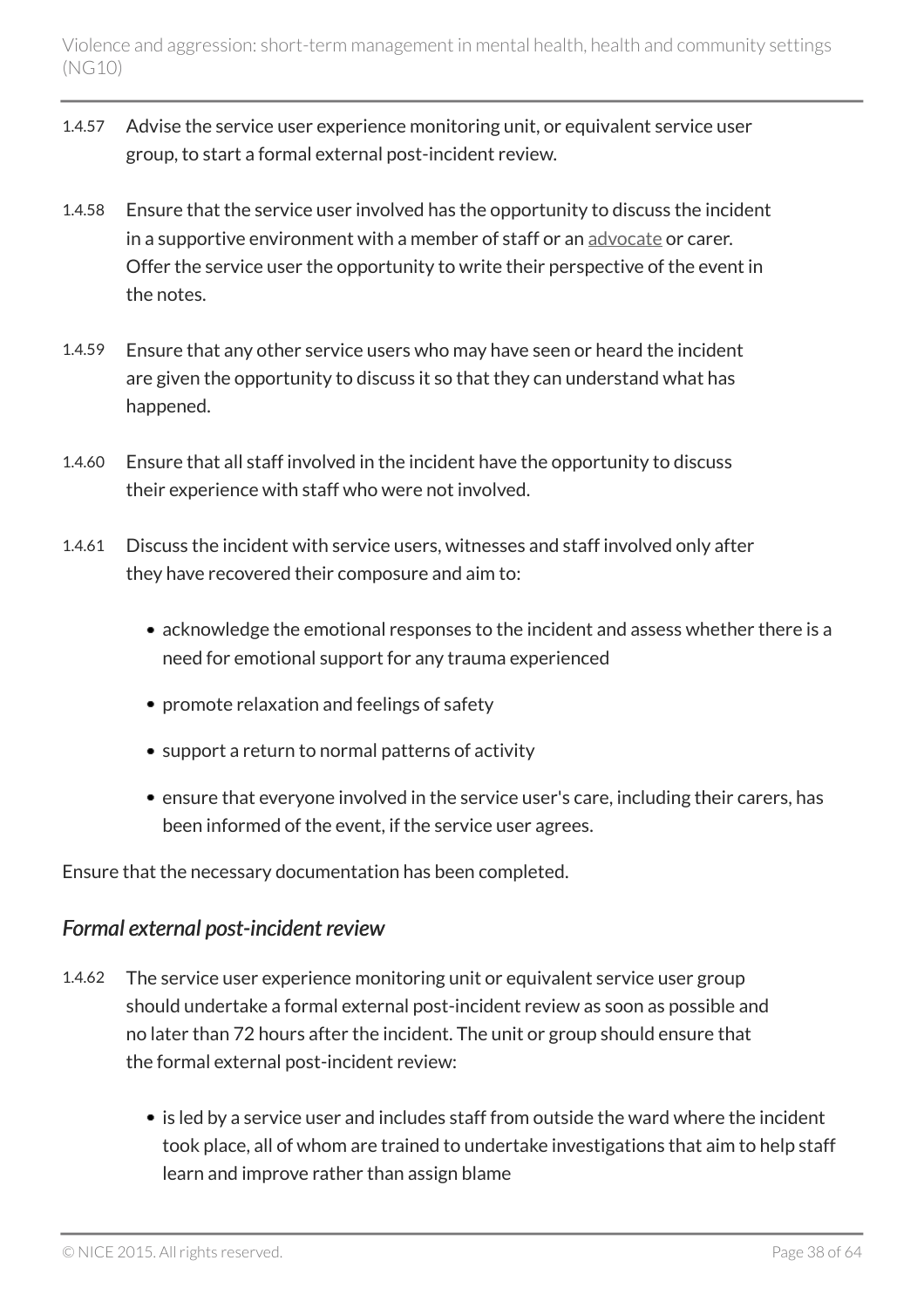1.4.57 Advise the service user experience monitoring unit, or equivalent service user group, to start a formal external post-incident review.

1.4.58 Ensure that the service user involved has the opportunity to discuss the incident in a supportive environment with a member of staff or an advocate or carer. Offer the service user the opportunity to write their perspective of the event in the notes.

1.4.59 Ensure that any other service users who may have seen or heard the incident are given the opportunity to discuss it so that they can understand what has happened.

1.4.60 Ensure that all staff involved in the incident have the opportunity to discuss their experience with staff who were not involved.

1.4.61 Discuss the incident with service users, witnesses and staff involved only after they have recovered their composure and aim to:

- acknowledge the emotional responses to the incident and assess whether there is a need for emotional support for any trauma experienced
- promote relaxation and feelings of safety
- support a return to normal patterns of activity
- ensure that everyone involved in the service user's care, including their carers, has been informed of the event, if the service user agrees.

Ensure that the necessary documentation has been completed.

### *Formal external post-incident review*

1.4.62 The service user experience monitoring unit or equivalent service user group should undertake a formal external post-incident review as soon as possible and no later than 72 hours after the incident. The unit or group should ensure that the formal external post-incident review:

- is led by a service user and includes staff from outside the ward where the incident took place, all of whom are trained to undertake investigations that aim to help staff learn and improve rather than assign blame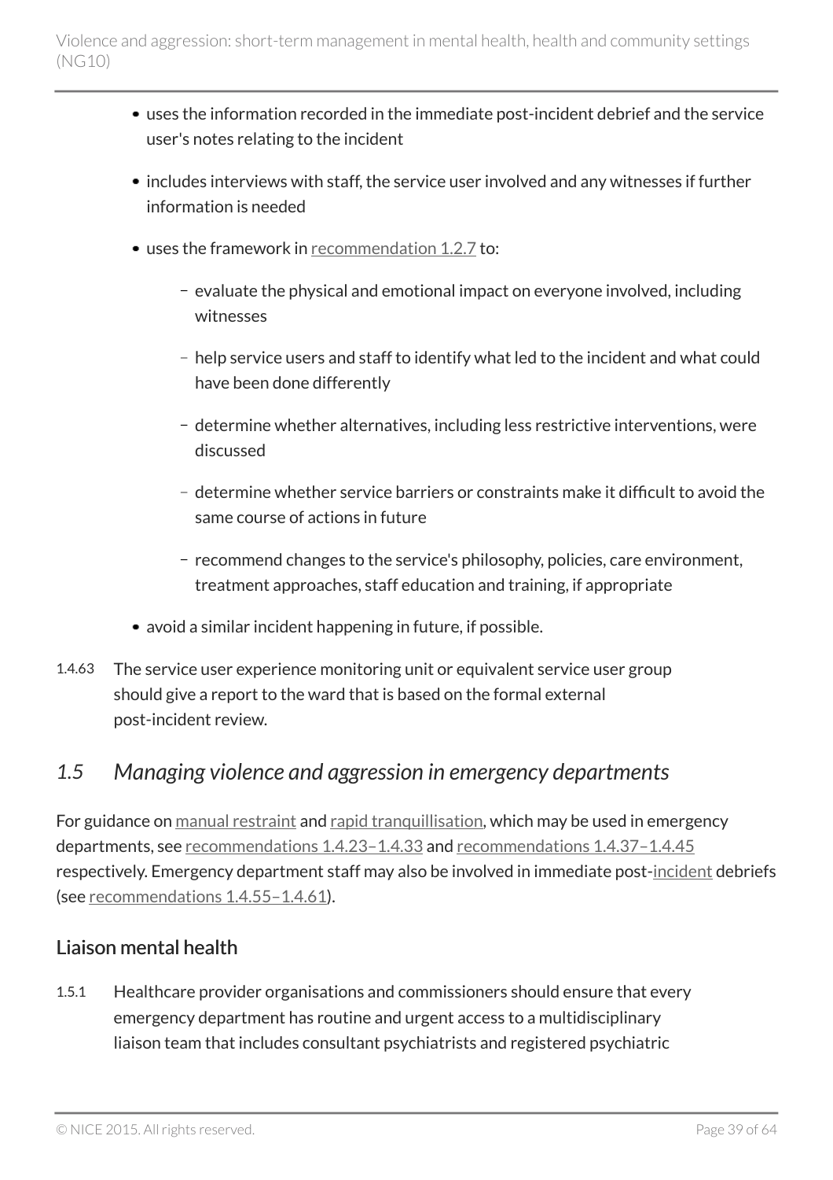- uses the information recorded in the immediate post-incident debrief and the service user's notes relating to the incident
- includes interviews with staff, the service user involved and any witnesses if further information is needed
- uses the framework in recommendation 1.2.7 to:
  - evaluate the physical and emotional impact on everyone involved, including witnesses
  - help service users and staff to identify what led to the incident and what could have been done differently
  - determine whether alternatives, including less restrictive interventions, were discussed
  - determine whether service barriers or constraints make it difficult to avoid the same course of actions in future
  - recommend changes to the service's philosophy, policies, care environment, treatment approaches, staff education and training, if appropriate
- avoid a similar incident happening in future, if possible.

1.4.63 The service user experience monitoring unit or equivalent service user group should give a report to the ward that is based on the formal external post-incident review.

## *1.5 Managing violence and aggression in emergency departments*

For guidance on manual restraint and rapid tranquillisation, which may be used in emergency departments, see recommendations 1.4.23–1.4.33 and recommendations 1.4.37–1.4.45 respectively. Emergency department staff may also be involved in immediate post-incident debriefs (see recommendations 1.4.55–1.4.61).

### Liaison mental health

1.5.1 Healthcare provider organisations and commissioners should ensure that every emergency department has routine and urgent access to a multidisciplinary liaison team that includes consultant psychiatrists and registered psychiatric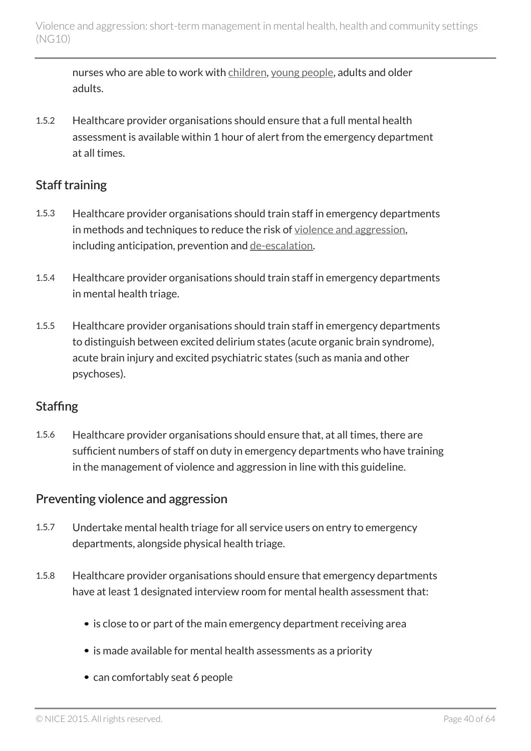nurses who are able to work with children, young people, adults and older adults.

1.5.2 Healthcare provider organisations should ensure that a full mental health assessment is available within 1 hour of alert from the emergency department at all times.

## Staff training

1.5.3 Healthcare provider organisations should train staff in emergency departments in methods and techniques to reduce the risk of violence and aggression, including anticipation, prevention and de-escalation.

1.5.4 Healthcare provider organisations should train staff in emergency departments in mental health triage.

1.5.5 Healthcare provider organisations should train staff in emergency departments to distinguish between excited delirium states (acute organic brain syndrome), acute brain injury and excited psychiatric states (such as mania and other psychoses).

## Staffing

1.5.6 Healthcare provider organisations should ensure that, at all times, there are sufficient numbers of staff on duty in emergency departments who have training in the management of violence and aggression in line with this guideline.

## Preventing violence and aggression

1.5.7 Undertake mental health triage for all service users on entry to emergency departments, alongside physical health triage.

1.5.8 Healthcare provider organisations should ensure that emergency departments have at least 1 designated interview room for mental health assessment that:

- is close to or part of the main emergency department receiving area
- is made available for mental health assessments as a priority
- can comfortably seat 6 people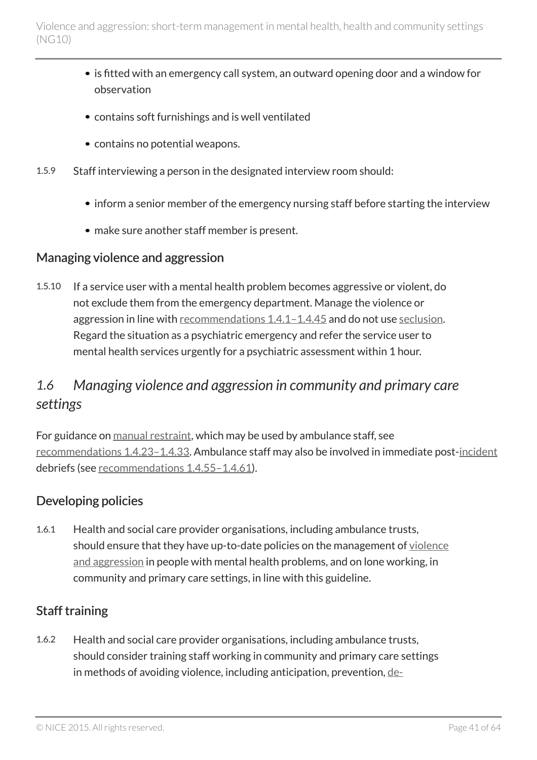- is fitted with an emergency call system, an outward opening door and a window for observation
- contains soft furnishings and is well ventilated
- contains no potential weapons.

1.5.9 Staff interviewing a person in the designated interview room should:

- inform a senior member of the emergency nursing staff before starting the interview
- make sure another staff member is present.

### Managing violence and aggression

1.5.10 If a service user with a mental health problem becomes aggressive or violent, do not exclude them from the emergency department. Manage the violence or aggression in line with recommendations 1.4.1–1.4.45 and do not use seclusion. Regard the situation as a psychiatric emergency and refer the service user to mental health services urgently for a psychiatric assessment within 1 hour.

## *1.6 Managing violence and aggression in community and primary care settings*

For guidance on manual restraint, which may be used by ambulance staff, see recommendations 1.4.23–1.4.33. Ambulance staff may also be involved in immediate post-incident debriefs (see recommendations 1.4.55–1.4.61).

### Developing policies

1.6.1 Health and social care provider organisations, including ambulance trusts, should ensure that they have up-to-date policies on the management of violence and aggression in people with mental health problems, and on lone working, in community and primary care settings, in line with this guideline.

### Staff training

1.6.2 Health and social care provider organisations, including ambulance trusts, should consider training staff working in community and primary care settings in methods of avoiding violence, including anticipation, prevention, de-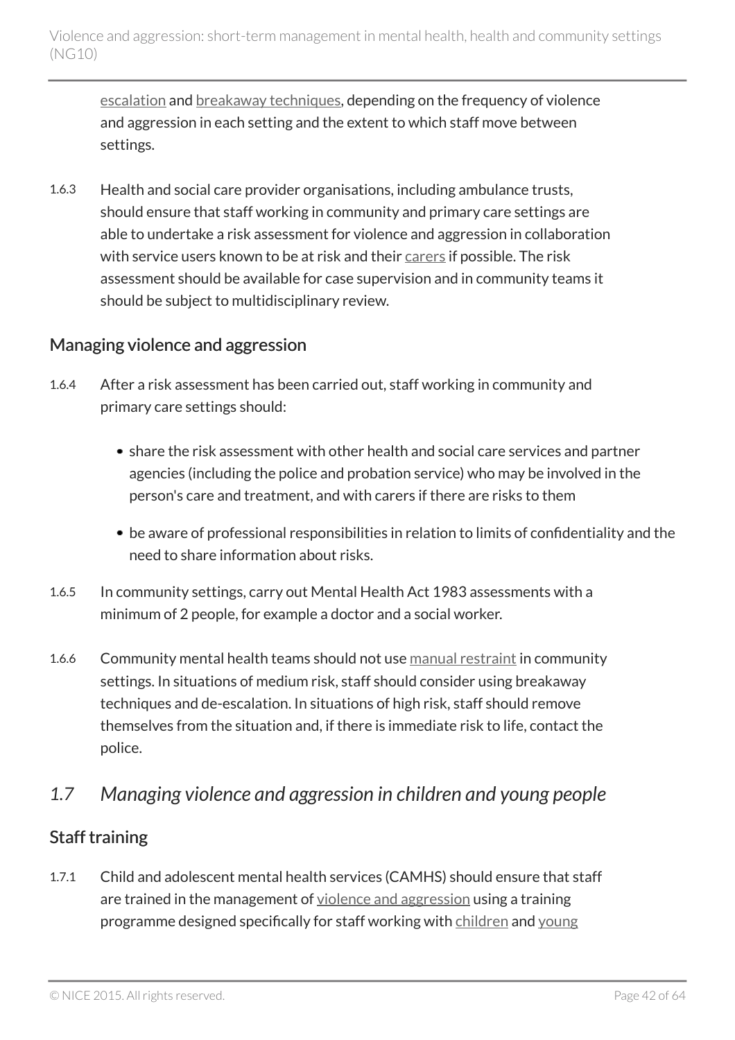escalation and breakaway techniques, depending on the frequency of violence and aggression in each setting and the extent to which staff move between settings.

1.6.3 Health and social care provider organisations, including ambulance trusts, should ensure that staff working in community and primary care settings are able to undertake a risk assessment for violence and aggression in collaboration with service users known to be at risk and their carers if possible. The risk assessment should be available for case supervision and in community teams it should be subject to multidisciplinary review.

### Managing violence and aggression

1.6.4 After a risk assessment has been carried out, staff working in community and primary care settings should:

- share the risk assessment with other health and social care services and partner agencies (including the police and probation service) who may be involved in the person's care and treatment, and with carers if there are risks to them
- be aware of professional responsibilities in relation to limits of confidentiality and the need to share information about risks.

1.6.5 In community settings, carry out Mental Health Act 1983 assessments with a minimum of 2 people, for example a doctor and a social worker.

1.6.6 Community mental health teams should not use manual restraint in community settings. In situations of medium risk, staff should consider using breakaway techniques and de-escalation. In situations of high risk, staff should remove themselves from the situation and, if there is immediate risk to life, contact the police.

## *1.7 Managing violence and aggression in children and young people*

### Staff training

1.7.1 Child and adolescent mental health services (CAMHS) should ensure that staff are trained in the management of violence and aggression using a training programme designed specifically for staff working with children and young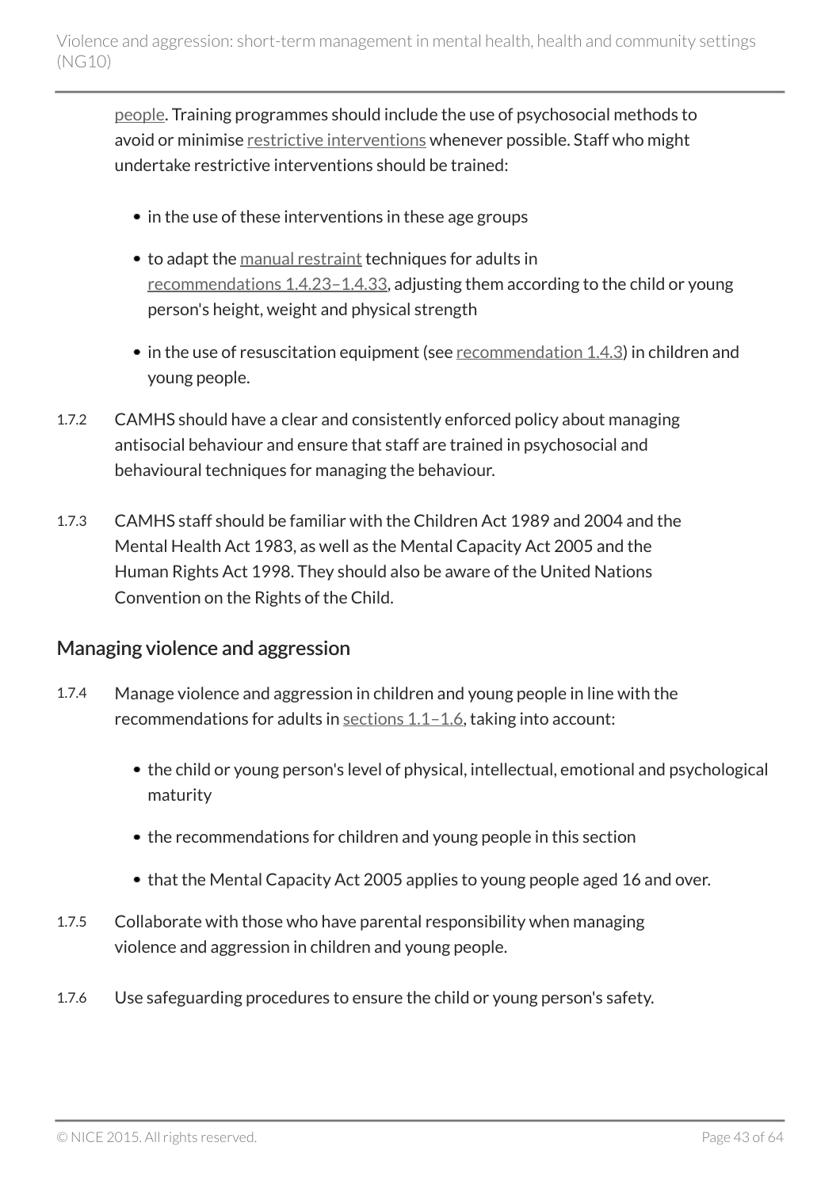people. Training programmes should include the use of psychosocial methods to avoid or minimise restrictive interventions whenever possible. Staff who might undertake restrictive interventions should be trained:

- in the use of these interventions in these age groups
- to adapt the manual restraint techniques for adults in recommendations 1.4.23–1.4.33, adjusting them according to the child or young person's height, weight and physical strength
- in the use of resuscitation equipment (see recommendation 1.4.3) in children and young people.

1.7.2 CAMHS should have a clear and consistently enforced policy about managing antisocial behaviour and ensure that staff are trained in psychosocial and behavioural techniques for managing the behaviour.

1.7.3 CAMHS staff should be familiar with the Children Act 1989 and 2004 and the Mental Health Act 1983, as well as the Mental Capacity Act 2005 and the Human Rights Act 1998. They should also be aware of the United Nations Convention on the Rights of the Child.

## Managing violence and aggression

1.7.4 Manage violence and aggression in children and young people in line with the recommendations for adults in sections 1.1–1.6, taking into account:

- the child or young person's level of physical, intellectual, emotional and psychological maturity
- the recommendations for children and young people in this section
- that the Mental Capacity Act 2005 applies to young people aged 16 and over.

1.7.5 Collaborate with those who have parental responsibility when managing violence and aggression in children and young people.

1.7.6 Use safeguarding procedures to ensure the child or young person's safety.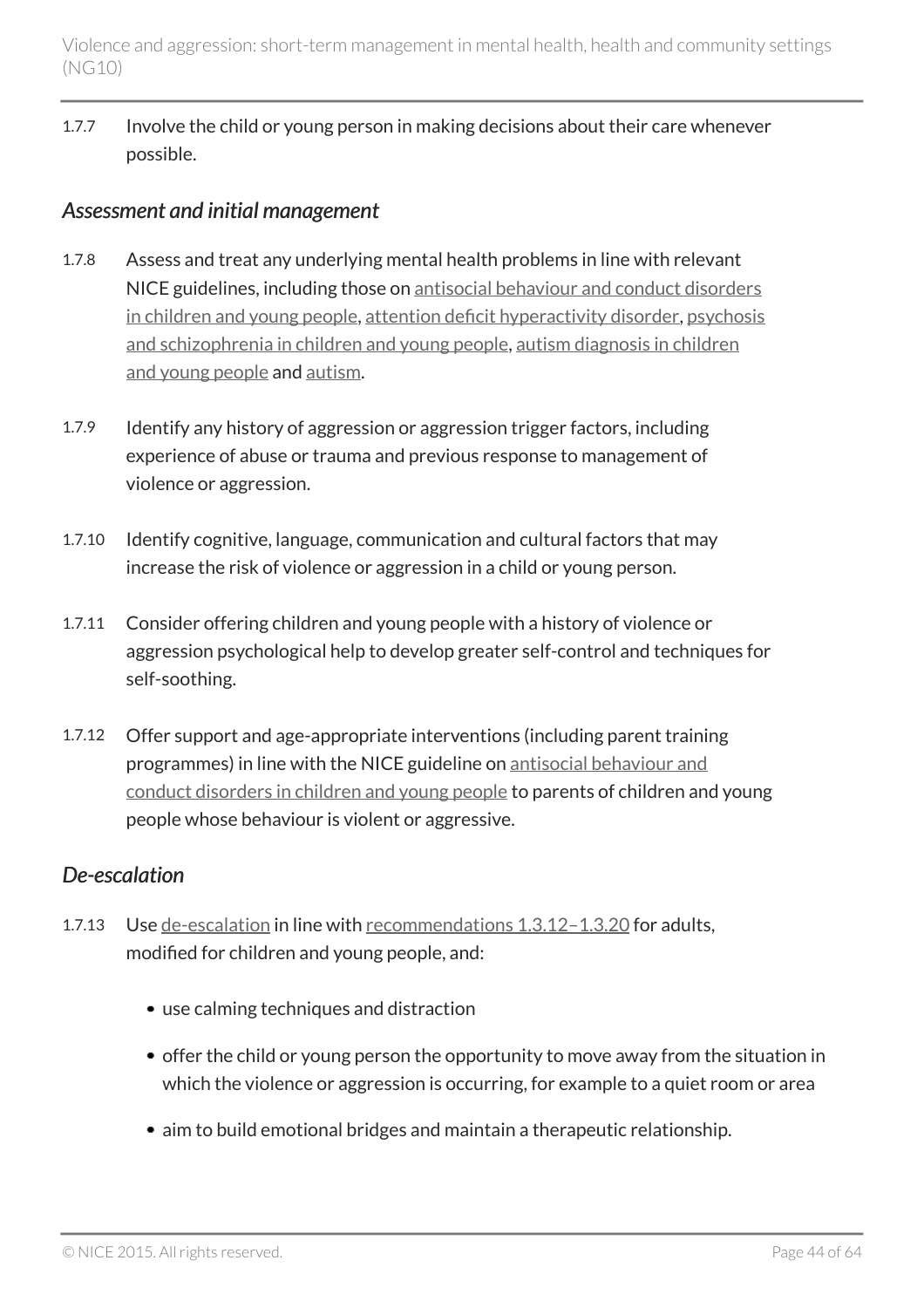1.7.7 Involve the child or young person in making decisions about their care whenever possible.

### *Assessment and initial management*

1.7.8 Assess and treat any underlying mental health problems in line with relevant NICE guidelines, including those on antisocial behaviour and conduct disorders in children and young people, attention deficit hyperactivity disorder, psychosis and schizophrenia in children and young people, autism diagnosis in children and young people and autism.

1.7.9 Identify any history of aggression or aggression trigger factors, including experience of abuse or trauma and previous response to management of violence or aggression.

1.7.10 Identify cognitive, language, communication and cultural factors that may increase the risk of violence or aggression in a child or young person.

1.7.11 Consider offering children and young people with a history of violence or aggression psychological help to develop greater self-control and techniques for self-soothing.

1.7.12 Offer support and age-appropriate interventions (including parent training programmes) in line with the NICE guideline on antisocial behaviour and conduct disorders in children and young people to parents of children and young people whose behaviour is violent or aggressive.

### *De-escalation*

1.7.13 Use de-escalation in line with recommendations 1.3.12–1.3.20 for adults, modified for children and young people, and:

- use calming techniques and distraction
- offer the child or young person the opportunity to move away from the situation in which the violence or aggression is occurring, for example to a quiet room or area
- aim to build emotional bridges and maintain a therapeutic relationship.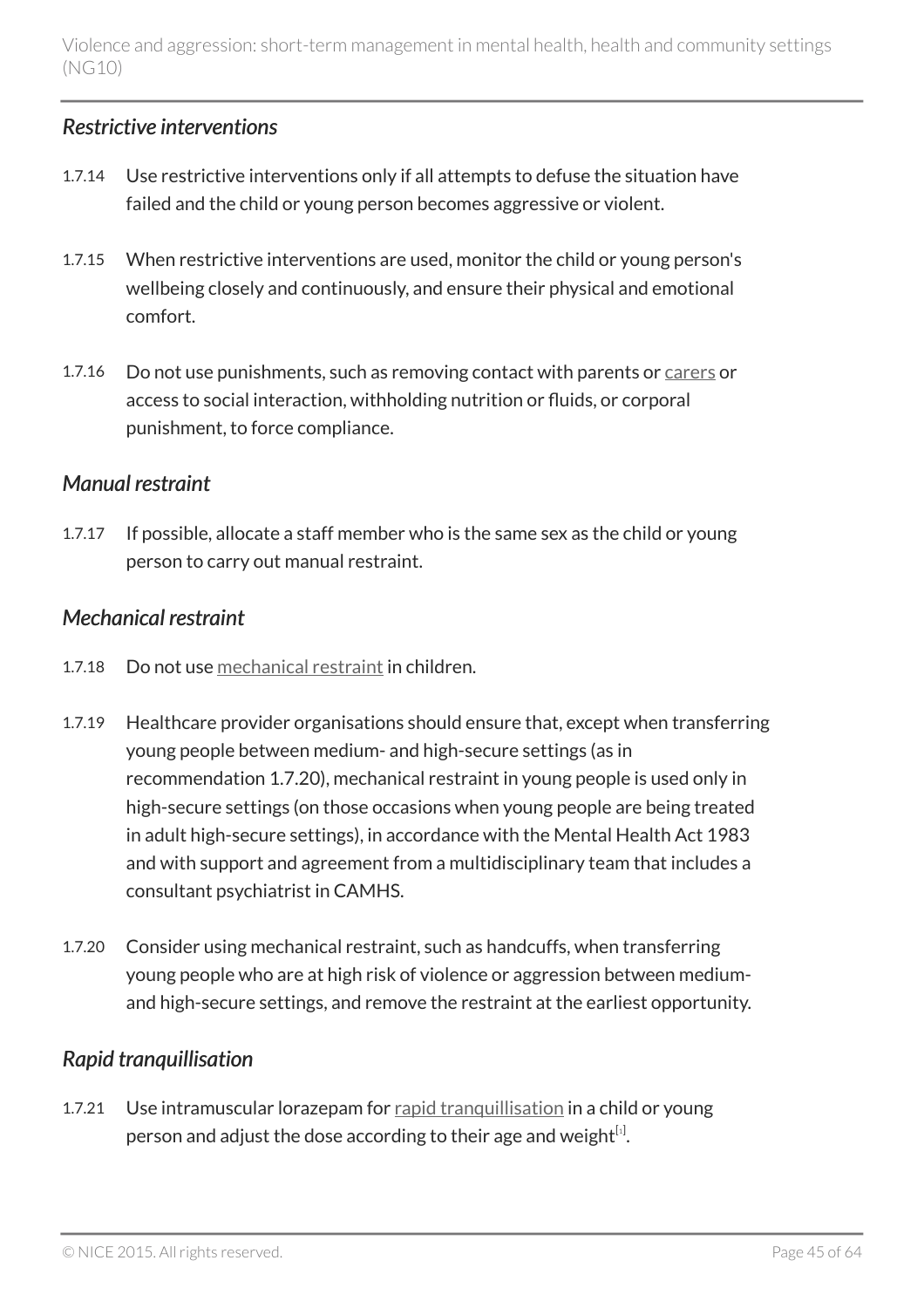### *Restrictive interventions*

1.7.14 Use restrictive interventions only if all attempts to defuse the situation have failed and the child or young person becomes aggressive or violent.

1.7.15 When restrictive interventions are used, monitor the child or young person's wellbeing closely and continuously, and ensure their physical and emotional comfort.

1.7.16 Do not use punishments, such as removing contact with parents or carers or access to social interaction, withholding nutrition or fluids, or corporal punishment, to force compliance.

### *Manual restraint*

1.7.17 If possible, allocate a staff member who is the same sex as the child or young person to carry out manual restraint.

### *Mechanical restraint*

1.7.18 Do not use mechanical restraint in children.

1.7.19 Healthcare provider organisations should ensure that, except when transferring young people between medium- and high-secure settings (as in recommendation 1.7.20), mechanical restraint in young people is used only in high-secure settings (on those occasions when young people are being treated in adult high-secure settings), in accordance with the Mental Health Act 1983 and with support and agreement from a multidisciplinary team that includes a consultant psychiatrist in CAMHS.

1.7.20 Consider using mechanical restraint, such as handcuffs, when transferring young people who are at high risk of violence or aggression between medium- and high-secure settings, and remove the restraint at the earliest opportunity.

### *Rapid tranquillisation*

1.7.21 Use intramuscular lorazepam for rapid tranquillisation in a child or young person and adjust the dose according to their age and weight[1].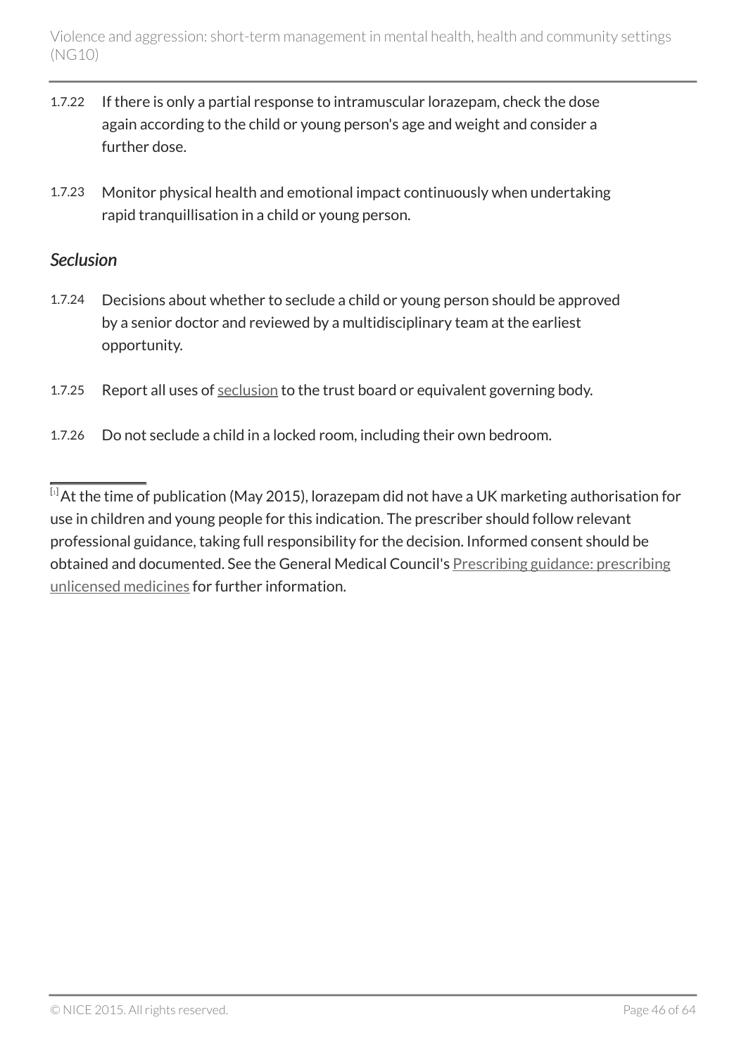1.7.22 If there is only a partial response to intramuscular lorazepam, check the dose again according to the child or young person's age and weight and consider a further dose.

1.7.23 Monitor physical health and emotional impact continuously when undertaking rapid tranquillisation in a child or young person.

### *Seclusion*

1.7.24 Decisions about whether to seclude a child or young person should be approved by a senior doctor and reviewed by a multidisciplinary team at the earliest opportunity.

1.7.25 Report all uses of seclusion to the trust board or equivalent governing body.

1.7.26 Do not seclude a child in a locked room, including their own bedroom.

---

[1] At the time of publication (May 2015), lorazepam did not have a UK marketing authorisation for use in children and young people for this indication. The prescriber should follow relevant professional guidance, taking full responsibility for the decision. Informed consent should be obtained and documented. See the General Medical Council's Prescribing guidance: prescribing unlicensed medicines for further information.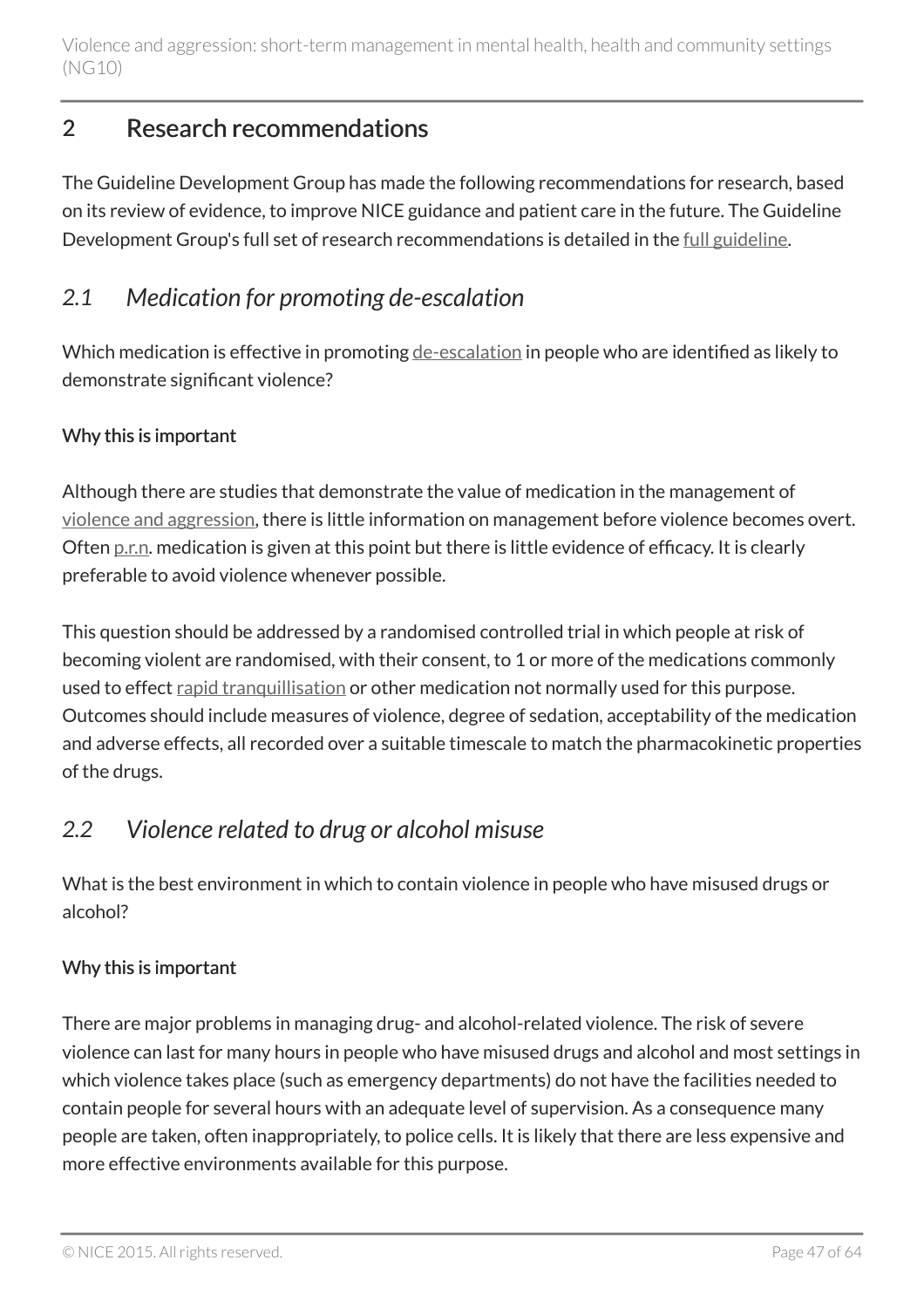## 2 Research recommendations

The Guideline Development Group has made the following recommendations for research, based on its review of evidence, to improve NICE guidance and patient care in the future. The Guideline Development Group's full set of research recommendations is detailed in the full guideline.

### *2.1 Medication for promoting de-escalation*

Which medication is effective in promoting de-escalation in people who are identified as likely to demonstrate significant violence?

#### Why this is important

Although there are studies that demonstrate the value of medication in the management of violence and aggression, there is little information on management before violence becomes overt. Often p.r.n. medication is given at this point but there is little evidence of efficacy. It is clearly preferable to avoid violence whenever possible.

This question should be addressed by a randomised controlled trial in which people at risk of becoming violent are randomised, with their consent, to 1 or more of the medications commonly used to effect rapid tranquillisation or other medication not normally used for this purpose. Outcomes should include measures of violence, degree of sedation, acceptability of the medication and adverse effects, all recorded over a suitable timescale to match the pharmacokinetic properties of the drugs.

### *2.2 Violence related to drug or alcohol misuse*

What is the best environment in which to contain violence in people who have misused drugs or alcohol?

#### Why this is important

There are major problems in managing drug- and alcohol-related violence. The risk of severe violence can last for many hours in people who have misused drugs and alcohol and most settings in which violence takes place (such as emergency departments) do not have the facilities needed to contain people for several hours with an adequate level of supervision. As a consequence many people are taken, often inappropriately, to police cells. It is likely that there are less expensive and more effective environments available for this purpose.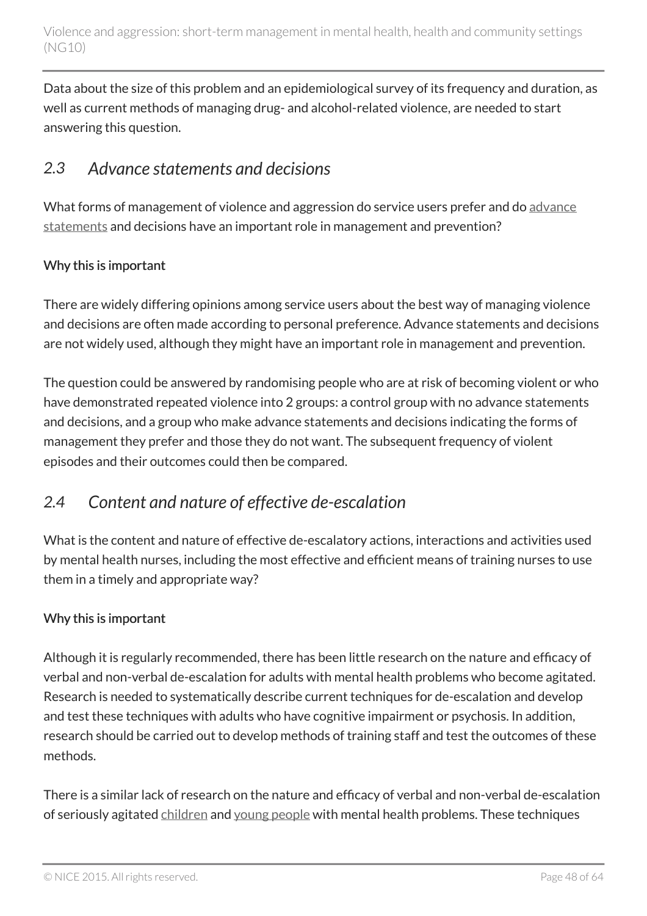Data about the size of this problem and an epidemiological survey of its frequency and duration, as well as current methods of managing drug- and alcohol-related violence, are needed to start answering this question.

## *2.3 Advance statements and decisions*

What forms of management of violence and aggression do service users prefer and do advance statements and decisions have an important role in management and prevention?

#### Why this is important

There are widely differing opinions among service users about the best way of managing violence and decisions are often made according to personal preference. Advance statements and decisions are not widely used, although they might have an important role in management and prevention.

The question could be answered by randomising people who are at risk of becoming violent or who have demonstrated repeated violence into 2 groups: a control group with no advance statements and decisions, and a group who make advance statements and decisions indicating the forms of management they prefer and those they do not want. The subsequent frequency of violent episodes and their outcomes could then be compared.

## *2.4 Content and nature of effective de-escalation*

What is the content and nature of effective de-escalatory actions, interactions and activities used by mental health nurses, including the most effective and efficient means of training nurses to use them in a timely and appropriate way?

#### Why this is important

Although it is regularly recommended, there has been little research on the nature and efficacy of verbal and non-verbal de-escalation for adults with mental health problems who become agitated. Research is needed to systematically describe current techniques for de-escalation and develop and test these techniques with adults who have cognitive impairment or psychosis. In addition, research should be carried out to develop methods of training staff and test the outcomes of these methods.

There is a similar lack of research on the nature and efficacy of verbal and non-verbal de-escalation of seriously agitated children and young people with mental health problems. These techniques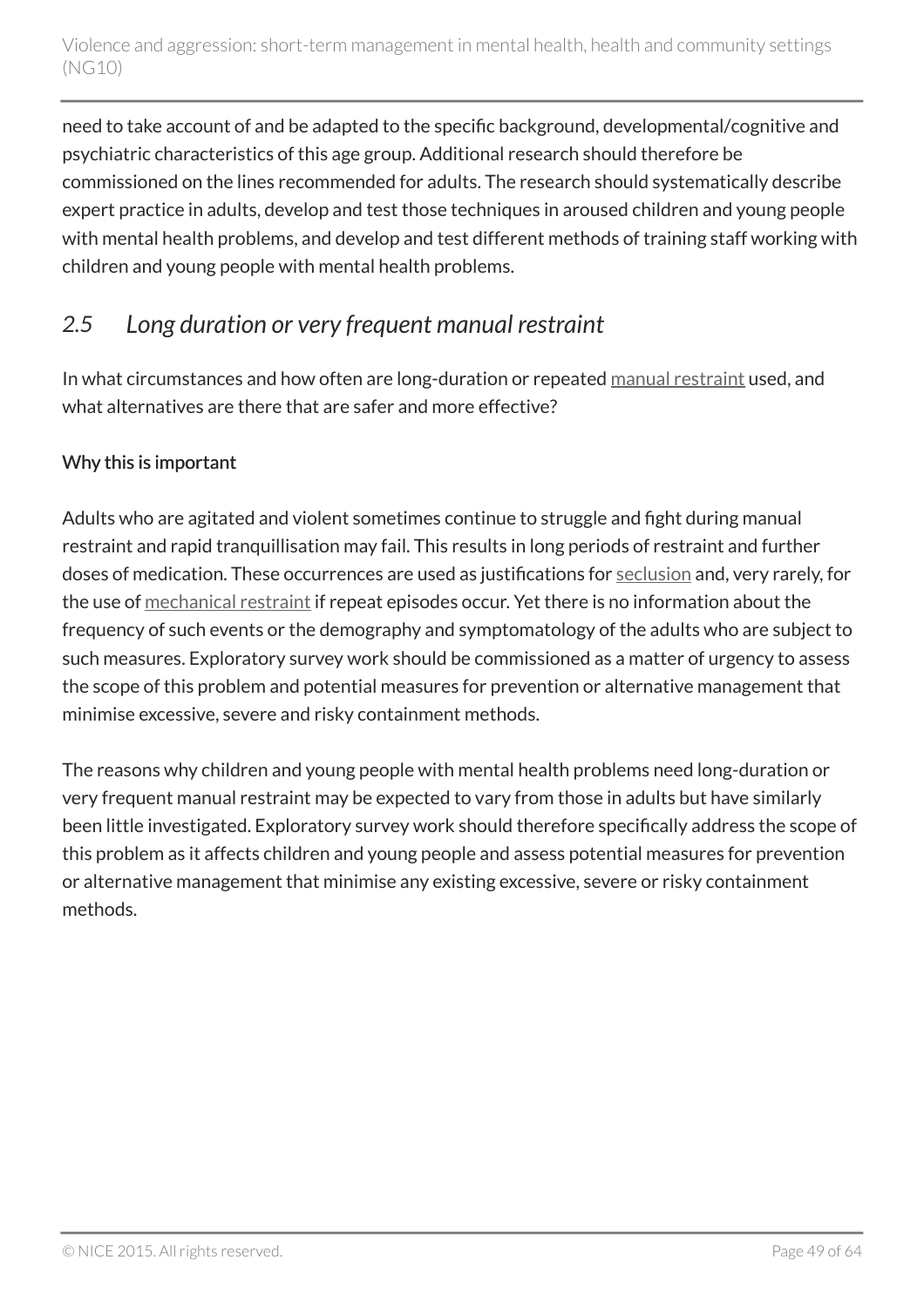need to take account of and be adapted to the specific background, developmental/cognitive and psychiatric characteristics of this age group. Additional research should therefore be commissioned on the lines recommended for adults. The research should systematically describe expert practice in adults, develop and test those techniques in aroused children and young people with mental health problems, and develop and test different methods of training staff working with children and young people with mental health problems.

## *2.5 Long duration or very frequent manual restraint*

In what circumstances and how often are long-duration or repeated manual restraint used, and what alternatives are there that are safer and more effective?

#### Why this is important

Adults who are agitated and violent sometimes continue to struggle and fight during manual restraint and rapid tranquillisation may fail. This results in long periods of restraint and further doses of medication. These occurrences are used as justifications for seclusion and, very rarely, for the use of mechanical restraint if repeat episodes occur. Yet there is no information about the frequency of such events or the demography and symptomatology of the adults who are subject to such measures. Exploratory survey work should be commissioned as a matter of urgency to assess the scope of this problem and potential measures for prevention or alternative management that minimise excessive, severe and risky containment methods.

The reasons why children and young people with mental health problems need long-duration or very frequent manual restraint may be expected to vary from those in adults but have similarly been little investigated. Exploratory survey work should therefore specifically address the scope of this problem as it affects children and young people and assess potential measures for prevention or alternative management that minimise any existing excessive, severe or risky containment methods.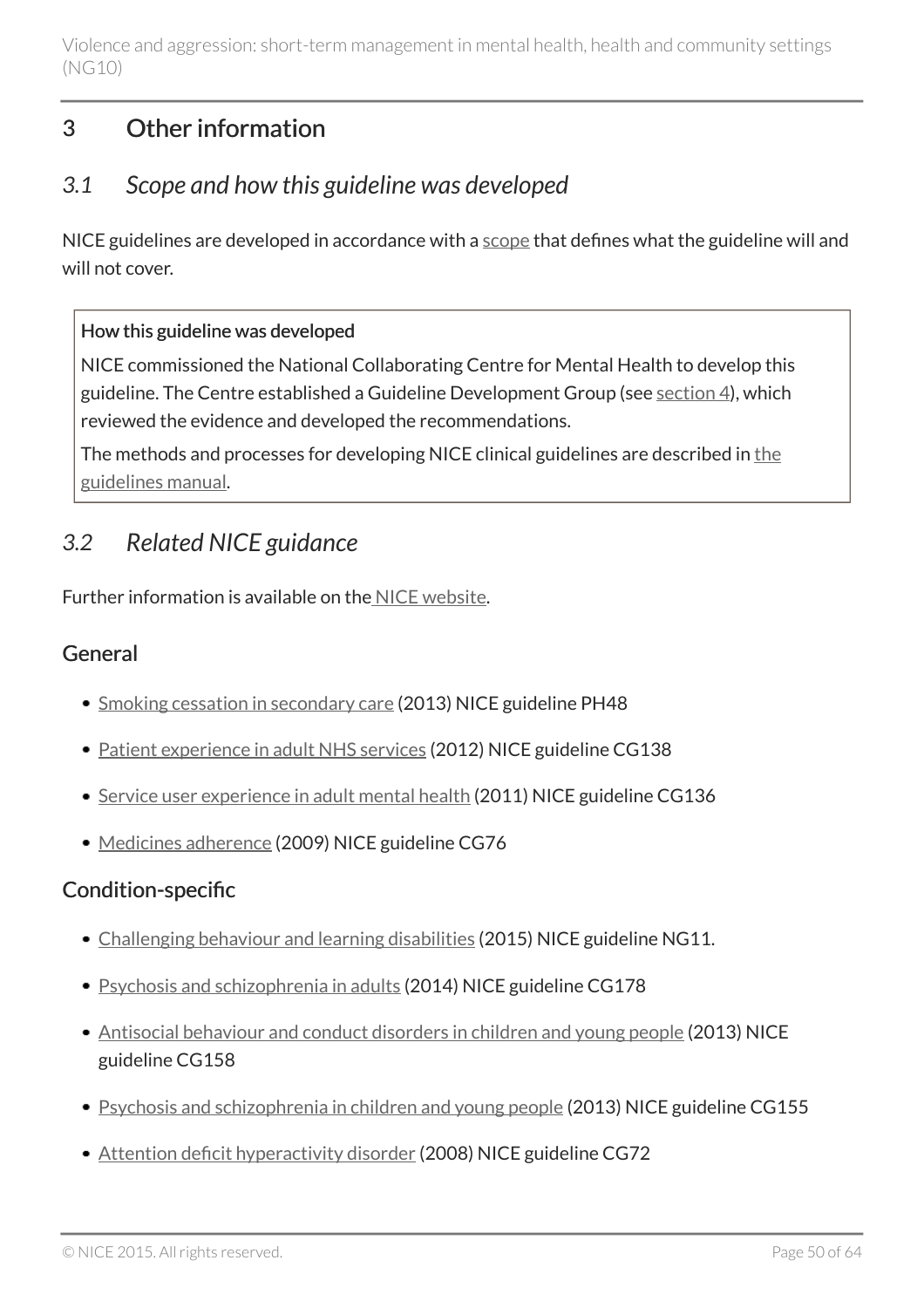# 3 Other information

## *3.1 Scope and how this guideline was developed*

NICE guidelines are developed in accordance with a scope that defines what the guideline will and will not cover.

**How this guideline was developed**

NICE commissioned the National Collaborating Centre for Mental Health to develop this guideline. The Centre established a Guideline Development Group (see section 4), which reviewed the evidence and developed the recommendations.

The methods and processes for developing NICE clinical guidelines are described in the guidelines manual.

## *3.2 Related NICE guidance*

Further information is available on the NICE website.

### General

- Smoking cessation in secondary care (2013) NICE guideline PH48
- Patient experience in adult NHS services (2012) NICE guideline CG138
- Service user experience in adult mental health (2011) NICE guideline CG136
- Medicines adherence (2009) NICE guideline CG76

### Condition-specific

- Challenging behaviour and learning disabilities (2015) NICE guideline NG11.
- Psychosis and schizophrenia in adults (2014) NICE guideline CG178
- Antisocial behaviour and conduct disorders in children and young people (2013) NICE guideline CG158
- Psychosis and schizophrenia in children and young people (2013) NICE guideline CG155
- Attention deficit hyperactivity disorder (2008) NICE guideline CG72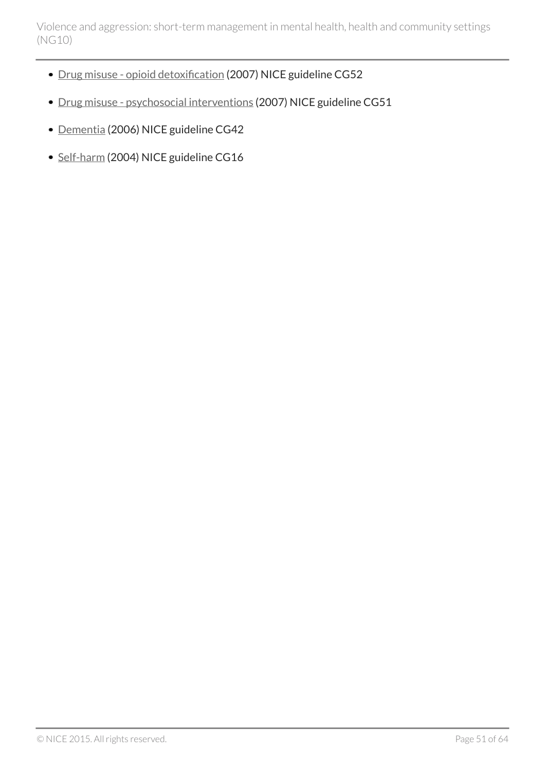- Drug misuse - opioid detoxification (2007) NICE guideline CG52
- Drug misuse - psychosocial interventions (2007) NICE guideline CG51
- Dementia (2006) NICE guideline CG42
- Self-harm (2004) NICE guideline CG16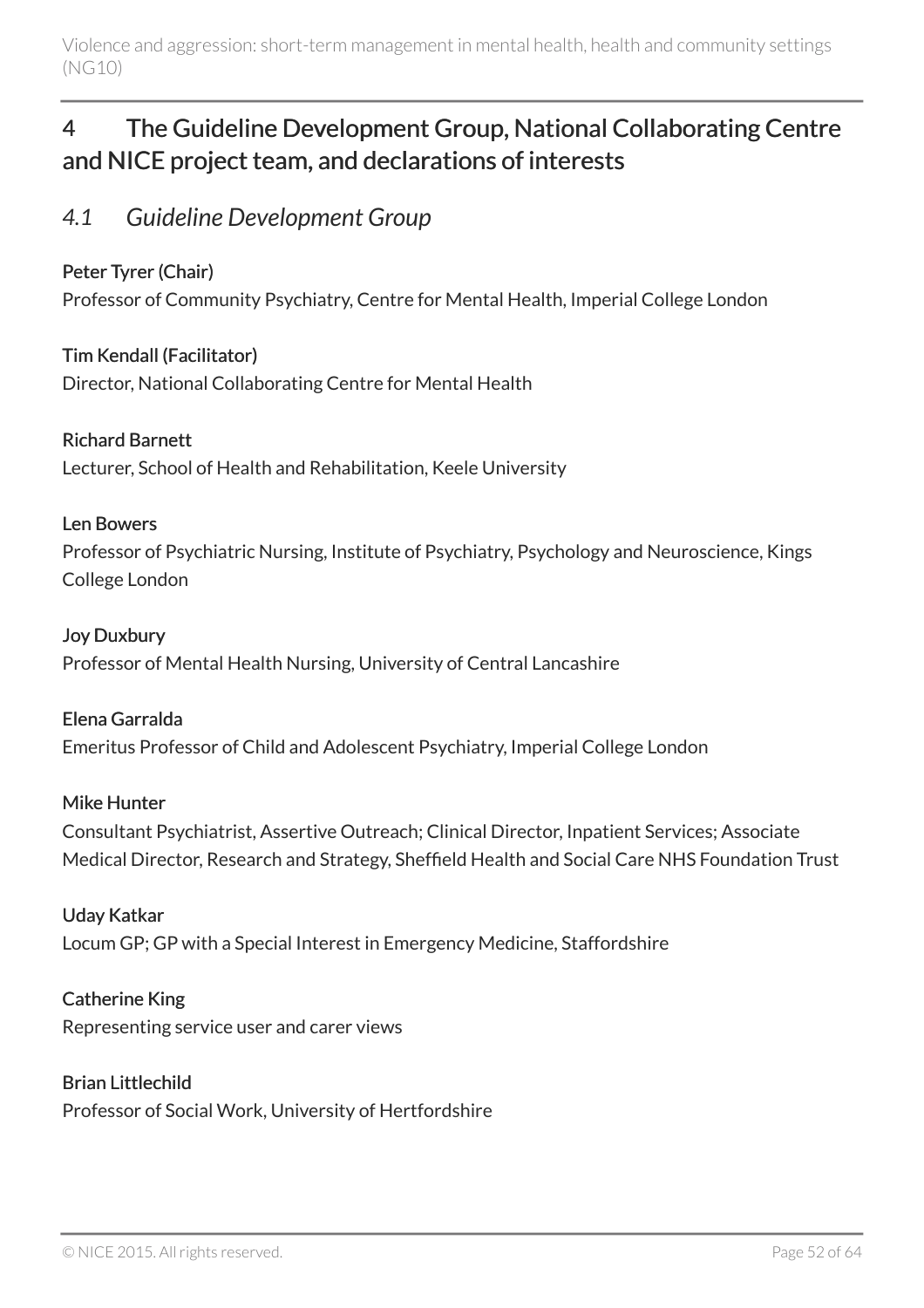# 4 The Guideline Development Group, National Collaborating Centre and NICE project team, and declarations of interests

## *4.1 Guideline Development Group*

**Peter Tyrer (Chair)**
Professor of Community Psychiatry, Centre for Mental Health, Imperial College London

**Tim Kendall (Facilitator)**
Director, National Collaborating Centre for Mental Health

**Richard Barnett**
Lecturer, School of Health and Rehabilitation, Keele University

**Len Bowers**
Professor of Psychiatric Nursing, Institute of Psychiatry, Psychology and Neuroscience, Kings College London

**Joy Duxbury**
Professor of Mental Health Nursing, University of Central Lancashire

**Elena Garralda**
Emeritus Professor of Child and Adolescent Psychiatry, Imperial College London

**Mike Hunter**
Consultant Psychiatrist, Assertive Outreach; Clinical Director, Inpatient Services; Associate Medical Director, Research and Strategy, Sheffield Health and Social Care NHS Foundation Trust

**Uday Katkar**
Locum GP; GP with a Special Interest in Emergency Medicine, Staffordshire

**Catherine King**
Representing service user and carer views

**Brian Littlechild**
Professor of Social Work, University of Hertfordshire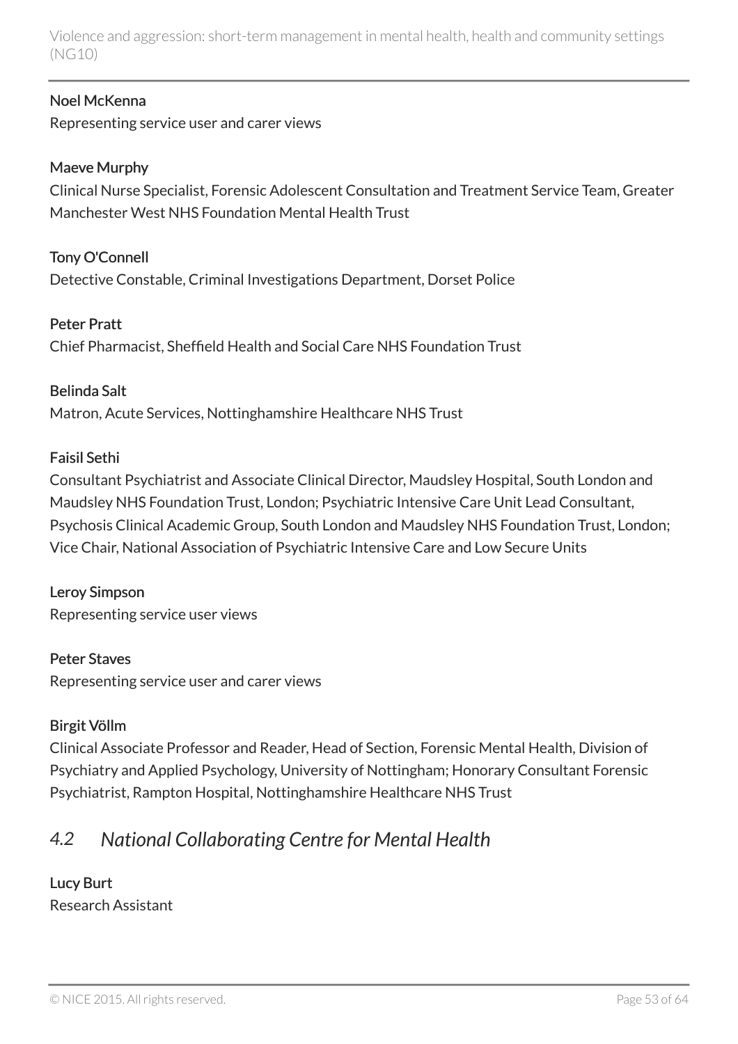**Noel McKenna**
Representing service user and carer views

**Maeve Murphy**
Clinical Nurse Specialist, Forensic Adolescent Consultation and Treatment Service Team, Greater Manchester West NHS Foundation Mental Health Trust

**Tony O'Connell**
Detective Constable, Criminal Investigations Department, Dorset Police

**Peter Pratt**
Chief Pharmacist, Sheffield Health and Social Care NHS Foundation Trust

**Belinda Salt**
Matron, Acute Services, Nottinghamshire Healthcare NHS Trust

**Faisil Sethi**
Consultant Psychiatrist and Associate Clinical Director, Maudsley Hospital, South London and Maudsley NHS Foundation Trust, London; Psychiatric Intensive Care Unit Lead Consultant, Psychosis Clinical Academic Group, South London and Maudsley NHS Foundation Trust, London; Vice Chair, National Association of Psychiatric Intensive Care and Low Secure Units

**Leroy Simpson**
Representing service user views

**Peter Staves**
Representing service user and carer views

**Birgit Völlm**
Clinical Associate Professor and Reader, Head of Section, Forensic Mental Health, Division of Psychiatry and Applied Psychology, University of Nottingham; Honorary Consultant Forensic Psychiatrist, Rampton Hospital, Nottinghamshire Healthcare NHS Trust

## *4.2 National Collaborating Centre for Mental Health*

**Lucy Burt**
Research Assistant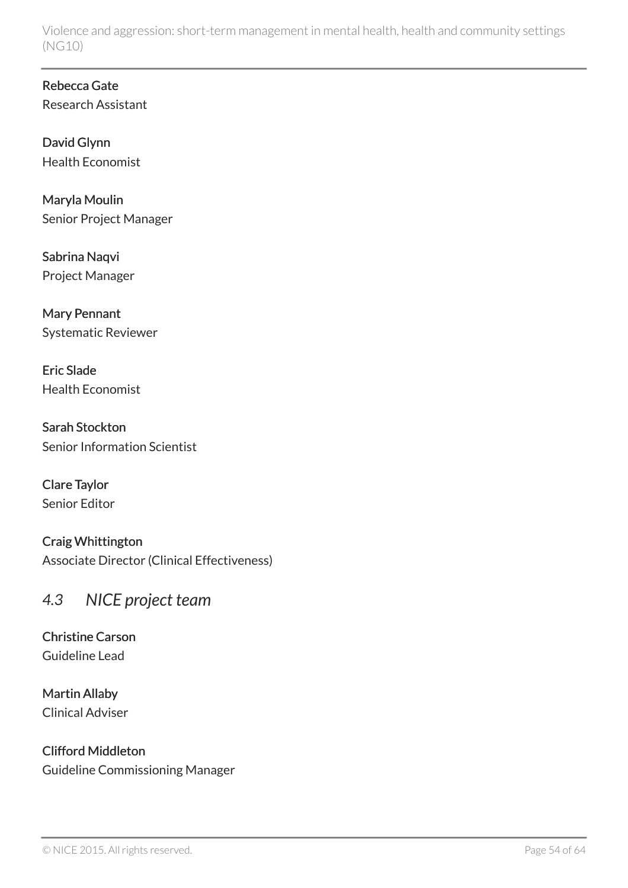**Rebecca Gate**
Research Assistant

**David Glynn**
Health Economist

**Maryla Moulin**
Senior Project Manager

**Sabrina Naqvi**
Project Manager

**Mary Pennant**
Systematic Reviewer

**Eric Slade**
Health Economist

**Sarah Stockton**
Senior Information Scientist

**Clare Taylor**
Senior Editor

**Craig Whittington**
Associate Director (Clinical Effectiveness)

## *4.3 NICE project team*

**Christine Carson**
Guideline Lead

**Martin Allaby**
Clinical Adviser

**Clifford Middleton**
Guideline Commissioning Manager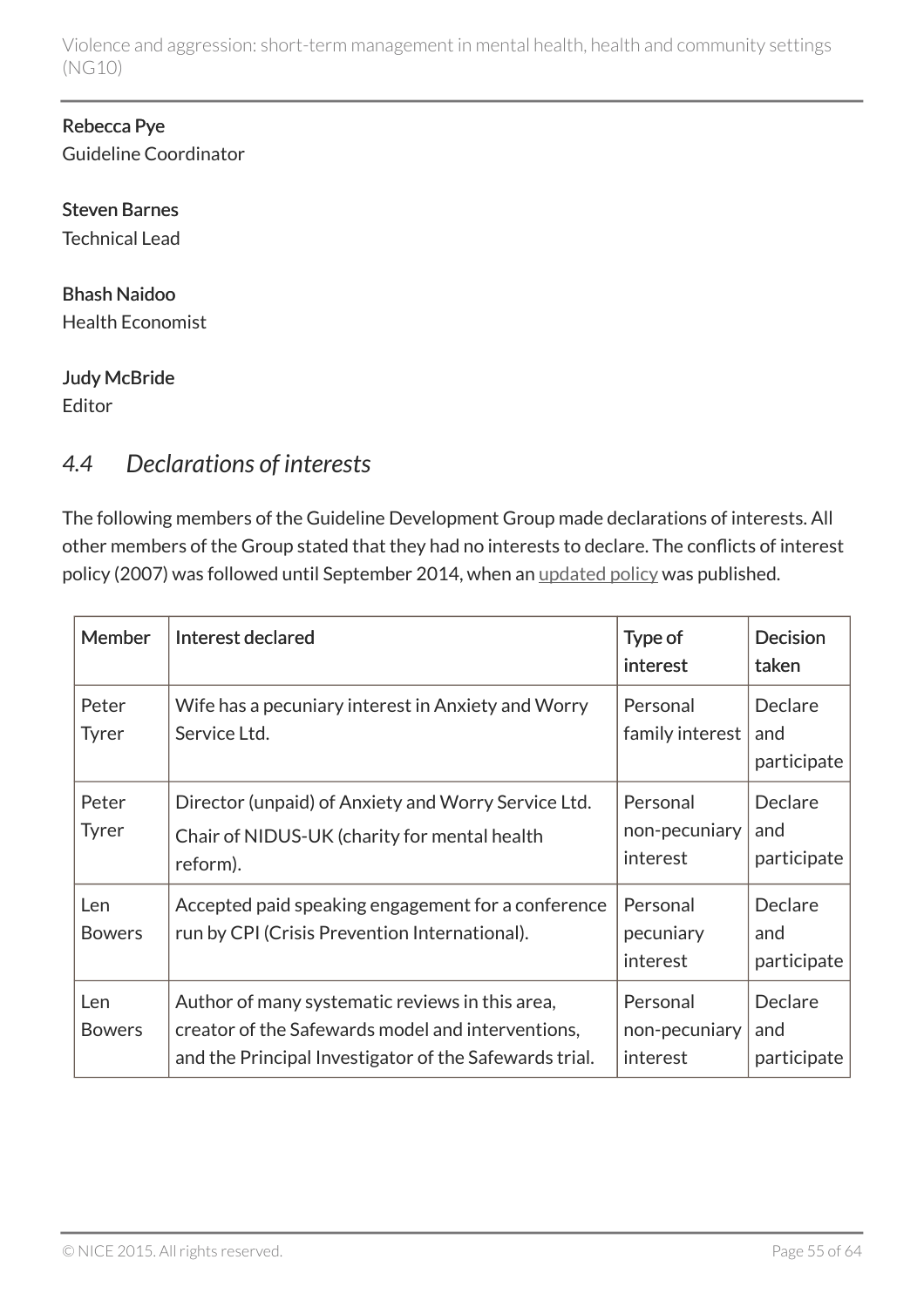**Rebecca Pye**
Guideline Coordinator

**Steven Barnes**
Technical Lead

**Bhash Naidoo**
Health Economist

**Judy McBride**
Editor

## *4.4 Declarations of interests*

The following members of the Guideline Development Group made declarations of interests. All other members of the Group stated that they had no interests to declare. The conflicts of interest policy (2007) was followed until September 2014, when an updated policy was published.

| Member | Interest declared | Type of interest | Decision taken |
|---|---|---|---|
| Peter Tyrer | Wife has a pecuniary interest in Anxiety and Worry Service Ltd. | Personal family interest | Declare and participate |
| Peter Tyrer | Director (unpaid) of Anxiety and Worry Service Ltd.<br>Chair of NIDUS-UK (charity for mental health reform). | Personal non-pecuniary interest | Declare and participate |
| Len Bowers | Accepted paid speaking engagement for a conference run by CPI (Crisis Prevention International). | Personal pecuniary interest | Declare and participate |
| Len Bowers | Author of many systematic reviews in this area, creator of the Safewards model and interventions, and the Principal Investigator of the Safewards trial. | Personal non-pecuniary interest | Declare and participate |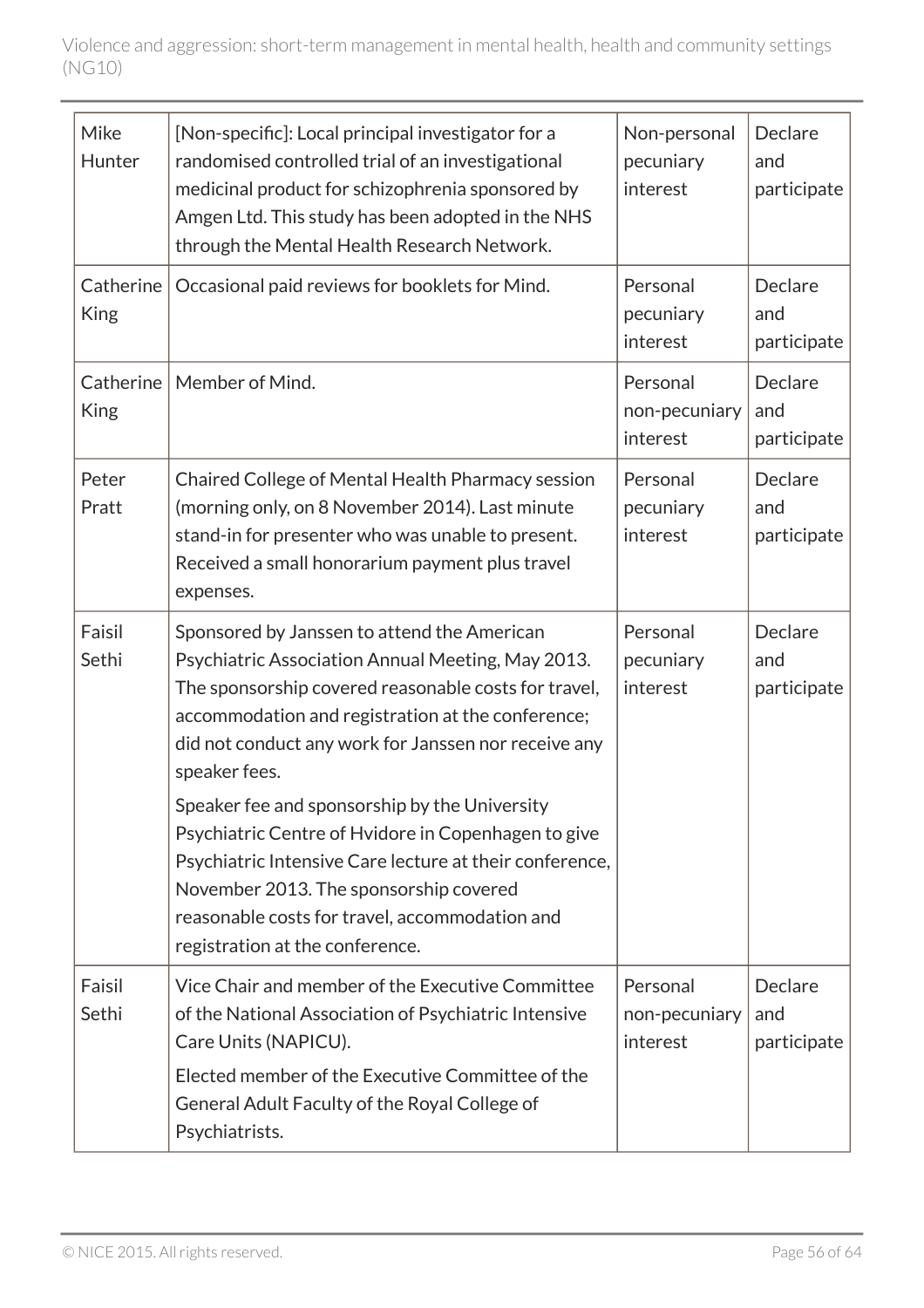| | | | |
|---|---|---|---|
| Mike Hunter | [Non-specific]: Local principal investigator for a randomised controlled trial of an investigational medicinal product for schizophrenia sponsored by Amgen Ltd. This study has been adopted in the NHS through the Mental Health Research Network. | Non-personal pecuniary interest | Declare and participate |
| Catherine King | Occasional paid reviews for booklets for Mind. | Personal pecuniary interest | Declare and participate |
| Catherine King | Member of Mind. | Personal non-pecuniary interest | Declare and participate |
| Peter Pratt | Chaired College of Mental Health Pharmacy session (morning only, on 8 November 2014). Last minute stand-in for presenter who was unable to present. Received a small honorarium payment plus travel expenses. | Personal pecuniary interest | Declare and participate |
| Faisil Sethi | Sponsored by Janssen to attend the American Psychiatric Association Annual Meeting, May 2013. The sponsorship covered reasonable costs for travel, accommodation and registration at the conference; did not conduct any work for Janssen nor receive any speaker fees.<br><br>Speaker fee and sponsorship by the University Psychiatric Centre of Hvidore in Copenhagen to give Psychiatric Intensive Care lecture at their conference, November 2013. The sponsorship covered reasonable costs for travel, accommodation and registration at the conference. | Personal pecuniary interest | Declare and participate |
| Faisil Sethi | Vice Chair and member of the Executive Committee of the National Association of Psychiatric Intensive Care Units (NAPICU).<br><br>Elected member of the Executive Committee of the General Adult Faculty of the Royal College of Psychiatrists. | Personal non-pecuniary interest | Declare and participate |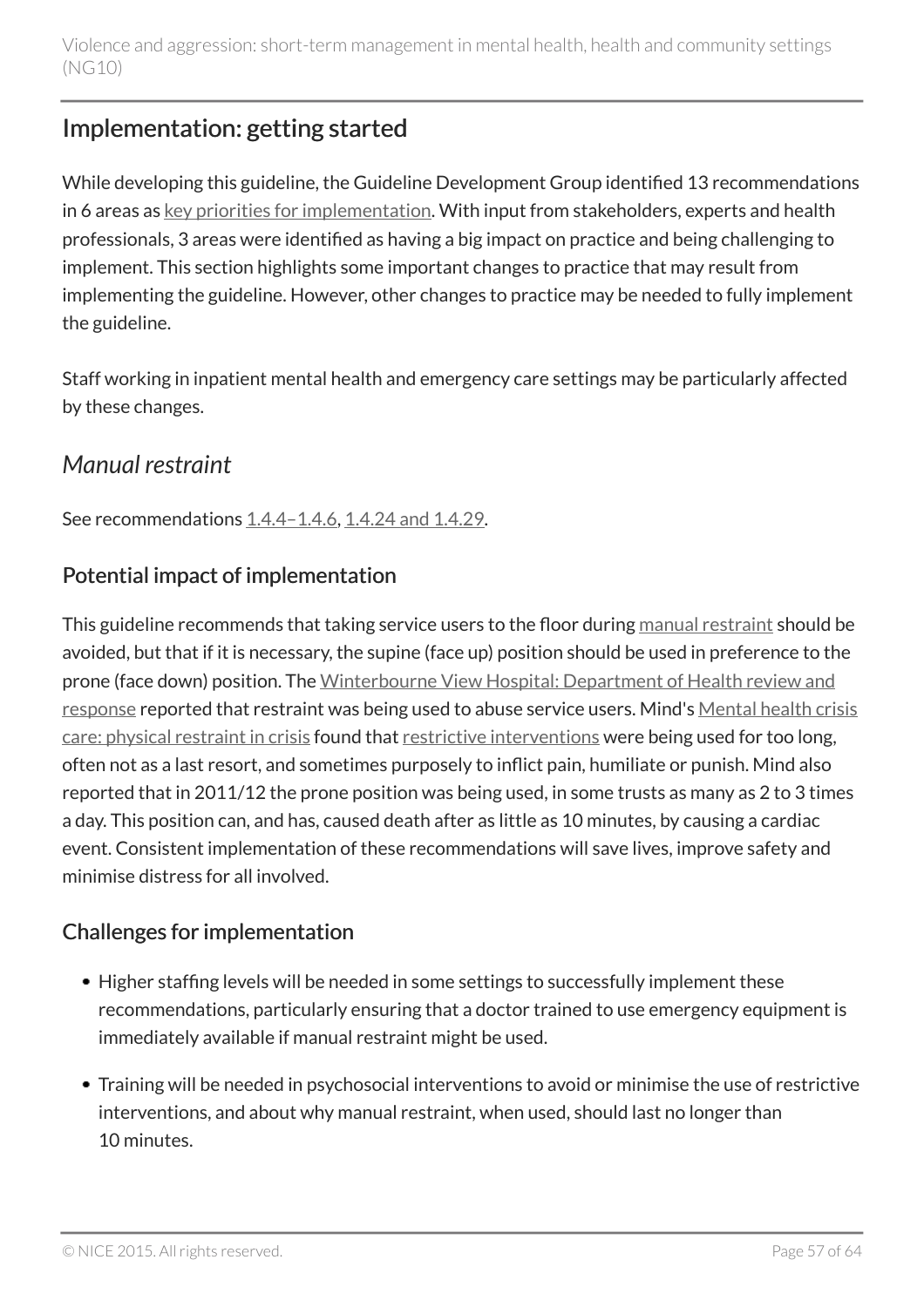## Implementation: getting started

While developing this guideline, the Guideline Development Group identified 13 recommendations in 6 areas as key priorities for implementation. With input from stakeholders, experts and health professionals, 3 areas were identified as having a big impact on practice and being challenging to implement. This section highlights some important changes to practice that may result from implementing the guideline. However, other changes to practice may be needed to fully implement the guideline.

Staff working in inpatient mental health and emergency care settings may be particularly affected by these changes.

### *Manual restraint*

See recommendations 1.4.4–1.4.6, 1.4.24 and 1.4.29.

#### Potential impact of implementation

This guideline recommends that taking service users to the floor during manual restraint should be avoided, but that if it is necessary, the supine (face up) position should be used in preference to the prone (face down) position. The Winterbourne View Hospital: Department of Health review and response reported that restraint was being used to abuse service users. Mind's Mental health crisis care: physical restraint in crisis found that restrictive interventions were being used for too long, often not as a last resort, and sometimes purposely to inflict pain, humiliate or punish. Mind also reported that in 2011/12 the prone position was being used, in some trusts as many as 2 to 3 times a day. This position can, and has, caused death after as little as 10 minutes, by causing a cardiac event. Consistent implementation of these recommendations will save lives, improve safety and minimise distress for all involved.

#### Challenges for implementation

- Higher staffing levels will be needed in some settings to successfully implement these recommendations, particularly ensuring that a doctor trained to use emergency equipment is immediately available if manual restraint might be used.
- Training will be needed in psychosocial interventions to avoid or minimise the use of restrictive interventions, and about why manual restraint, when used, should last no longer than 10 minutes.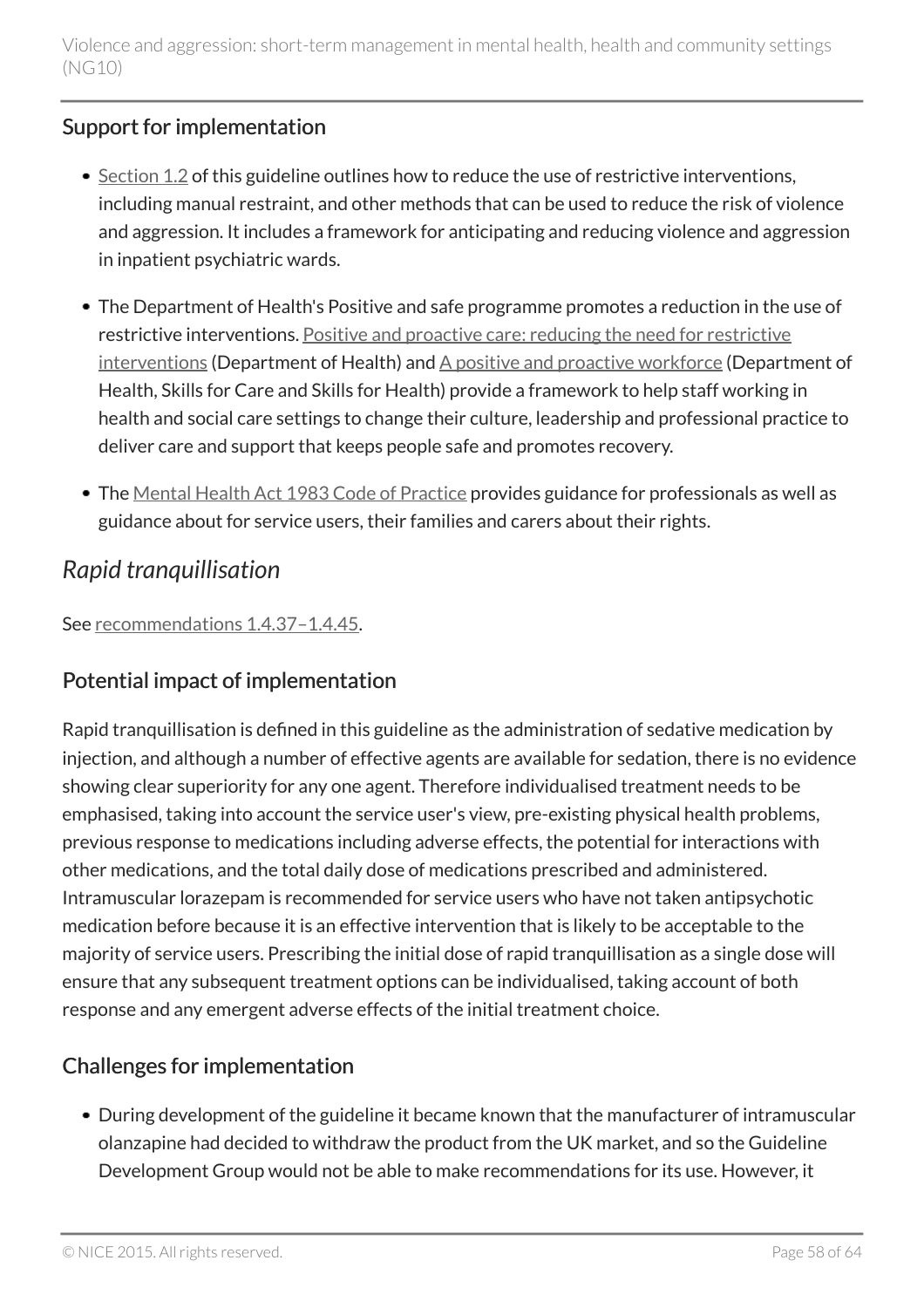### Support for implementation

- Section 1.2 of this guideline outlines how to reduce the use of restrictive interventions, including manual restraint, and other methods that can be used to reduce the risk of violence and aggression. It includes a framework for anticipating and reducing violence and aggression in inpatient psychiatric wards.
- The Department of Health's Positive and safe programme promotes a reduction in the use of restrictive interventions. Positive and proactive care: reducing the need for restrictive interventions (Department of Health) and A positive and proactive workforce (Department of Health, Skills for Care and Skills for Health) provide a framework to help staff working in health and social care settings to change their culture, leadership and professional practice to deliver care and support that keeps people safe and promotes recovery.
- The Mental Health Act 1983 Code of Practice provides guidance for professionals as well as guidance about for service users, their families and carers about their rights.

## *Rapid tranquillisation*

See recommendations 1.4.37–1.4.45.

### Potential impact of implementation

Rapid tranquillisation is defined in this guideline as the administration of sedative medication by injection, and although a number of effective agents are available for sedation, there is no evidence showing clear superiority for any one agent. Therefore individualised treatment needs to be emphasised, taking into account the service user's view, pre-existing physical health problems, previous response to medications including adverse effects, the potential for interactions with other medications, and the total daily dose of medications prescribed and administered. Intramuscular lorazepam is recommended for service users who have not taken antipsychotic medication before because it is an effective intervention that is likely to be acceptable to the majority of service users. Prescribing the initial dose of rapid tranquillisation as a single dose will ensure that any subsequent treatment options can be individualised, taking account of both response and any emergent adverse effects of the initial treatment choice.

### Challenges for implementation

- During development of the guideline it became known that the manufacturer of intramuscular olanzapine had decided to withdraw the product from the UK market, and so the Guideline Development Group would not be able to make recommendations for its use. However, it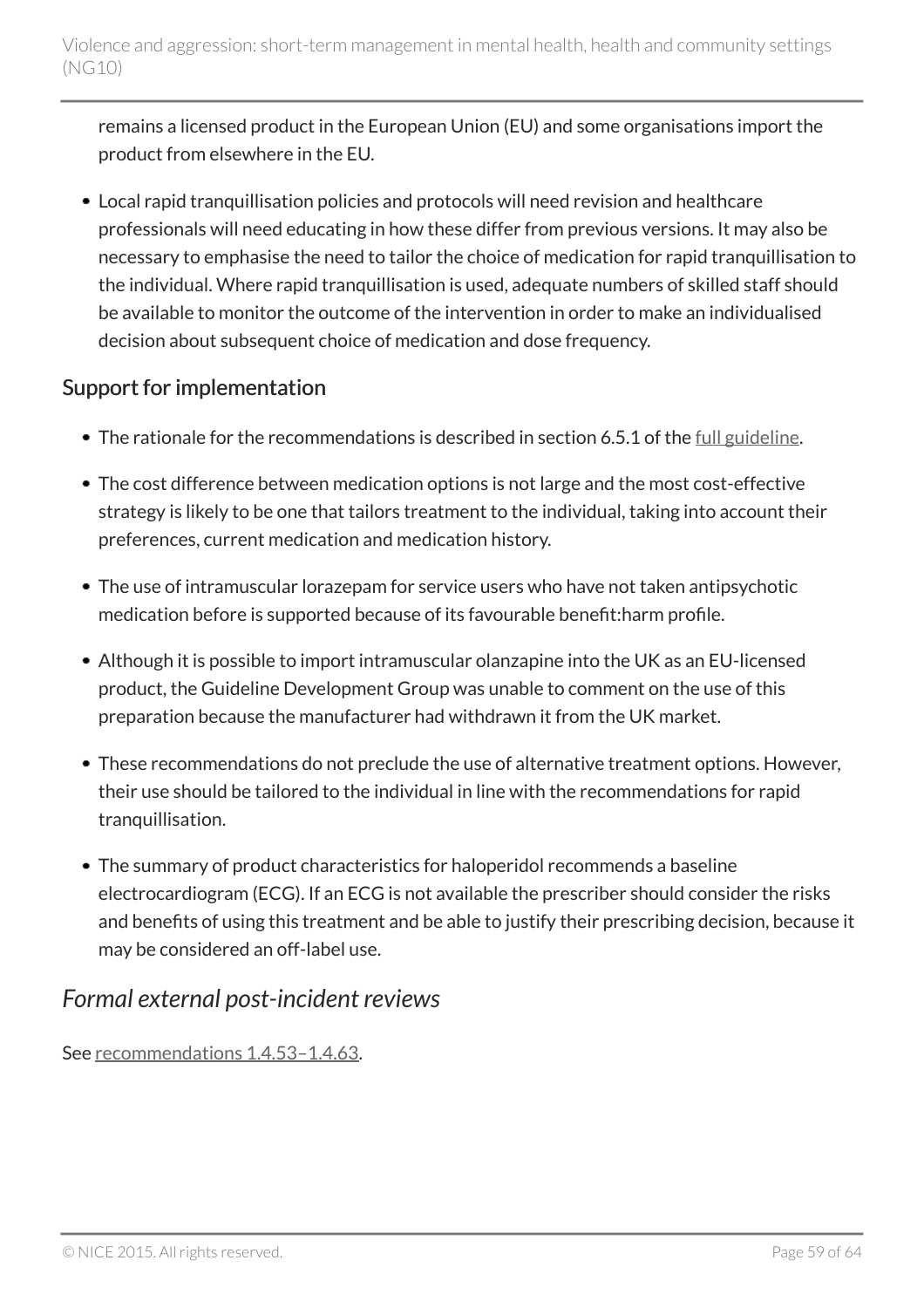remains a licensed product in the European Union (EU) and some organisations import the product from elsewhere in the EU.

- Local rapid tranquillisation policies and protocols will need revision and healthcare professionals will need educating in how these differ from previous versions. It may also be necessary to emphasise the need to tailor the choice of medication for rapid tranquillisation to the individual. Where rapid tranquillisation is used, adequate numbers of skilled staff should be available to monitor the outcome of the intervention in order to make an individualised decision about subsequent choice of medication and dose frequency.

## Support for implementation

- The rationale for the recommendations is described in section 6.5.1 of the full guideline.
- The cost difference between medication options is not large and the most cost-effective strategy is likely to be one that tailors treatment to the individual, taking into account their preferences, current medication and medication history.
- The use of intramuscular lorazepam for service users who have not taken antipsychotic medication before is supported because of its favourable benefit:harm profile.
- Although it is possible to import intramuscular olanzapine into the UK as an EU-licensed product, the Guideline Development Group was unable to comment on the use of this preparation because the manufacturer had withdrawn it from the UK market.
- These recommendations do not preclude the use of alternative treatment options. However, their use should be tailored to the individual in line with the recommendations for rapid tranquillisation.
- The summary of product characteristics for haloperidol recommends a baseline electrocardiogram (ECG). If an ECG is not available the prescriber should consider the risks and benefits of using this treatment and be able to justify their prescribing decision, because it may be considered an off-label use.

## *Formal external post-incident reviews*

See recommendations 1.4.53–1.4.63.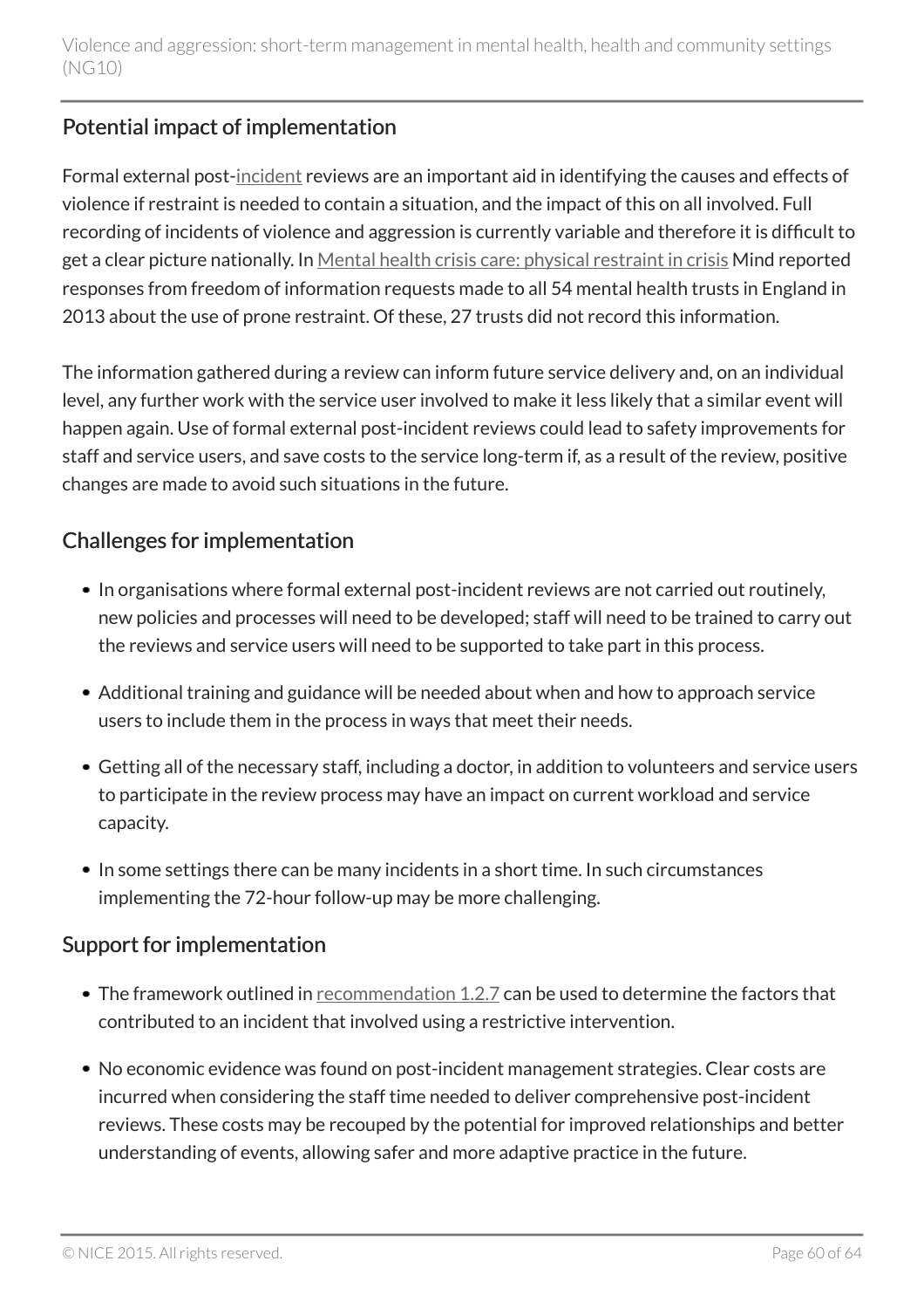### Potential impact of implementation

Formal external post-incident reviews are an important aid in identifying the causes and effects of violence if restraint is needed to contain a situation, and the impact of this on all involved. Full recording of incidents of violence and aggression is currently variable and therefore it is difficult to get a clear picture nationally. In Mental health crisis care: physical restraint in crisis Mind reported responses from freedom of information requests made to all 54 mental health trusts in England in 2013 about the use of prone restraint. Of these, 27 trusts did not record this information.

The information gathered during a review can inform future service delivery and, on an individual level, any further work with the service user involved to make it less likely that a similar event will happen again. Use of formal external post-incident reviews could lead to safety improvements for staff and service users, and save costs to the service long-term if, as a result of the review, positive changes are made to avoid such situations in the future.

### Challenges for implementation

- In organisations where formal external post-incident reviews are not carried out routinely, new policies and processes will need to be developed; staff will need to be trained to carry out the reviews and service users will need to be supported to take part in this process.
- Additional training and guidance will be needed about when and how to approach service users to include them in the process in ways that meet their needs.
- Getting all of the necessary staff, including a doctor, in addition to volunteers and service users to participate in the review process may have an impact on current workload and service capacity.
- In some settings there can be many incidents in a short time. In such circumstances implementing the 72-hour follow-up may be more challenging.

### Support for implementation

- The framework outlined in recommendation 1.2.7 can be used to determine the factors that contributed to an incident that involved using a restrictive intervention.
- No economic evidence was found on post-incident management strategies. Clear costs are incurred when considering the staff time needed to deliver comprehensive post-incident reviews. These costs may be recouped by the potential for improved relationships and better understanding of events, allowing safer and more adaptive practice in the future.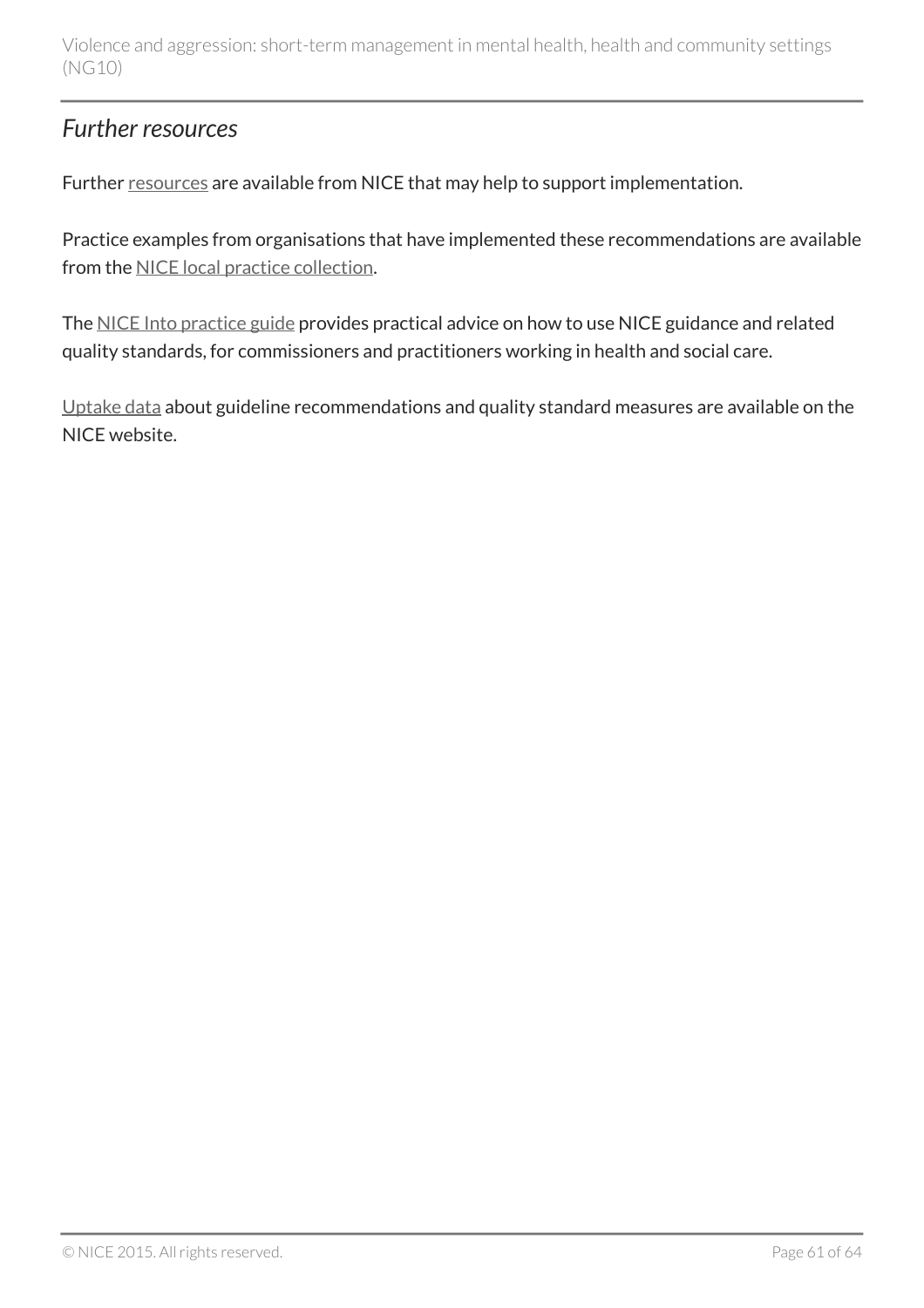## *Further resources*

Further resources are available from NICE that may help to support implementation.

Practice examples from organisations that have implemented these recommendations are available from the NICE local practice collection.

The NICE Into practice guide provides practical advice on how to use NICE guidance and related quality standards, for commissioners and practitioners working in health and social care.

Uptake data about guideline recommendations and quality standard measures are available on the NICE website.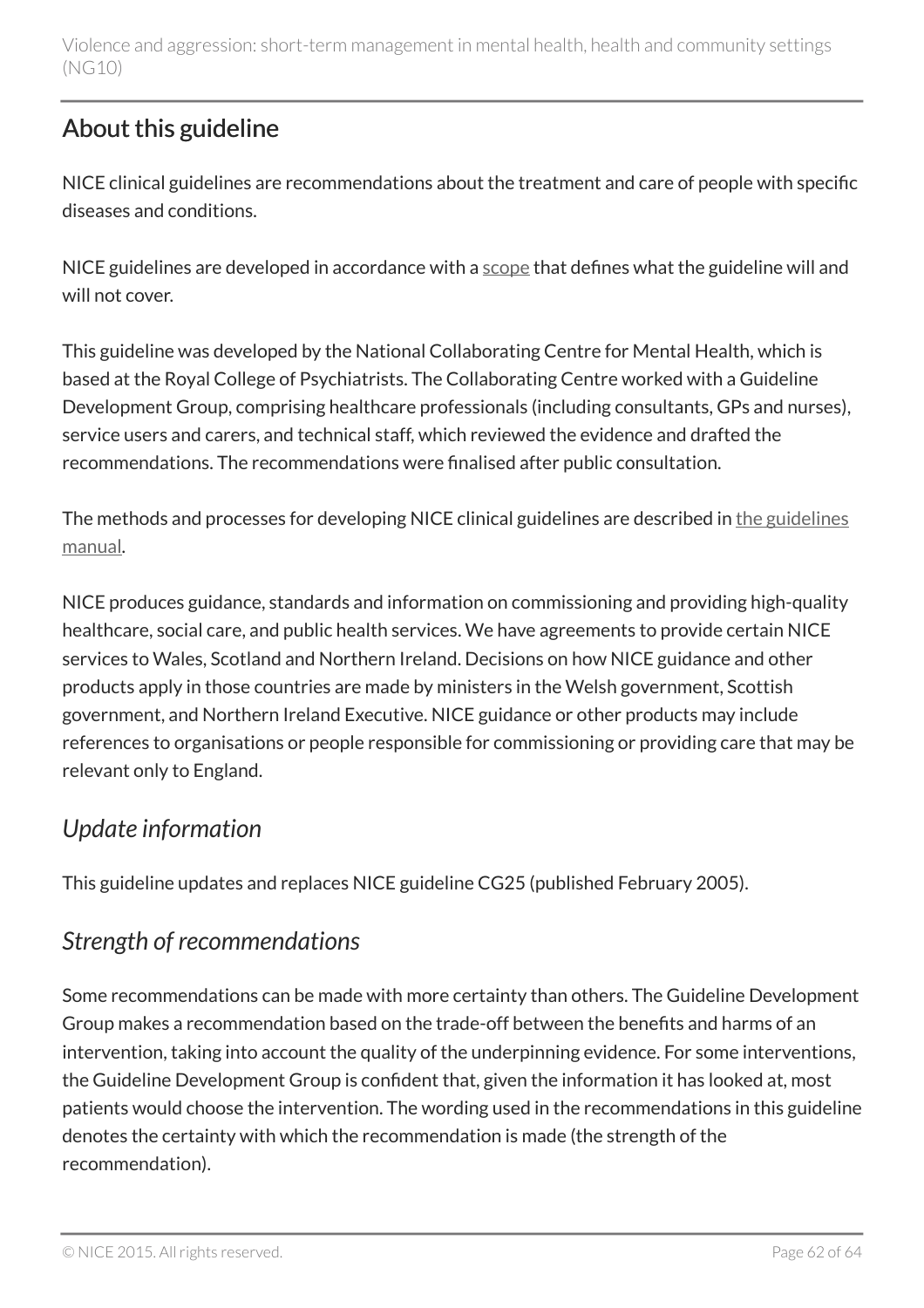## About this guideline

NICE clinical guidelines are recommendations about the treatment and care of people with specific diseases and conditions.

NICE guidelines are developed in accordance with a scope that defines what the guideline will and will not cover.

This guideline was developed by the National Collaborating Centre for Mental Health, which is based at the Royal College of Psychiatrists. The Collaborating Centre worked with a Guideline Development Group, comprising healthcare professionals (including consultants, GPs and nurses), service users and carers, and technical staff, which reviewed the evidence and drafted the recommendations. The recommendations were finalised after public consultation.

The methods and processes for developing NICE clinical guidelines are described in the guidelines manual.

NICE produces guidance, standards and information on commissioning and providing high-quality healthcare, social care, and public health services. We have agreements to provide certain NICE services to Wales, Scotland and Northern Ireland. Decisions on how NICE guidance and other products apply in those countries are made by ministers in the Welsh government, Scottish government, and Northern Ireland Executive. NICE guidance or other products may include references to organisations or people responsible for commissioning or providing care that may be relevant only to England.

### *Update information*

This guideline updates and replaces NICE guideline CG25 (published February 2005).

### *Strength of recommendations*

Some recommendations can be made with more certainty than others. The Guideline Development Group makes a recommendation based on the trade-off between the benefits and harms of an intervention, taking into account the quality of the underpinning evidence. For some interventions, the Guideline Development Group is confident that, given the information it has looked at, most patients would choose the intervention. The wording used in the recommendations in this guideline denotes the certainty with which the recommendation is made (the strength of the recommendation).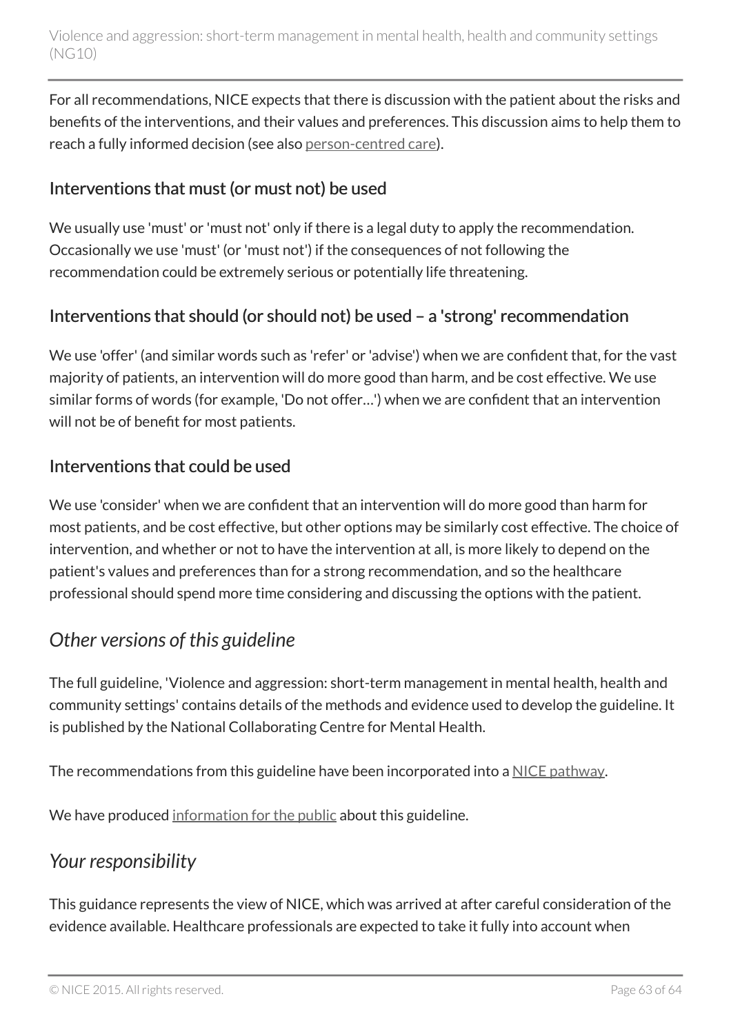For all recommendations, NICE expects that there is discussion with the patient about the risks and benefits of the interventions, and their values and preferences. This discussion aims to help them to reach a fully informed decision (see also person-centred care).

### Interventions that must (or must not) be used

We usually use 'must' or 'must not' only if there is a legal duty to apply the recommendation. Occasionally we use 'must' (or 'must not') if the consequences of not following the recommendation could be extremely serious or potentially life threatening.

### Interventions that should (or should not) be used – a 'strong' recommendation

We use 'offer' (and similar words such as 'refer' or 'advise') when we are confident that, for the vast majority of patients, an intervention will do more good than harm, and be cost effective. We use similar forms of words (for example, 'Do not offer…') when we are confident that an intervention will not be of benefit for most patients.

### Interventions that could be used

We use 'consider' when we are confident that an intervention will do more good than harm for most patients, and be cost effective, but other options may be similarly cost effective. The choice of intervention, and whether or not to have the intervention at all, is more likely to depend on the patient's values and preferences than for a strong recommendation, and so the healthcare professional should spend more time considering and discussing the options with the patient.

## *Other versions of this guideline*

The full guideline, 'Violence and aggression: short-term management in mental health, health and community settings' contains details of the methods and evidence used to develop the guideline. It is published by the National Collaborating Centre for Mental Health.

The recommendations from this guideline have been incorporated into a NICE pathway.

We have produced information for the public about this guideline.

## *Your responsibility*

This guidance represents the view of NICE, which was arrived at after careful consideration of the evidence available. Healthcare professionals are expected to take it fully into account when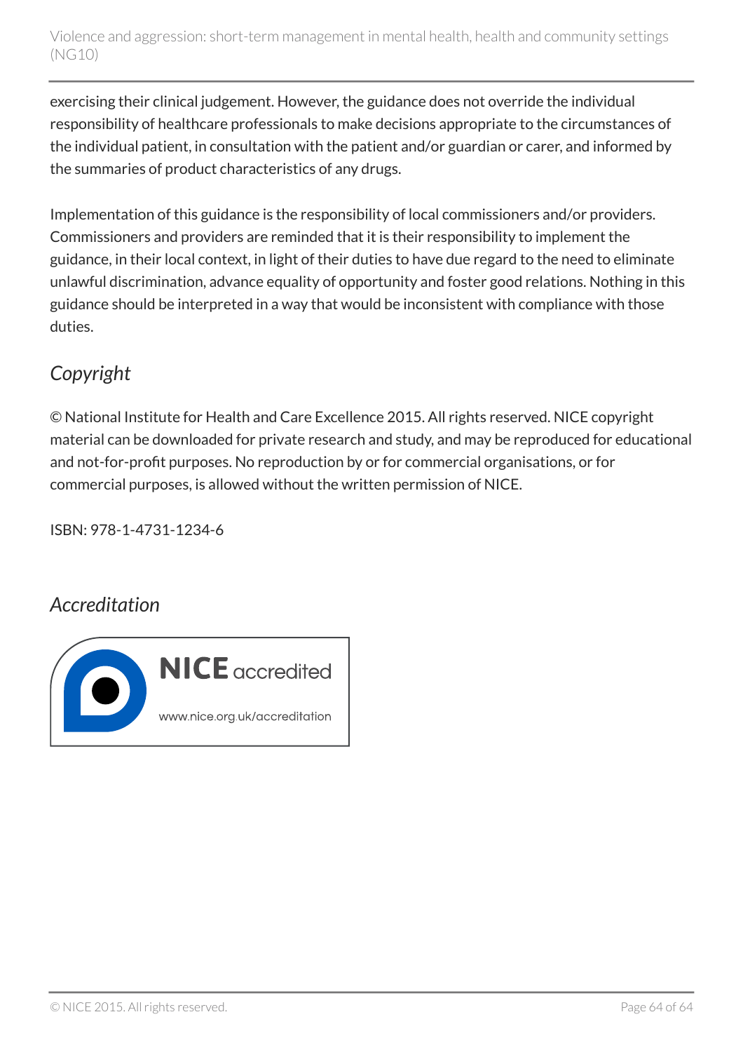exercising their clinical judgement. However, the guidance does not override the individual responsibility of healthcare professionals to make decisions appropriate to the circumstances of the individual patient, in consultation with the patient and/or guardian or carer, and informed by the summaries of product characteristics of any drugs.

Implementation of this guidance is the responsibility of local commissioners and/or providers. Commissioners and providers are reminded that it is their responsibility to implement the guidance, in their local context, in light of their duties to have due regard to the need to eliminate unlawful discrimination, advance equality of opportunity and foster good relations. Nothing in this guidance should be interpreted in a way that would be inconsistent with compliance with those duties.

## *Copyright*

© National Institute for Health and Care Excellence 2015. All rights reserved. NICE copyright material can be downloaded for private research and study, and may be reproduced for educational and not-for-profit purposes. No reproduction by or for commercial organisations, or for commercial purposes, is allowed without the written permission of NICE.

ISBN: 978-1-4731-1234-6

## *Accreditation*

NICE accredited

www.nice.org.uk/accreditation